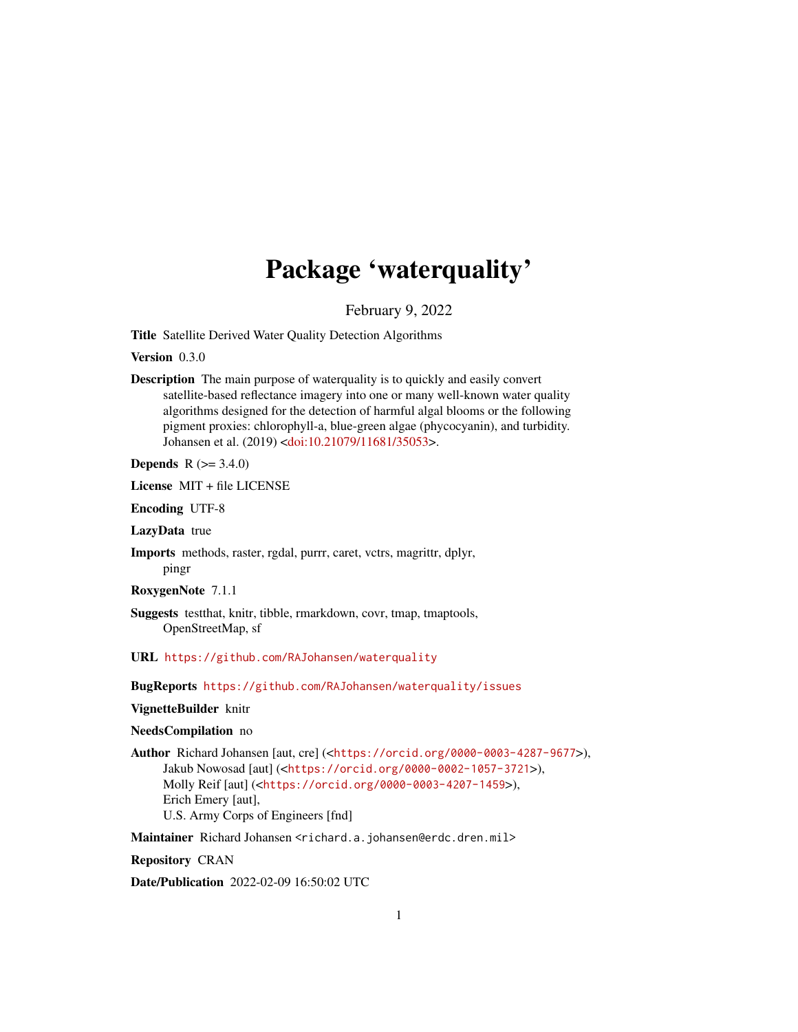# Package 'waterquality'

February 9, 2022

**Title** Satellite Derived Water Quality Detection Algorithms

**Version** 0.3.0

**Description** The main purpose of waterquality is to quickly and easily convert satellite-based reflectance imagery into one or many well-known water quality algorithms designed for the detection of harmful algal blooms or the following pigment proxies: chlorophyll-a, blue-green algae (phycocyanin), and turbidity. Johansen et al. (2019) <doi:10.21079/11681/35053>.

**Depends** R (>= 3.4.0)

**License** MIT + file LICENSE

**Encoding** UTF-8

**LazyData** true

**Imports** methods, raster, rgdal, purrr, caret, vctrs, magrittr, dplyr, pingr

**RoxygenNote** 7.1.1

**Suggests** testthat, knitr, tibble, rmarkdown, covr, tmap, tmaptools, OpenStreetMap, sf

**URL** https://github.com/RAJohansen/waterquality

**BugReports** https://github.com/RAJohansen/waterquality/issues

**VignetteBuilder** knitr

**NeedsCompilation** no

**Author** Richard Johansen [aut, cre] (<https://orcid.org/0000-0003-4287-9677>), Jakub Nowosad [aut] (<https://orcid.org/0000-0002-1057-3721>), Molly Reif [aut] (<https://orcid.org/0000-0003-4207-1459>), Erich Emery [aut], U.S. Army Corps of Engineers [fnd]

**Maintainer** Richard Johansen <richard.a.johansen@erdc.dren.mil>

**Repository** CRAN

**Date/Publication** 2022-02-09 16:50:02 UTC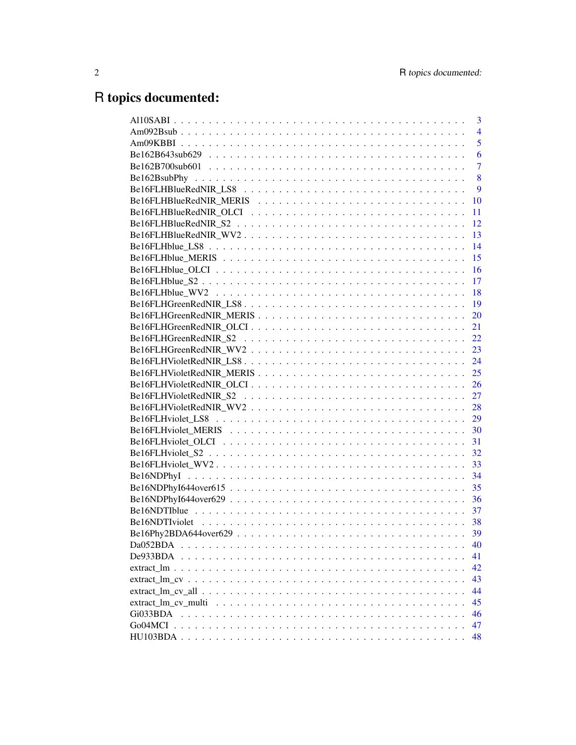# R topics documented:

| | |
|---|---|
| Al10SABI | 3 |
| Am092Bsub | 4 |
| Am09KBBI | 5 |
| Be162B643sub629 | 6 |
| Be162B700sub601 | 7 |
| Be162BsubPhy | 8 |
| Be16FLHBlueRedNIR_LS8 | 9 |
| Be16FLHBlueRedNIR_MERIS | 10 |
| Be16FLHBlueRedNIR_OLCI | 11 |
| Be16FLHBlueRedNIR_S2 | 12 |
| Be16FLHBlueRedNIR_WV2 | 13 |
| Be16FLHblue_LS8 | 14 |
| Be16FLHblue_MERIS | 15 |
| Be16FLHblue_OLCI | 16 |
| Be16FLHblue_S2 | 17 |
| Be16FLHblue_WV2 | 18 |
| Be16FLHGreenRedNIR_LS8 | 19 |
| Be16FLHGreenRedNIR_MERIS | 20 |
| Be16FLHGreenRedNIR_OLCI | 21 |
| Be16FLHGreenRedNIR_S2 | 22 |
| Be16FLHGreenRedNIR_WV2 | 23 |
| Be16FLHVioletRedNIR_LS8 | 24 |
| Be16FLHVioletRedNIR_MERIS | 25 |
| Be16FLHVioletRedNIR_OLCI | 26 |
| Be16FLHVioletRedNIR_S2 | 27 |
| Be16FLHVioletRedNIR_WV2 | 28 |
| Be16FLHviolet_LS8 | 29 |
| Be16FLHviolet_MERIS | 30 |
| Be16FLHviolet_OLCI | 31 |
| Be16FLHviolet_S2 | 32 |
| Be16FLHviolet_WV2 | 33 |
| Be16NDPhyI | 34 |
| Be16NDPhyI644over615 | 35 |
| Be16NDPhyI644over629 | 36 |
| Be16NDTIblue | 37 |
| Be16NDTIviolet | 38 |
| Be16Phy2BDA644over629 | 39 |
| Da052BDA | 40 |
| De933BDA | 41 |
| extract_lm | 42 |
| extract_lm_cv | 43 |
| extract_lm_cv_all | 44 |
| extract_lm_cv_multi | 45 |
| Gi033BDA | 46 |
| Go04MCI | 47 |
| HU103BDA | 48 |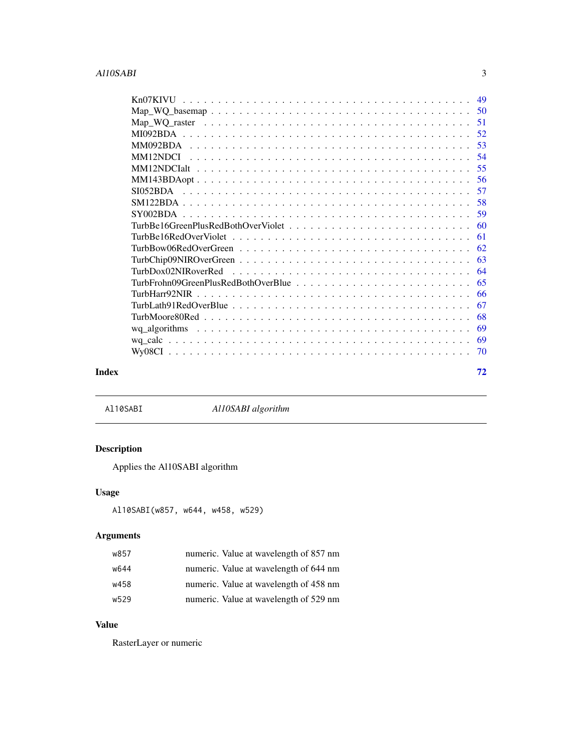Kn07KIVU . . . . . . . . . . . . . . . . . . . . . . . . . . . . . . . . . . . . . 49
Map_WQ_basemap . . . . . . . . . . . . . . . . . . . . . . . . . . . . . . . . . . 50
Map_WQ_raster . . . . . . . . . . . . . . . . . . . . . . . . . . . . . . . . . . . 51
MI092BDA . . . . . . . . . . . . . . . . . . . . . . . . . . . . . . . . . . . . . 52
MM092BDA . . . . . . . . . . . . . . . . . . . . . . . . . . . . . . . . . . . . . 53
MM12NDCI . . . . . . . . . . . . . . . . . . . . . . . . . . . . . . . . . . . . . 54
MM12NDCIalt . . . . . . . . . . . . . . . . . . . . . . . . . . . . . . . . . . . 55
MM143BDAopt . . . . . . . . . . . . . . . . . . . . . . . . . . . . . . . . . . . 56
SI052BDA . . . . . . . . . . . . . . . . . . . . . . . . . . . . . . . . . . . . . 57
SM122BDA . . . . . . . . . . . . . . . . . . . . . . . . . . . . . . . . . . . . . 58
SY002BDA . . . . . . . . . . . . . . . . . . . . . . . . . . . . . . . . . . . . . 59
TurbBe16GreenPlusRedBothOverViolet . . . . . . . . . . . . . . . . . . . . . . . 60
TurbBe16RedOverViolet . . . . . . . . . . . . . . . . . . . . . . . . . . . . . . 61
TurbBow06RedOverGreen . . . . . . . . . . . . . . . . . . . . . . . . . . . . . . 62
TurbChip09NIROverGreen . . . . . . . . . . . . . . . . . . . . . . . . . . . . . 63
TurbDox02NIRoverRed . . . . . . . . . . . . . . . . . . . . . . . . . . . . . . . 64
TurbFrohn09GreenPlusRedBothOverBlue . . . . . . . . . . . . . . . . . . . . . . 65
TurbHarr92NIR . . . . . . . . . . . . . . . . . . . . . . . . . . . . . . . . . . . 66
TurbLath91RedOverBlue . . . . . . . . . . . . . . . . . . . . . . . . . . . . . . 67
TurbMoore80Red . . . . . . . . . . . . . . . . . . . . . . . . . . . . . . . . . . 68
wq_algorithms . . . . . . . . . . . . . . . . . . . . . . . . . . . . . . . . . . . 69
wq_calc . . . . . . . . . . . . . . . . . . . . . . . . . . . . . . . . . . . . . . 69
Wy08CI . . . . . . . . . . . . . . . . . . . . . . . . . . . . . . . . . . . . . . 70

**Index** **72**

---

`Al10SABI` *Al10SABI algorithm*

---

## Description

Applies the Al10SABI algorithm

## Usage

```
Al10SABI(w857, w644, w458, w529)
```

## Arguments

| | |
|---|---|
| `w857` | numeric. Value at wavelength of 857 nm |
| `w644` | numeric. Value at wavelength of 644 nm |
| `w458` | numeric. Value at wavelength of 458 nm |
| `w529` | numeric. Value at wavelength of 529 nm |

## Value

RasterLayer or numeric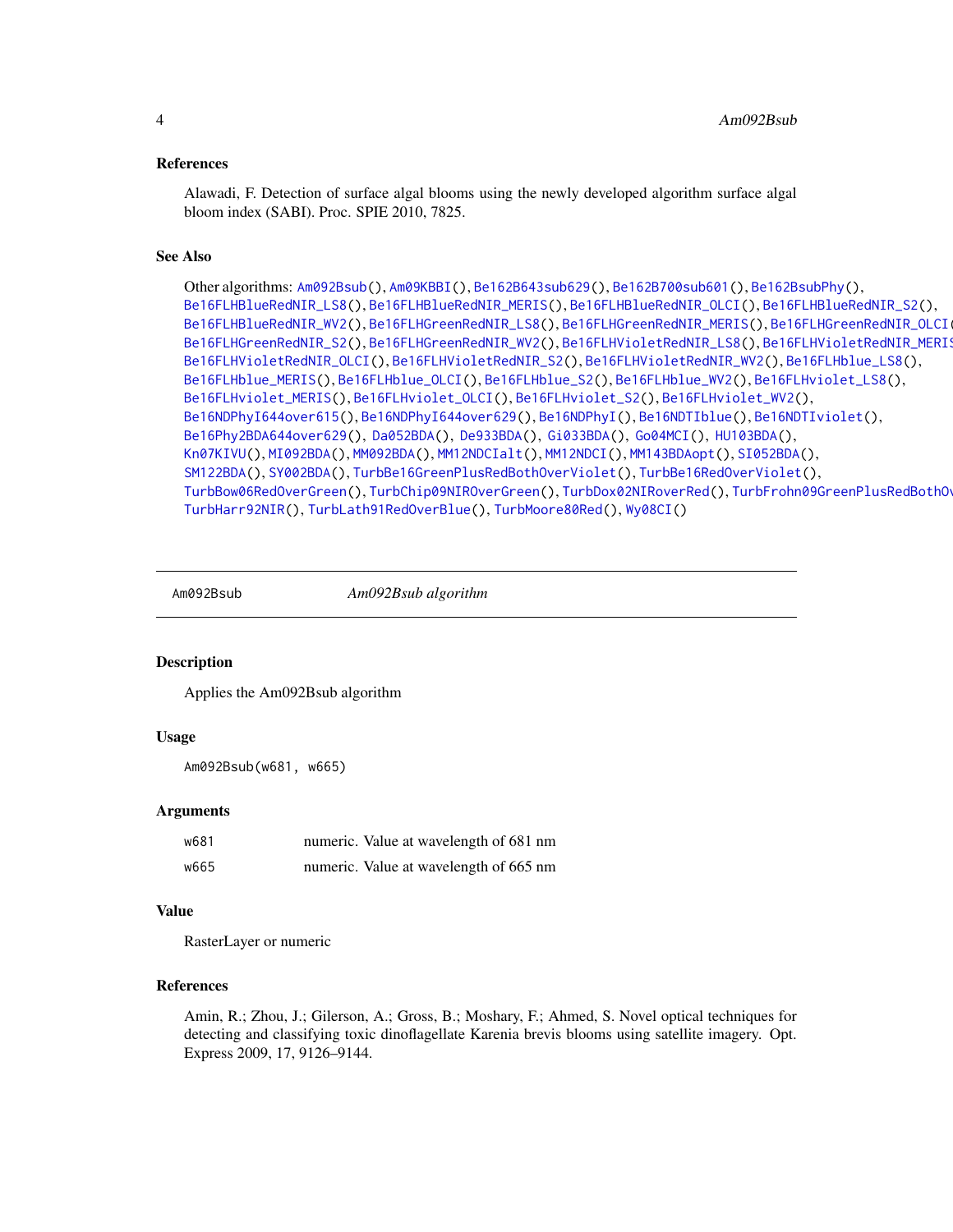## References

Alawadi, F. Detection of surface algal blooms using the newly developed algorithm surface algal bloom index (SABI). Proc. SPIE 2010, 7825.

## See Also

Other algorithms: Am092Bsub(), Am09KBBI(), Be162B643sub629(), Be162B700sub601(), Be162BsubPhy(), Be16FLHBlueRedNIR_LS8(), Be16FLHBlueRedNIR_MERIS(), Be16FLHBlueRedNIR_OLCI(), Be16FLHBlueRedNIR_S2(), Be16FLHBlueRedNIR_WV2(), Be16FLHGreenRedNIR_LS8(), Be16FLHGreenRedNIR_MERIS(), Be16FLHGreenRedNIR_OLCI(), Be16FLHGreenRedNIR_S2(), Be16FLHGreenRedNIR_WV2(), Be16FLHVioletRedNIR_LS8(), Be16FLHVioletRedNIR_MERIS(), Be16FLHVioletRedNIR_OLCI(), Be16FLHVioletRedNIR_S2(), Be16FLHVioletRedNIR_WV2(), Be16FLHblue_LS8(), Be16FLHblue_MERIS(), Be16FLHblue_OLCI(), Be16FLHblue_S2(), Be16FLHblue_WV2(), Be16FLHviolet_LS8(), Be16FLHviolet_MERIS(), Be16FLHviolet_OLCI(), Be16FLHviolet_S2(), Be16FLHviolet_WV2(), Be16NDPhyI644over615(), Be16NDPhyI644over629(), Be16NDPhyI(), Be16NDTIblue(), Be16NDTIviolet(), Be16Phy2BDA644over629(), Da052BDA(), De933BDA(), Gi033BDA(), Go04MCI(), HU103BDA(), Kn07KIVU(), MI092BDA(), MM092BDA(), MM12NDCIalt(), MM12NDCI(), MM143BDAopt(), SI052BDA(), SM122BDA(), SY002BDA(), TurbBe16GreenPlusRedBothOverViolet(), TurbBe16RedOverViolet(), TurbBow06RedOverGreen(), TurbChip09NIROverGreen(), TurbDox02NIRoverRed(), TurbFrohn09GreenPlusRedBothOverBlue(), TurbHarr92NIR(), TurbLath91RedOverBlue(), TurbMoore80Red(), Wy08CI()

---

Am092Bsub — *Am092Bsub algorithm*

---

## Description

Applies the Am092Bsub algorithm

## Usage

```
Am092Bsub(w681, w665)
```

## Arguments

| | |
|---|---|
| w681 | numeric. Value at wavelength of 681 nm |
| w665 | numeric. Value at wavelength of 665 nm |

## Value

RasterLayer or numeric

## References

Amin, R.; Zhou, J.; Gilerson, A.; Gross, B.; Moshary, F.; Ahmed, S. Novel optical techniques for detecting and classifying toxic dinoflagellate Karenia brevis blooms using satellite imagery. Opt. Express 2009, 17, 9126–9144.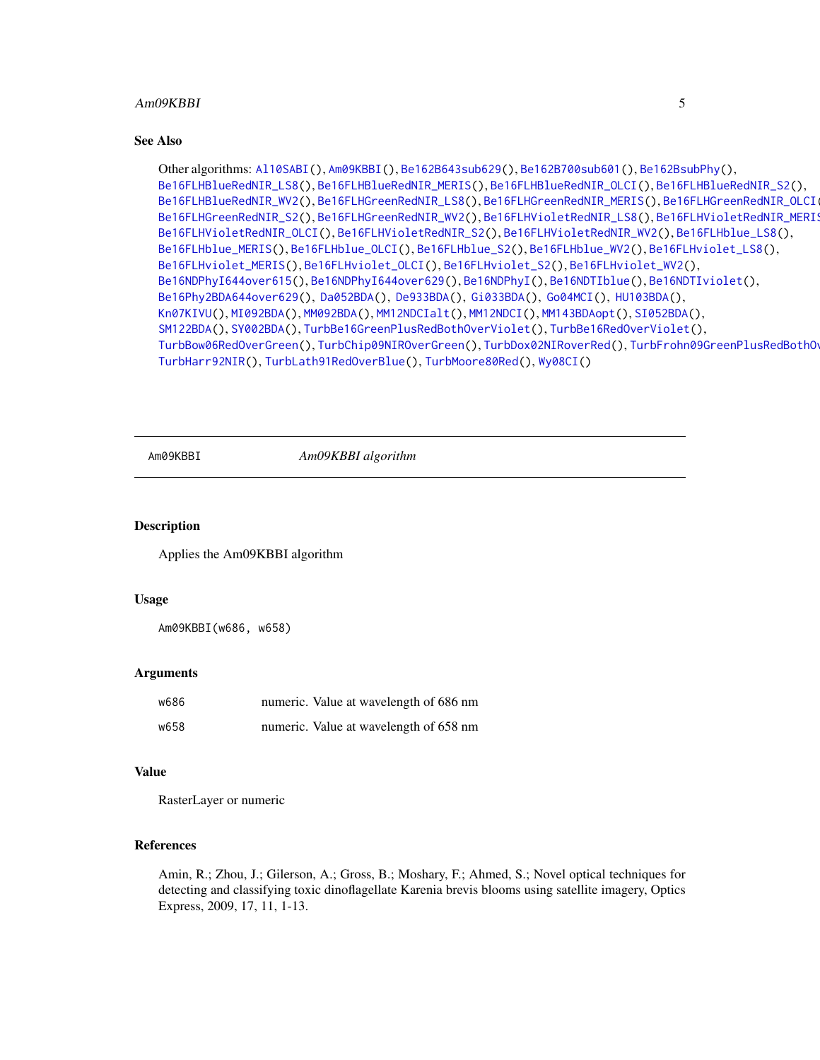## See Also

Other algorithms: Al10SABI(), Am09KBBI(), Be162B643sub629(), Be162B700sub601(), Be162BsubPhy(), Be16FLHBlueRedNIR_LS8(), Be16FLHBlueRedNIR_MERIS(), Be16FLHBlueRedNIR_OLCI(), Be16FLHBlueRedNIR_S2(), Be16FLHBlueRedNIR_WV2(), Be16FLHGreenRedNIR_LS8(), Be16FLHGreenRedNIR_MERIS(), Be16FLHGreenRedNIR_OLCI(), Be16FLHGreenRedNIR_S2(), Be16FLHGreenRedNIR_WV2(), Be16FLHVioletRedNIR_LS8(), Be16FLHVioletRedNIR_MERIS(), Be16FLHVioletRedNIR_OLCI(), Be16FLHVioletRedNIR_S2(), Be16FLHVioletRedNIR_WV2(), Be16FLHblue_LS8(), Be16FLHblue_MERIS(), Be16FLHblue_OLCI(), Be16FLHblue_S2(), Be16FLHblue_WV2(), Be16FLHviolet_LS8(), Be16FLHviolet_MERIS(), Be16FLHviolet_OLCI(), Be16FLHviolet_S2(), Be16FLHviolet_WV2(), Be16NDPhyI644over615(), Be16NDPhyI644over629(), Be16NDPhyI(), Be16NDTIblue(), Be16NDTIviolet(), Be16Phy2BDA644over629(), Da052BDA(), De933BDA(), Gi033BDA(), Go04MCI(), HU103BDA(), Kn07KIVU(), MI092BDA(), MM092BDA(), MM12NDCIalt(), MM12NDCI(), MM143BDAopt(), SI052BDA(), SM122BDA(), SY002BDA(), TurbBe16GreenPlusRedBothOverViolet(), TurbBe16RedOverViolet(), TurbBow06RedOverGreen(), TurbChip09NIROverGreen(), TurbDox02NIRoverRed(), TurbFrohn09GreenPlusRedBothOverBlue(), TurbHarr92NIR(), TurbLath91RedOverBlue(), TurbMoore80Red(), Wy08CI()

---

# Am09KBBI — *Am09KBBI algorithm*

## Description

Applies the Am09KBBI algorithm

## Usage

```
Am09KBBI(w686, w658)
```

## Arguments

| | |
|---|---|
| w686 | numeric. Value at wavelength of 686 nm |
| w658 | numeric. Value at wavelength of 658 nm |

## Value

RasterLayer or numeric

## References

Amin, R.; Zhou, J.; Gilerson, A.; Gross, B.; Moshary, F.; Ahmed, S.; Novel optical techniques for detecting and classifying toxic dinoflagellate Karenia brevis blooms using satellite imagery, Optics Express, 2009, 17, 11, 1-13.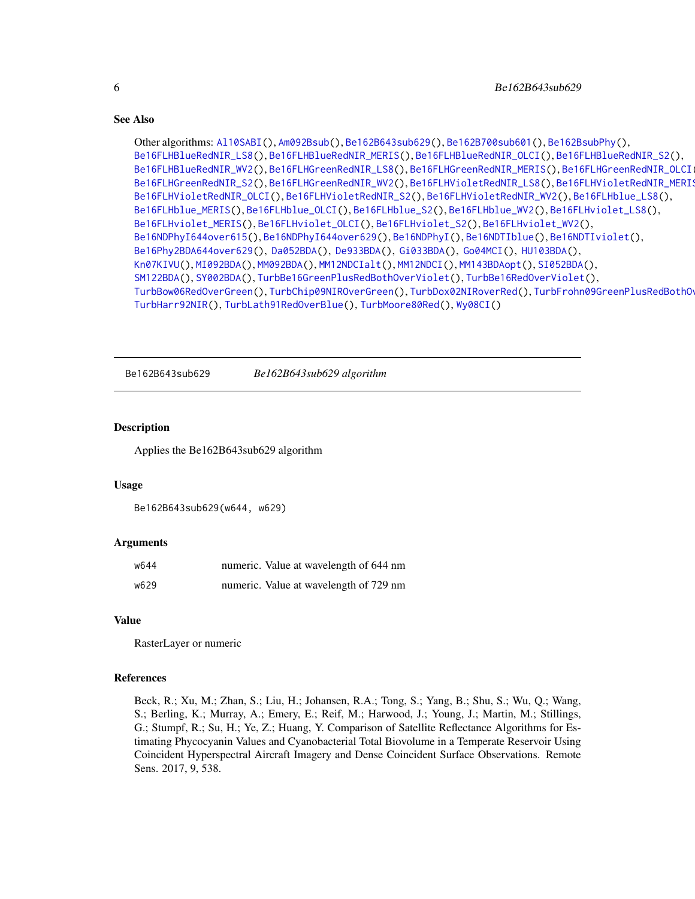## See Also

Other algorithms: Al10SABI(), Am092Bsub(), Be162B643sub629(), Be162B700sub601(), Be162BsubPhy(), Be16FLHBlueRedNIR_LS8(), Be16FLHBlueRedNIR_MERIS(), Be16FLHBlueRedNIR_OLCI(), Be16FLHBlueRedNIR_S2(), Be16FLHBlueRedNIR_WV2(), Be16FLHGreenRedNIR_LS8(), Be16FLHGreenRedNIR_MERIS(), Be16FLHGreenRedNIR_OLCI(), Be16FLHGreenRedNIR_S2(), Be16FLHGreenRedNIR_WV2(), Be16FLHVioletRedNIR_LS8(), Be16FLHVioletRedNIR_MERIS(), Be16FLHVioletRedNIR_OLCI(), Be16FLHVioletRedNIR_S2(), Be16FLHVioletRedNIR_WV2(), Be16FLHblue_LS8(), Be16FLHblue_MERIS(), Be16FLHblue_OLCI(), Be16FLHblue_S2(), Be16FLHblue_WV2(), Be16FLHviolet_LS8(), Be16FLHviolet_MERIS(), Be16FLHviolet_OLCI(), Be16FLHviolet_S2(), Be16FLHviolet_WV2(), Be16NDPhyI644over615(), Be16NDPhyI644over629(), Be16NDPhyI(), Be16NDTIblue(), Be16NDTIviolet(), Be16Phy2BDA644over629(), Da052BDA(), De933BDA(), Gi033BDA(), Go04MCI(), HU103BDA(), Kn07KIVU(), MI092BDA(), MM092BDA(), MM12NDCIalt(), MM12NDCI(), MM143BDAopt(), SI052BDA(), SM122BDA(), SY002BDA(), TurbBe16GreenPlusRedBothOverViolet(), TurbBe16RedOverViolet(), TurbBow06RedOverGreen(), TurbChip09NIROverGreen(), TurbDox02NIRoverRed(), TurbFrohn09GreenPlusRedBothOverBlue(), TurbHarr92NIR(), TurbLath91RedOverBlue(), TurbMoore80Red(), Wy08CI()

---

# Be162B643sub629 — *Be162B643sub629 algorithm*

## Description

Applies the Be162B643sub629 algorithm

## Usage

```
Be162B643sub629(w644, w629)
```

## Arguments

| | |
|---|---|
| w644 | numeric. Value at wavelength of 644 nm |
| w629 | numeric. Value at wavelength of 729 nm |

## Value

RasterLayer or numeric

## References

Beck, R.; Xu, M.; Zhan, S.; Liu, H.; Johansen, R.A.; Tong, S.; Yang, B.; Shu, S.; Wu, Q.; Wang, S.; Berling, K.; Murray, A.; Emery, E.; Reif, M.; Harwood, J.; Young, J.; Martin, M.; Stillings, G.; Stumpf, R.; Su, H.; Ye, Z.; Huang, Y. Comparison of Satellite Reflectance Algorithms for Estimating Phycocyanin Values and Cyanobacterial Total Biovolume in a Temperate Reservoir Using Coincident Hyperspectral Aircraft Imagery and Dense Coincident Surface Observations. Remote Sens. 2017, 9, 538.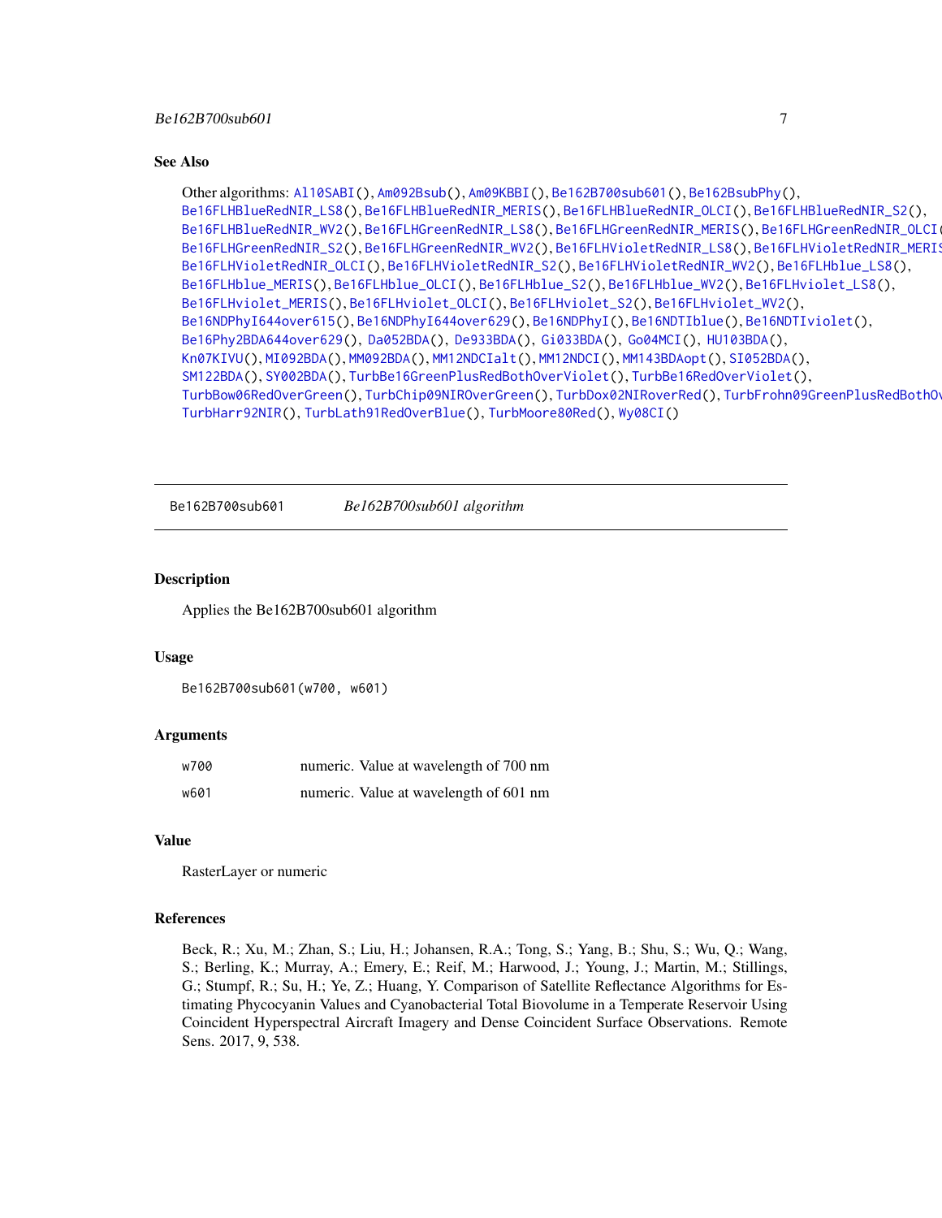## See Also

Other algorithms: Al10SABI(), Am092Bsub(), Am09KBBI(), Be162B700sub601(), Be162BsubPhy(), Be16FLHBlueRedNIR_LS8(), Be16FLHBlueRedNIR_MERIS(), Be16FLHBlueRedNIR_OLCI(), Be16FLHBlueRedNIR_S2(), Be16FLHBlueRedNIR_WV2(), Be16FLHGreenRedNIR_LS8(), Be16FLHGreenRedNIR_MERIS(), Be16FLHGreenRedNIR_OLCI(), Be16FLHGreenRedNIR_S2(), Be16FLHGreenRedNIR_WV2(), Be16FLHVioletRedNIR_LS8(), Be16FLHVioletRedNIR_MERIS(), Be16FLHVioletRedNIR_OLCI(), Be16FLHVioletRedNIR_S2(), Be16FLHVioletRedNIR_WV2(), Be16FLHblue_LS8(), Be16FLHblue_MERIS(), Be16FLHblue_OLCI(), Be16FLHblue_S2(), Be16FLHblue_WV2(), Be16FLHviolet_LS8(), Be16FLHviolet_MERIS(), Be16FLHviolet_OLCI(), Be16FLHviolet_S2(), Be16FLHviolet_WV2(), Be16NDPhyI644over615(), Be16NDPhyI644over629(), Be16NDPhyI(), Be16NDTIblue(), Be16NDTIviolet(), Be16Phy2BDA644over629(), Da052BDA(), De933BDA(), Gi033BDA(), Go04MCI(), HU103BDA(), Kn07KIVU(), MI092BDA(), MM092BDA(), MM12NDCIalt(), MM12NDCI(), MM143BDAopt(), SI052BDA(), SM122BDA(), SY002BDA(), TurbBe16GreenPlusRedBothOverViolet(), TurbBe16RedOverViolet(), TurbBow06RedOverGreen(), TurbChip09NIROverGreen(), TurbDox02NIRoverRed(), TurbFrohn09GreenPlusRedBothOverBlue(), TurbHarr92NIR(), TurbLath91RedOverBlue(), TurbMoore80Red(), Wy08CI()

---

# Be162B700sub601 — *Be162B700sub601 algorithm*

---

## Description

Applies the Be162B700sub601 algorithm

## Usage

```
Be162B700sub601(w700, w601)
```

## Arguments

| | |
|---|---|
| w700 | numeric. Value at wavelength of 700 nm |
| w601 | numeric. Value at wavelength of 601 nm |

## Value

RasterLayer or numeric

## References

Beck, R.; Xu, M.; Zhan, S.; Liu, H.; Johansen, R.A.; Tong, S.; Yang, B.; Shu, S.; Wu, Q.; Wang, S.; Berling, K.; Murray, A.; Emery, E.; Reif, M.; Harwood, J.; Young, J.; Martin, M.; Stillings, G.; Stumpf, R.; Su, H.; Ye, Z.; Huang, Y. Comparison of Satellite Reflectance Algorithms for Estimating Phycocyanin Values and Cyanobacterial Total Biovolume in a Temperate Reservoir Using Coincident Hyperspectral Aircraft Imagery and Dense Coincident Surface Observations. Remote Sens. 2017, 9, 538.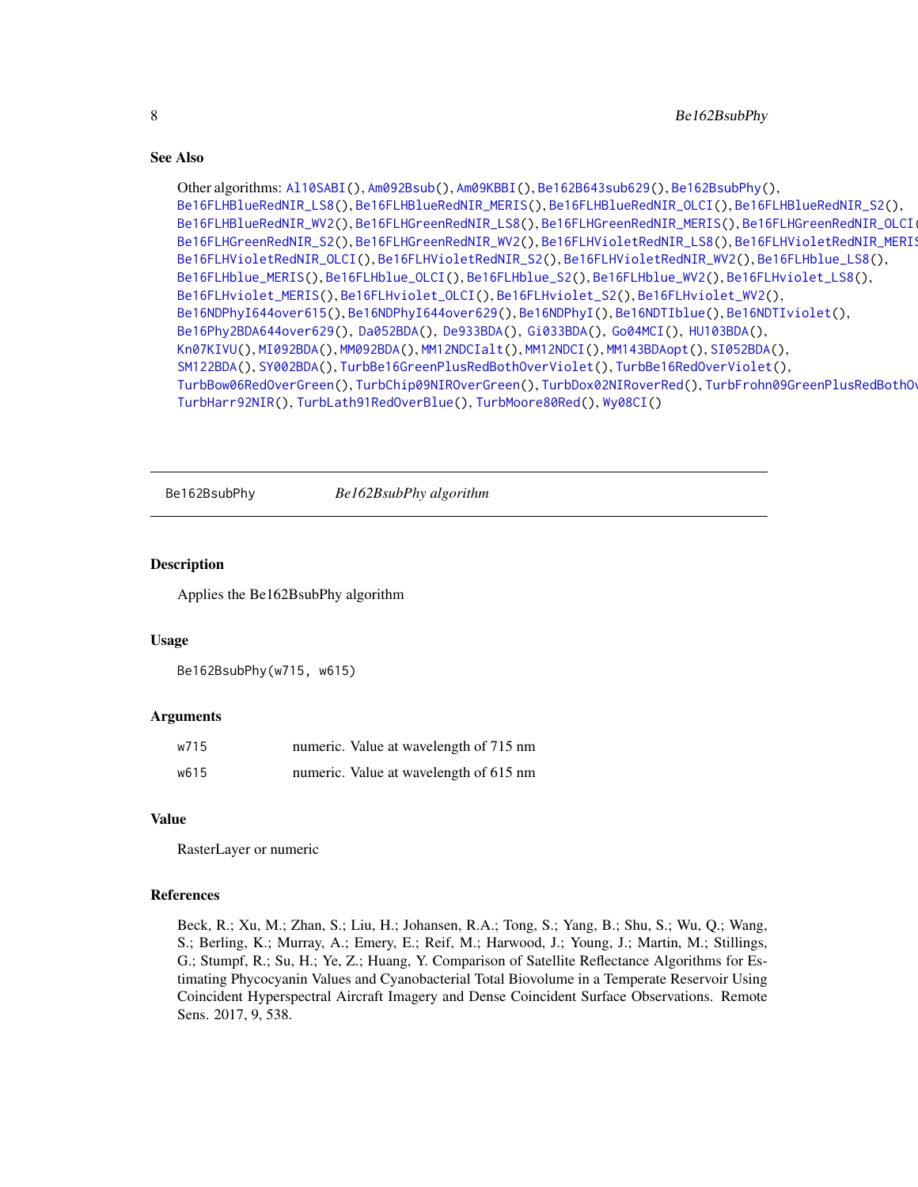### See Also

Other algorithms: Al10SABI(), Am092Bsub(), Am09KBBI(), Be162B643sub629(), Be162BsubPhy(), Be16FLHBlueRedNIR_LS8(), Be16FLHBlueRedNIR_MERIS(), Be16FLHBlueRedNIR_OLCI(), Be16FLHBlueRedNIR_S2(), Be16FLHBlueRedNIR_WV2(), Be16FLHGreenRedNIR_LS8(), Be16FLHGreenRedNIR_MERIS(), Be16FLHGreenRedNIR_OLCI(), Be16FLHGreenRedNIR_S2(), Be16FLHGreenRedNIR_WV2(), Be16FLHVioletRedNIR_LS8(), Be16FLHVioletRedNIR_MERIS(), Be16FLHVioletRedNIR_OLCI(), Be16FLHVioletRedNIR_S2(), Be16FLHVioletRedNIR_WV2(), Be16FLHblue_LS8(), Be16FLHblue_MERIS(), Be16FLHblue_OLCI(), Be16FLHblue_S2(), Be16FLHblue_WV2(), Be16FLHviolet_LS8(), Be16FLHviolet_MERIS(), Be16FLHviolet_OLCI(), Be16FLHviolet_S2(), Be16FLHviolet_WV2(), Be16NDPhyI644over615(), Be16NDPhyI644over629(), Be16NDPhyI(), Be16NDTIblue(), Be16NDTIviolet(), Be16Phy2BDA644over629(), Da052BDA(), De933BDA(), Gi033BDA(), Go04MCI(), HU103BDA(), Kn07KIVU(), MI092BDA(), MM092BDA(), MM12NDCIalt(), MM12NDCI(), MM143BDAopt(), SI052BDA(), SM122BDA(), SY002BDA(), TurbBe16GreenPlusRedBothOverViolet(), TurbBe16RedOverViolet(), TurbBow06RedOverGreen(), TurbChip09NIROverGreen(), TurbDox02NIRoverRed(), TurbFrohn09GreenPlusRedBothOverBlue(), TurbHarr92NIR(), TurbLath91RedOverBlue(), TurbMoore80Red(), Wy08CI()

---

## Be162BsubPhy — *Be162BsubPhy algorithm*

### Description

Applies the Be162BsubPhy algorithm

### Usage

```
Be162BsubPhy(w715, w615)
```

### Arguments

| | |
|---|---|
| w715 | numeric. Value at wavelength of 715 nm |
| w615 | numeric. Value at wavelength of 615 nm |

### Value

RasterLayer or numeric

### References

Beck, R.; Xu, M.; Zhan, S.; Liu, H.; Johansen, R.A.; Tong, S.; Yang, B.; Shu, S.; Wu, Q.; Wang, S.; Berling, K.; Murray, A.; Emery, E.; Reif, M.; Harwood, J.; Young, J.; Martin, M.; Stillings, G.; Stumpf, R.; Su, H.; Ye, Z.; Huang, Y. Comparison of Satellite Reflectance Algorithms for Estimating Phycocyanin Values and Cyanobacterial Total Biovolume in a Temperate Reservoir Using Coincident Hyperspectral Aircraft Imagery and Dense Coincident Surface Observations. Remote Sens. 2017, 9, 538.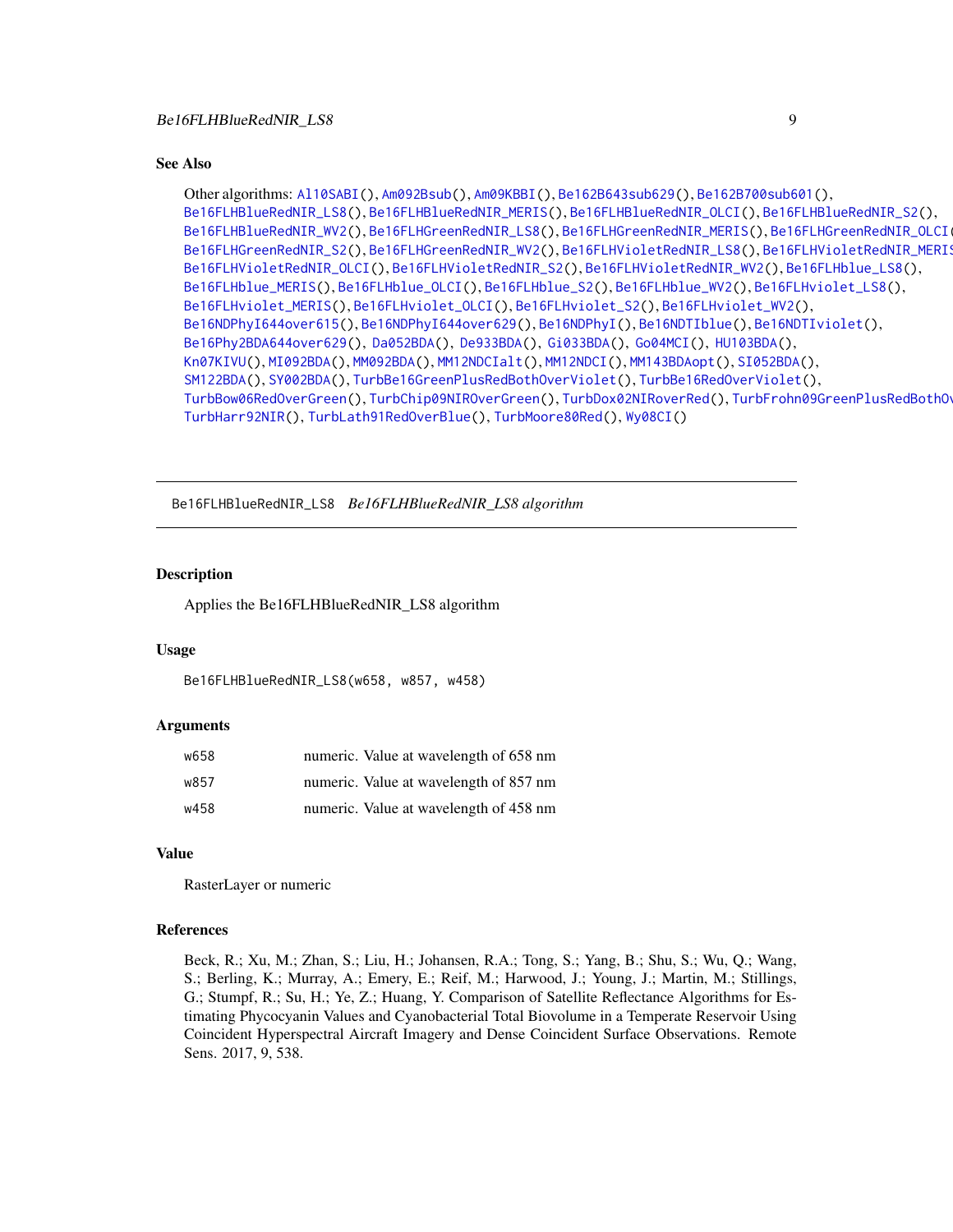### See Also

Other algorithms: Al10SABI(), Am092Bsub(), Am09KBBI(), Be162B643sub629(), Be162B700sub601(), Be16FLHBlueRedNIR_LS8(), Be16FLHBlueRedNIR_MERIS(), Be16FLHBlueRedNIR_OLCI(), Be16FLHBlueRedNIR_S2(), Be16FLHBlueRedNIR_WV2(), Be16FLHGreenRedNIR_LS8(), Be16FLHGreenRedNIR_MERIS(), Be16FLHGreenRedNIR_OLCI(), Be16FLHGreenRedNIR_S2(), Be16FLHGreenRedNIR_WV2(), Be16FLHVioletRedNIR_LS8(), Be16FLHVioletRedNIR_MERIS(), Be16FLHVioletRedNIR_OLCI(), Be16FLHVioletRedNIR_S2(), Be16FLHVioletRedNIR_WV2(), Be16FLHblue_LS8(), Be16FLHblue_MERIS(), Be16FLHblue_OLCI(), Be16FLHblue_S2(), Be16FLHblue_WV2(), Be16FLHviolet_LS8(), Be16FLHviolet_MERIS(), Be16FLHviolet_OLCI(), Be16FLHviolet_S2(), Be16FLHviolet_WV2(), Be16NDPhyI644over615(), Be16NDPhyI644over629(), Be16NDPhyI(), Be16NDTIblue(), Be16NDTIviolet(), Be16Phy2BDA644over629(), Da052BDA(), De933BDA(), Gi033BDA(), Go04MCI(), HU103BDA(), Kn07KIVU(), MI092BDA(), MM092BDA(), MM12NDCIalt(), MM12NDCI(), MM143BDAopt(), SI052BDA(), SM122BDA(), SY002BDA(), TurbBe16GreenPlusRedBothOverViolet(), TurbBe16RedOverViolet(), TurbBow06RedOverGreen(), TurbChip09NIROverGreen(), TurbDox02NIRoverRed(), TurbFrohn09GreenPlusRedBothOverBlue(), TurbHarr92NIR(), TurbLath91RedOverBlue(), TurbMoore80Red(), Wy08CI()

---

## Be16FLHBlueRedNIR_LS8 *Be16FLHBlueRedNIR_LS8 algorithm*

### Description

Applies the Be16FLHBlueRedNIR_LS8 algorithm

### Usage

```
Be16FLHBlueRedNIR_LS8(w658, w857, w458)
```

### Arguments

| | |
|---|---|
| w658 | numeric. Value at wavelength of 658 nm |
| w857 | numeric. Value at wavelength of 857 nm |
| w458 | numeric. Value at wavelength of 458 nm |

### Value

RasterLayer or numeric

### References

Beck, R.; Xu, M.; Zhan, S.; Liu, H.; Johansen, R.A.; Tong, S.; Yang, B.; Shu, S.; Wu, Q.; Wang, S.; Berling, K.; Murray, A.; Emery, E.; Reif, M.; Harwood, J.; Young, J.; Martin, M.; Stillings, G.; Stumpf, R.; Su, H.; Ye, Z.; Huang, Y. Comparison of Satellite Reflectance Algorithms for Estimating Phycocyanin Values and Cyanobacterial Total Biovolume in a Temperate Reservoir Using Coincident Hyperspectral Aircraft Imagery and Dense Coincident Surface Observations. Remote Sens. 2017, 9, 538.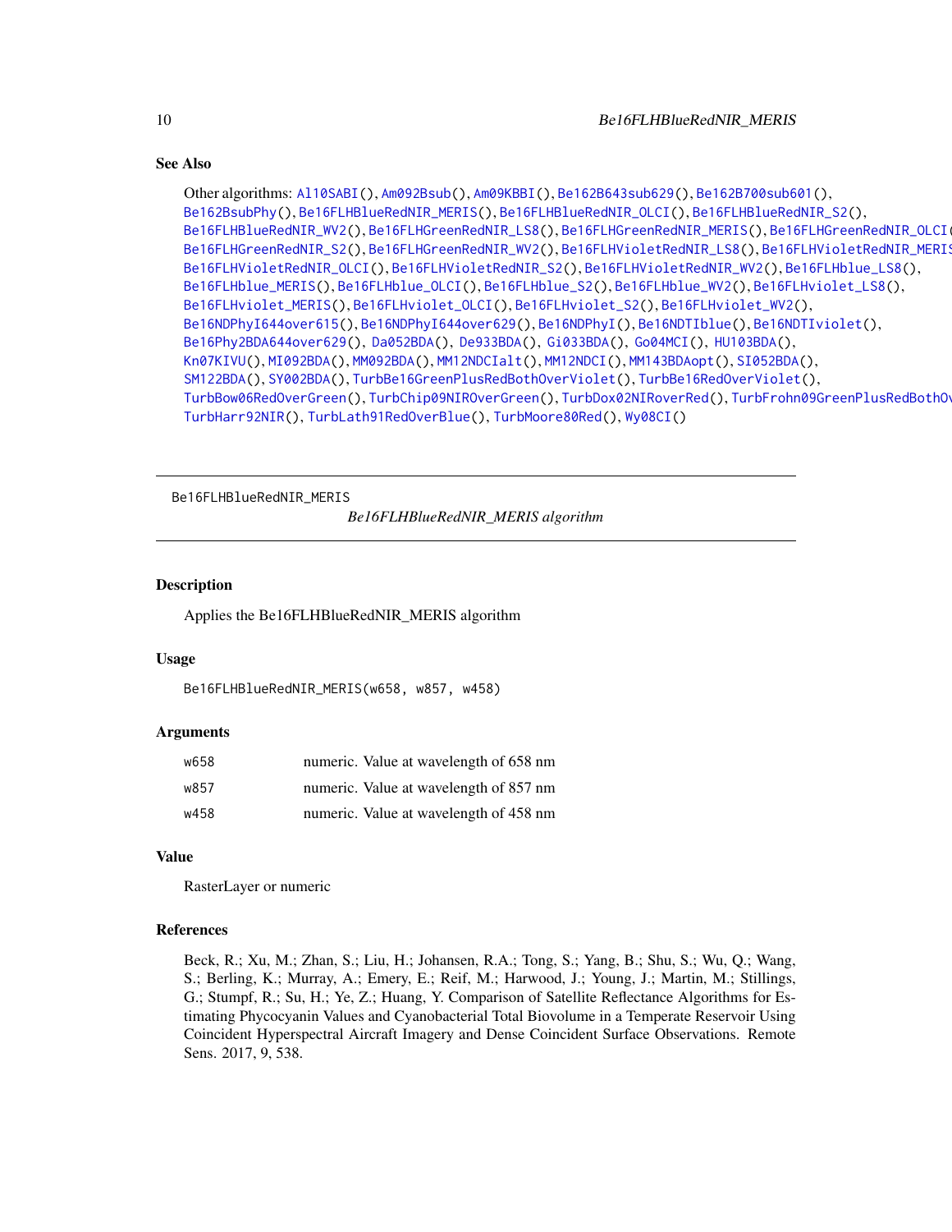### See Also

Other algorithms: Al10SABI(), Am092Bsub(), Am09KBBI(), Be162B643sub629(), Be162B700sub601(), Be162BsubPhy(), Be16FLHBlueRedNIR_MERIS(), Be16FLHBlueRedNIR_OLCI(), Be16FLHBlueRedNIR_S2(), Be16FLHBlueRedNIR_WV2(), Be16FLHGreenRedNIR_LS8(), Be16FLHGreenRedNIR_MERIS(), Be16FLHGreenRedNIR_OLCI(), Be16FLHGreenRedNIR_S2(), Be16FLHGreenRedNIR_WV2(), Be16FLHVioletRedNIR_LS8(), Be16FLHVioletRedNIR_MERIS(), Be16FLHVioletRedNIR_OLCI(), Be16FLHVioletRedNIR_S2(), Be16FLHVioletRedNIR_WV2(), Be16FLHblue_LS8(), Be16FLHblue_MERIS(), Be16FLHblue_OLCI(), Be16FLHblue_S2(), Be16FLHblue_WV2(), Be16FLHviolet_LS8(), Be16FLHviolet_MERIS(), Be16FLHviolet_OLCI(), Be16FLHviolet_S2(), Be16FLHviolet_WV2(), Be16NDPhyI644over615(), Be16NDPhyI644over629(), Be16NDPhyI(), Be16NDTIblue(), Be16NDTIviolet(), Be16Phy2BDA644over629(), Da052BDA(), De933BDA(), Gi033BDA(), Go04MCI(), HU103BDA(), Kn07KIVU(), MI092BDA(), MM092BDA(), MM12NDCIalt(), MM12NDCI(), MM143BDAopt(), SI052BDA(), SM122BDA(), SY002BDA(), TurbBe16GreenPlusRedBothOverViolet(), TurbBe16RedOverViolet(), TurbBow06RedOverGreen(), TurbChip09NIROverGreen(), TurbDox02NIRoverRed(), TurbFrohn09GreenPlusRedBothOverBlue(), TurbHarr92NIR(), TurbLath91RedOverBlue(), TurbMoore80Red(), Wy08CI()

---

## Be16FLHBlueRedNIR_MERIS

*Be16FLHBlueRedNIR_MERIS algorithm*

### Description

Applies the Be16FLHBlueRedNIR_MERIS algorithm

### Usage

```
Be16FLHBlueRedNIR_MERIS(w658, w857, w458)
```

### Arguments

| | |
|---|---|
| w658 | numeric. Value at wavelength of 658 nm |
| w857 | numeric. Value at wavelength of 857 nm |
| w458 | numeric. Value at wavelength of 458 nm |

### Value

RasterLayer or numeric

### References

Beck, R.; Xu, M.; Zhan, S.; Liu, H.; Johansen, R.A.; Tong, S.; Yang, B.; Shu, S.; Wu, Q.; Wang, S.; Berling, K.; Murray, A.; Emery, E.; Reif, M.; Harwood, J.; Young, J.; Martin, M.; Stillings, G.; Stumpf, R.; Su, H.; Ye, Z.; Huang, Y. Comparison of Satellite Reflectance Algorithms for Estimating Phycocyanin Values and Cyanobacterial Total Biovolume in a Temperate Reservoir Using Coincident Hyperspectral Aircraft Imagery and Dense Coincident Surface Observations. Remote Sens. 2017, 9, 538.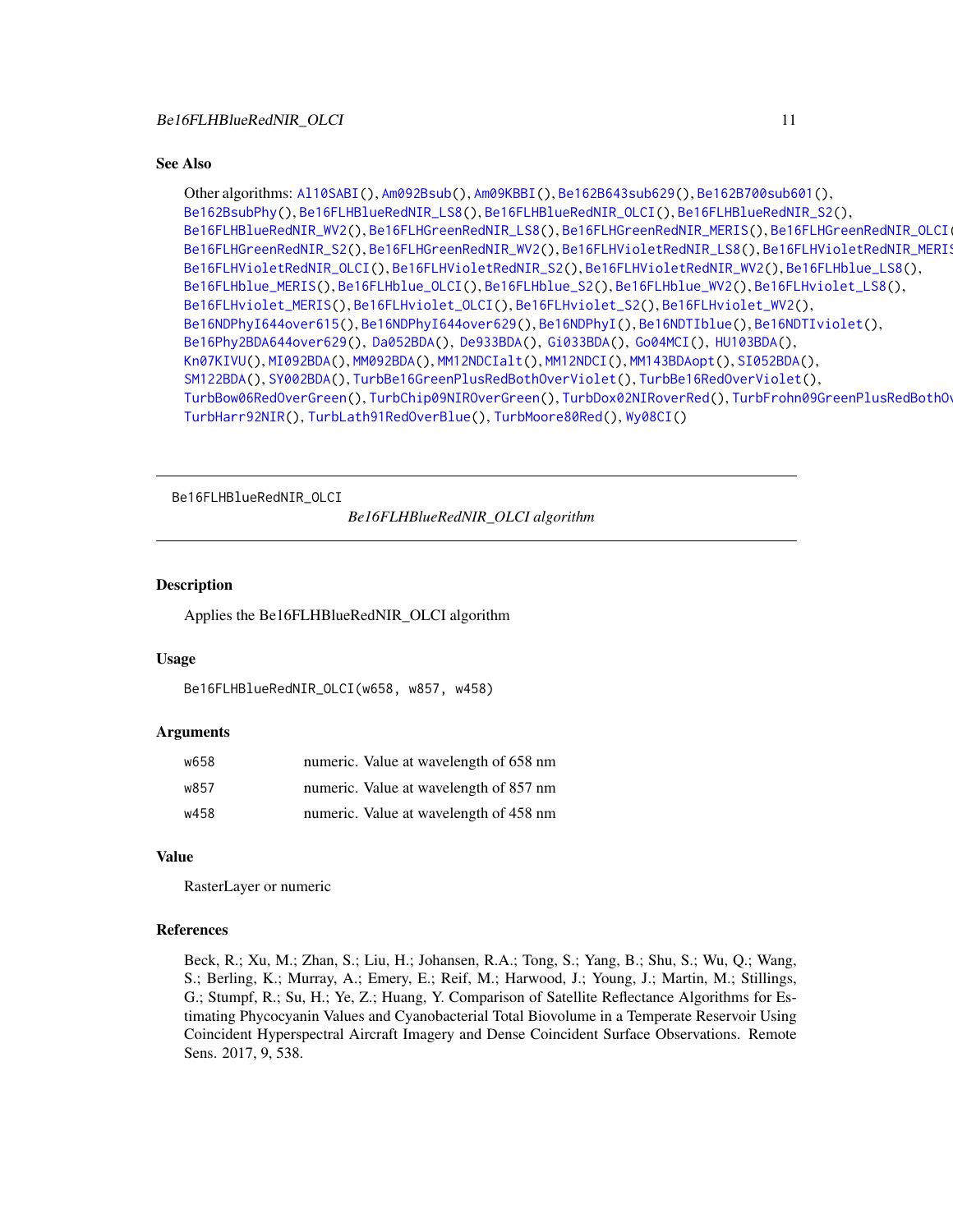## See Also

Other algorithms: Al10SABI(), Am092Bsub(), Am09KBBI(), Be162B643sub629(), Be162B700sub601(), Be162BsubPhy(), Be16FLHBlueRedNIR_LS8(), Be16FLHBlueRedNIR_OLCI(), Be16FLHBlueRedNIR_S2(), Be16FLHBlueRedNIR_WV2(), Be16FLHGreenRedNIR_LS8(), Be16FLHGreenRedNIR_MERIS(), Be16FLHGreenRedNIR_OLCI(), Be16FLHGreenRedNIR_S2(), Be16FLHGreenRedNIR_WV2(), Be16FLHVioletRedNIR_LS8(), Be16FLHVioletRedNIR_MERIS(), Be16FLHVioletRedNIR_OLCI(), Be16FLHVioletRedNIR_S2(), Be16FLHVioletRedNIR_WV2(), Be16FLHblue_LS8(), Be16FLHblue_MERIS(), Be16FLHblue_OLCI(), Be16FLHblue_S2(), Be16FLHblue_WV2(), Be16FLHviolet_LS8(), Be16FLHviolet_MERIS(), Be16FLHviolet_OLCI(), Be16FLHviolet_S2(), Be16FLHviolet_WV2(), Be16NDPhyI644over615(), Be16NDPhyI644over629(), Be16NDPhyI(), Be16NDTIblue(), Be16NDTIviolet(), Be16Phy2BDA644over629(), Da052BDA(), De933BDA(), Gi033BDA(), Go04MCI(), HU103BDA(), Kn07KIVU(), MI092BDA(), MM092BDA(), MM12NDCIalt(), MM12NDCI(), MM143BDAopt(), SI052BDA(), SM122BDA(), SY002BDA(), TurbBe16GreenPlusRedBothOverViolet(), TurbBe16RedOverViolet(), TurbBow06RedOverGreen(), TurbChip09NIROverGreen(), TurbDox02NIRoverRed(), TurbFrohn09GreenPlusRedBothOverBlue(), TurbHarr92NIR(), TurbLath91RedOverBlue(), TurbMoore80Red(), Wy08CI()

---

# Be16FLHBlueRedNIR_OLCI — *Be16FLHBlueRedNIR_OLCI algorithm*

## Description

Applies the Be16FLHBlueRedNIR_OLCI algorithm

## Usage

```
Be16FLHBlueRedNIR_OLCI(w658, w857, w458)
```

## Arguments

| | |
|---|---|
| w658 | numeric. Value at wavelength of 658 nm |
| w857 | numeric. Value at wavelength of 857 nm |
| w458 | numeric. Value at wavelength of 458 nm |

## Value

RasterLayer or numeric

## References

Beck, R.; Xu, M.; Zhan, S.; Liu, H.; Johansen, R.A.; Tong, S.; Yang, B.; Shu, S.; Wu, Q.; Wang, S.; Berling, K.; Murray, A.; Emery, E.; Reif, M.; Harwood, J.; Young, J.; Martin, M.; Stillings, G.; Stumpf, R.; Su, H.; Ye, Z.; Huang, Y. Comparison of Satellite Reflectance Algorithms for Estimating Phycocyanin Values and Cyanobacterial Total Biovolume in a Temperate Reservoir Using Coincident Hyperspectral Aircraft Imagery and Dense Coincident Surface Observations. Remote Sens. 2017, 9, 538.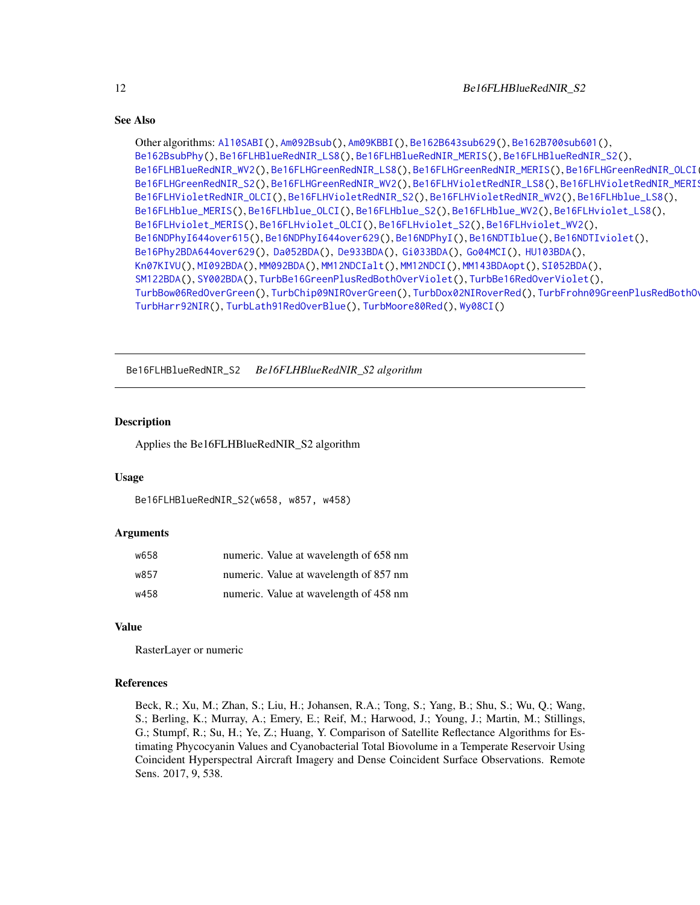### See Also

Other algorithms: Al10SABI(), Am092Bsub(), Am09KBBI(), Be162B643sub629(), Be162B700sub601(), Be162BsubPhy(), Be16FLHBlueRedNIR_LS8(), Be16FLHBlueRedNIR_MERIS(), Be16FLHBlueRedNIR_S2(), Be16FLHBlueRedNIR_WV2(), Be16FLHGreenRedNIR_LS8(), Be16FLHGreenRedNIR_MERIS(), Be16FLHGreenRedNIR_OLCI(), Be16FLHGreenRedNIR_S2(), Be16FLHGreenRedNIR_WV2(), Be16FLHVioletRedNIR_LS8(), Be16FLHVioletRedNIR_MERIS(), Be16FLHVioletRedNIR_OLCI(), Be16FLHVioletRedNIR_S2(), Be16FLHVioletRedNIR_WV2(), Be16FLHblue_LS8(), Be16FLHblue_MERIS(), Be16FLHblue_OLCI(), Be16FLHblue_S2(), Be16FLHblue_WV2(), Be16FLHviolet_LS8(), Be16FLHviolet_MERIS(), Be16FLHviolet_OLCI(), Be16FLHviolet_S2(), Be16FLHviolet_WV2(), Be16NDPhyI644over615(), Be16NDPhyI644over629(), Be16NDPhyI(), Be16NDTIblue(), Be16NDTIviolet(), Be16Phy2BDA644over629(), Da052BDA(), De933BDA(), Gi033BDA(), Go04MCI(), HU103BDA(), Kn07KIVU(), MI092BDA(), MM092BDA(), MM12NDCIalt(), MM12NDCI(), MM143BDAopt(), SI052BDA(), SM122BDA(), SY002BDA(), TurbBe16GreenPlusRedBothOverViolet(), TurbBe16RedOverViolet(), TurbBow06RedOverGreen(), TurbChip09NIROverGreen(), TurbDox02NIRoverRed(), TurbFrohn09GreenPlusRedBothOverBlue(), TurbHarr92NIR(), TurbLath91RedOverBlue(), TurbMoore80Red(), Wy08CI()

---

## Be16FLHBlueRedNIR_S2 &nbsp;&nbsp; *Be16FLHBlueRedNIR_S2 algorithm*

### Description

Applies the Be16FLHBlueRedNIR_S2 algorithm

### Usage

```
Be16FLHBlueRedNIR_S2(w658, w857, w458)
```

### Arguments

| | |
|---|---|
| w658 | numeric. Value at wavelength of 658 nm |
| w857 | numeric. Value at wavelength of 857 nm |
| w458 | numeric. Value at wavelength of 458 nm |

### Value

RasterLayer or numeric

### References

Beck, R.; Xu, M.; Zhan, S.; Liu, H.; Johansen, R.A.; Tong, S.; Yang, B.; Shu, S.; Wu, Q.; Wang, S.; Berling, K.; Murray, A.; Emery, E.; Reif, M.; Harwood, J.; Young, J.; Martin, M.; Stillings, G.; Stumpf, R.; Su, H.; Ye, Z.; Huang, Y. Comparison of Satellite Reflectance Algorithms for Estimating Phycocyanin Values and Cyanobacterial Total Biovolume in a Temperate Reservoir Using Coincident Hyperspectral Aircraft Imagery and Dense Coincident Surface Observations. Remote Sens. 2017, 9, 538.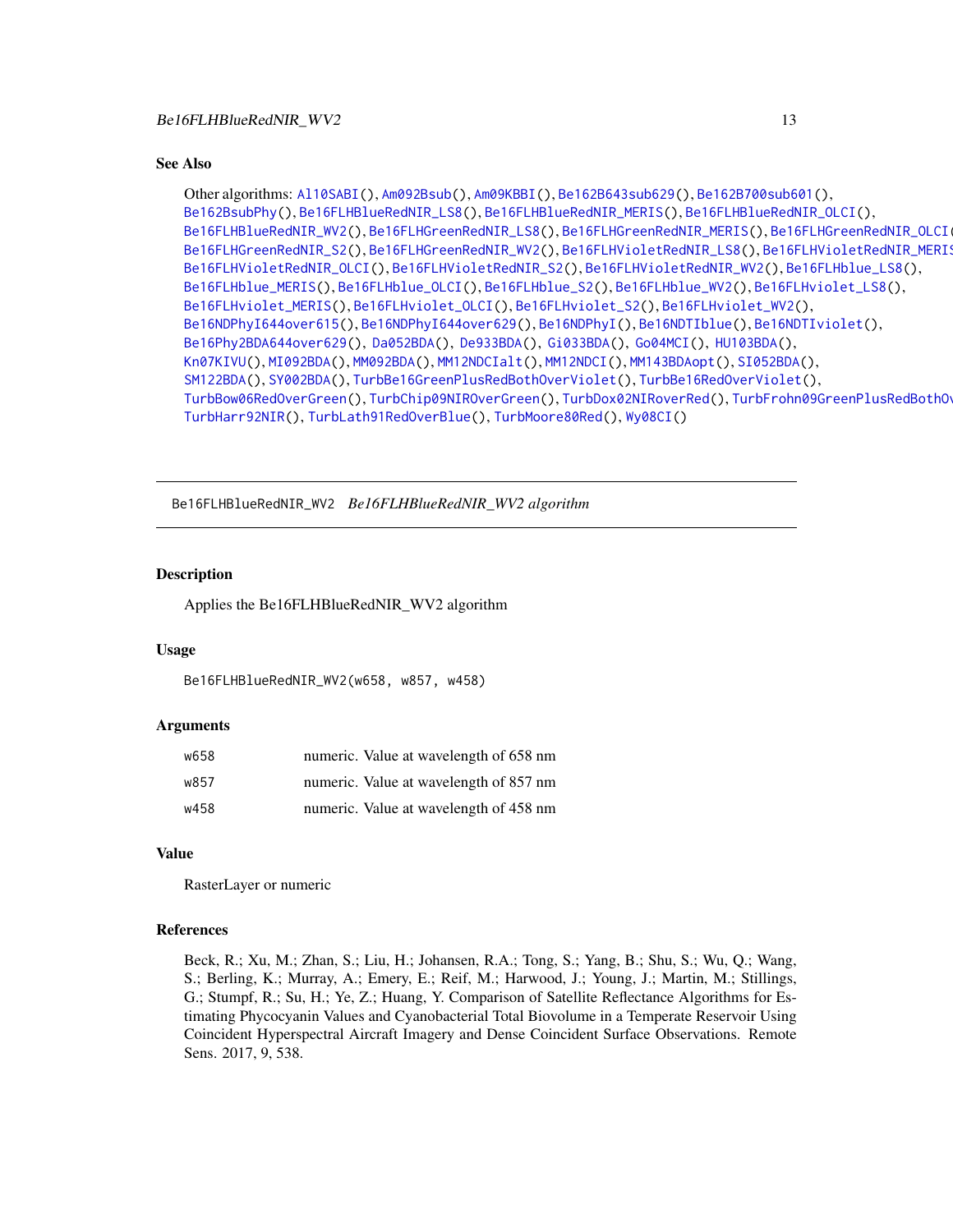### See Also

Other algorithms: Al10SABI(), Am092Bsub(), Am09KBBI(), Be162B643sub629(), Be162B700sub601(), Be162BsubPhy(), Be16FLHBlueRedNIR_LS8(), Be16FLHBlueRedNIR_MERIS(), Be16FLHBlueRedNIR_OLCI(), Be16FLHBlueRedNIR_WV2(), Be16FLHGreenRedNIR_LS8(), Be16FLHGreenRedNIR_MERIS(), Be16FLHGreenRedNIR_OLCI(), Be16FLHGreenRedNIR_S2(), Be16FLHGreenRedNIR_WV2(), Be16FLHVioletRedNIR_LS8(), Be16FLHVioletRedNIR_MERIS(), Be16FLHVioletRedNIR_OLCI(), Be16FLHVioletRedNIR_S2(), Be16FLHVioletRedNIR_WV2(), Be16FLHblue_LS8(), Be16FLHblue_MERIS(), Be16FLHblue_OLCI(), Be16FLHblue_S2(), Be16FLHblue_WV2(), Be16FLHviolet_LS8(), Be16FLHviolet_MERIS(), Be16FLHviolet_OLCI(), Be16FLHviolet_S2(), Be16FLHviolet_WV2(), Be16NDPhyI644over615(), Be16NDPhyI644over629(), Be16NDPhyI(), Be16NDTIblue(), Be16NDTIviolet(), Be16Phy2BDA644over629(), Da052BDA(), De933BDA(), Gi033BDA(), Go04MCI(), HU103BDA(), Kn07KIVU(), MI092BDA(), MM092BDA(), MM12NDCIalt(), MM12NDCI(), MM143BDAopt(), SI052BDA(), SM122BDA(), SY002BDA(), TurbBe16GreenPlusRedBothOverViolet(), TurbBe16RedOverViolet(), TurbBow06RedOverGreen(), TurbChip09NIROverGreen(), TurbDox02NIRoverRed(), TurbFrohn09GreenPlusRedBothOverBlue(), TurbHarr92NIR(), TurbLath91RedOverBlue(), TurbMoore80Red(), Wy08CI()

---

## Be16FLHBlueRedNIR_WV2 *Be16FLHBlueRedNIR_WV2 algorithm*

### Description

Applies the Be16FLHBlueRedNIR_WV2 algorithm

### Usage

```
Be16FLHBlueRedNIR_WV2(w658, w857, w458)
```

### Arguments

| | |
|---|---|
| w658 | numeric. Value at wavelength of 658 nm |
| w857 | numeric. Value at wavelength of 857 nm |
| w458 | numeric. Value at wavelength of 458 nm |

### Value

RasterLayer or numeric

### References

Beck, R.; Xu, M.; Zhan, S.; Liu, H.; Johansen, R.A.; Tong, S.; Yang, B.; Shu, S.; Wu, Q.; Wang, S.; Berling, K.; Murray, A.; Emery, E.; Reif, M.; Harwood, J.; Young, J.; Martin, M.; Stillings, G.; Stumpf, R.; Su, H.; Ye, Z.; Huang, Y. Comparison of Satellite Reflectance Algorithms for Estimating Phycocyanin Values and Cyanobacterial Total Biovolume in a Temperate Reservoir Using Coincident Hyperspectral Aircraft Imagery and Dense Coincident Surface Observations. Remote Sens. 2017, 9, 538.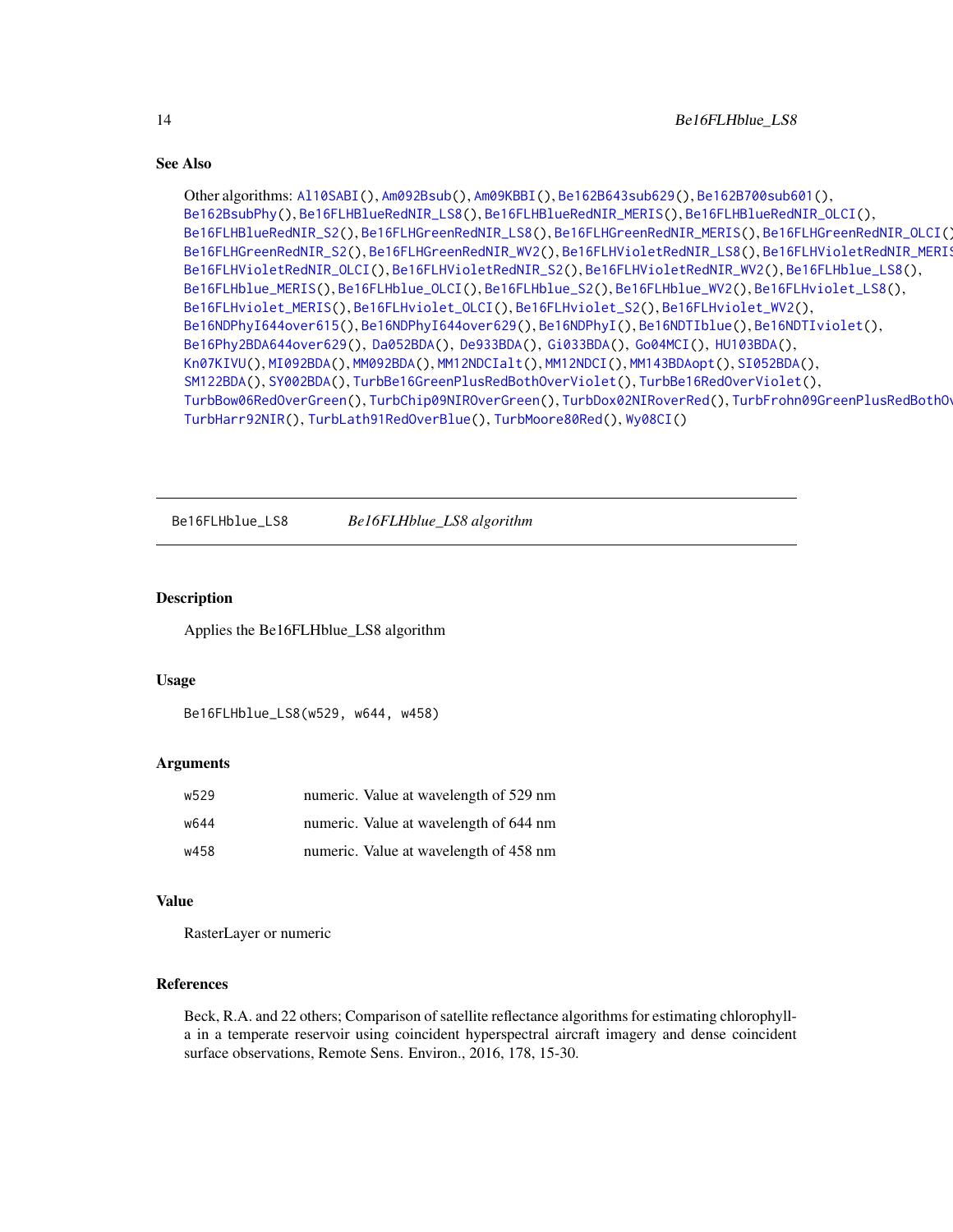### See Also

Other algorithms: Al10SABI(), Am092Bsub(), Am09KBBI(), Be162B643sub629(), Be162B700sub601(), Be162BsubPhy(), Be16FLHBlueRedNIR_LS8(), Be16FLHBlueRedNIR_MERIS(), Be16FLHBlueRedNIR_OLCI(), Be16FLHBlueRedNIR_S2(), Be16FLHGreenRedNIR_LS8(), Be16FLHGreenRedNIR_MERIS(), Be16FLHGreenRedNIR_OLCI(), Be16FLHGreenRedNIR_S2(), Be16FLHGreenRedNIR_WV2(), Be16FLHVioletRedNIR_LS8(), Be16FLHVioletRedNIR_MERIS(), Be16FLHVioletRedNIR_OLCI(), Be16FLHVioletRedNIR_S2(), Be16FLHVioletRedNIR_WV2(), Be16FLHblue_LS8(), Be16FLHblue_MERIS(), Be16FLHblue_OLCI(), Be16FLHblue_S2(), Be16FLHblue_WV2(), Be16FLHviolet_LS8(), Be16FLHviolet_MERIS(), Be16FLHviolet_OLCI(), Be16FLHviolet_S2(), Be16FLHviolet_WV2(), Be16NDPhyI644over615(), Be16NDPhyI644over629(), Be16NDPhyI(), Be16NDTIblue(), Be16NDTIviolet(), Be16Phy2BDA644over629(), Da052BDA(), De933BDA(), Gi033BDA(), Go04MCI(), HU103BDA(), Kn07KIVU(), MI092BDA(), MM092BDA(), MM12NDCIalt(), MM12NDCI(), MM143BDAopt(), SI052BDA(), SM122BDA(), SY002BDA(), TurbBe16GreenPlusRedBothOverViolet(), TurbBe16RedOverViolet(), TurbBow06RedOverGreen(), TurbChip09NIROverGreen(), TurbDox02NIRoverRed(), TurbFrohn09GreenPlusRedBothOverBlue(), TurbHarr92NIR(), TurbLath91RedOverBlue(), TurbMoore80Red(), Wy08CI()

---

## Be16FLHblue_LS8 &nbsp;&nbsp;&nbsp; *Be16FLHblue_LS8 algorithm*

### Description

Applies the Be16FLHblue_LS8 algorithm

### Usage

```
Be16FLHblue_LS8(w529, w644, w458)
```

### Arguments

| | |
|---|---|
| w529 | numeric. Value at wavelength of 529 nm |
| w644 | numeric. Value at wavelength of 644 nm |
| w458 | numeric. Value at wavelength of 458 nm |

### Value

RasterLayer or numeric

### References

Beck, R.A. and 22 others; Comparison of satellite reflectance algorithms for estimating chlorophyll-a in a temperate reservoir using coincident hyperspectral aircraft imagery and dense coincident surface observations, Remote Sens. Environ., 2016, 178, 15-30.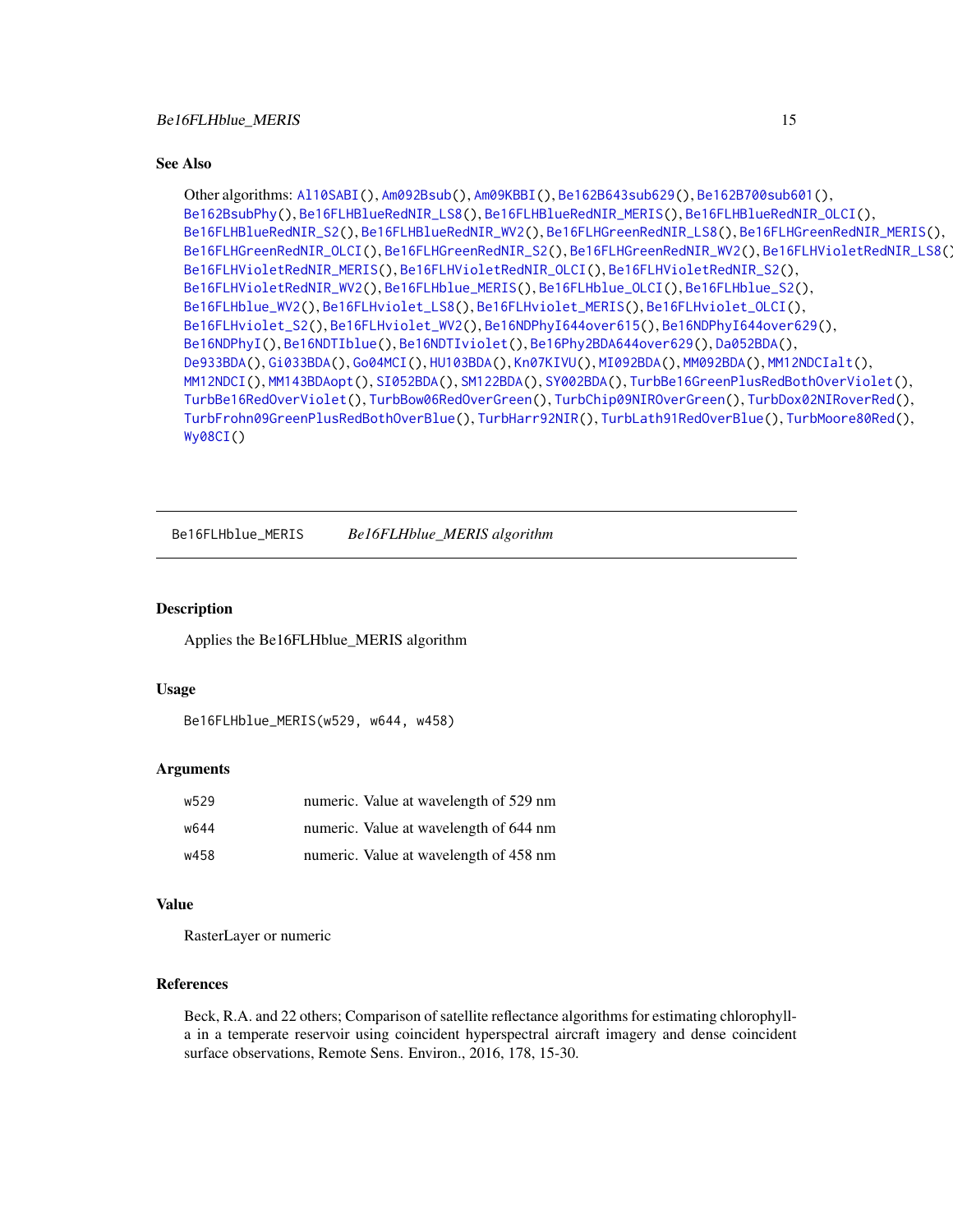## See Also

Other algorithms: Al10SABI(), Am092Bsub(), Am09KBBI(), Be162B643sub629(), Be162B700sub601(), Be162BsubPhy(), Be16FLHBlueRedNIR_LS8(), Be16FLHBlueRedNIR_MERIS(), Be16FLHBlueRedNIR_OLCI(), Be16FLHBlueRedNIR_S2(), Be16FLHBlueRedNIR_WV2(), Be16FLHGreenRedNIR_LS8(), Be16FLHGreenRedNIR_MERIS(), Be16FLHGreenRedNIR_OLCI(), Be16FLHGreenRedNIR_S2(), Be16FLHGreenRedNIR_WV2(), Be16FLHVioletRedNIR_LS8(), Be16FLHVioletRedNIR_MERIS(), Be16FLHVioletRedNIR_OLCI(), Be16FLHVioletRedNIR_S2(), Be16FLHVioletRedNIR_WV2(), Be16FLHblue_MERIS(), Be16FLHblue_OLCI(), Be16FLHblue_S2(), Be16FLHblue_WV2(), Be16FLHviolet_LS8(), Be16FLHviolet_MERIS(), Be16FLHviolet_OLCI(), Be16FLHviolet_S2(), Be16FLHviolet_WV2(), Be16NDPhyI644over615(), Be16NDPhyI644over629(), Be16NDPhyI(), Be16NDTIblue(), Be16NDTIviolet(), Be16Phy2BDA644over629(), Da052BDA(), De933BDA(), Gi033BDA(), Go04MCI(), HU103BDA(), Kn07KIVU(), MI092BDA(), MM092BDA(), MM12NDCIalt(), MM12NDCI(), MM143BDAopt(), SI052BDA(), SM122BDA(), SY002BDA(), TurbBe16GreenPlusRedBothOverViolet(), TurbBe16RedOverViolet(), TurbBow06RedOverGreen(), TurbChip09NIROverGreen(), TurbDox02NIRoverRed(), TurbFrohn09GreenPlusRedBothOverBlue(), TurbHarr92NIR(), TurbLath91RedOverBlue(), TurbMoore80Red(), Wy08CI()

---

# Be16FLHblue_MERIS    *Be16FLHblue_MERIS algorithm*

## Description

Applies the Be16FLHblue_MERIS algorithm

## Usage

```
Be16FLHblue_MERIS(w529, w644, w458)
```

## Arguments

| | |
|---|---|
| w529 | numeric. Value at wavelength of 529 nm |
| w644 | numeric. Value at wavelength of 644 nm |
| w458 | numeric. Value at wavelength of 458 nm |

## Value

RasterLayer or numeric

## References

Beck, R.A. and 22 others; Comparison of satellite reflectance algorithms for estimating chlorophyll-a in a temperate reservoir using coincident hyperspectral aircraft imagery and dense coincident surface observations, Remote Sens. Environ., 2016, 178, 15-30.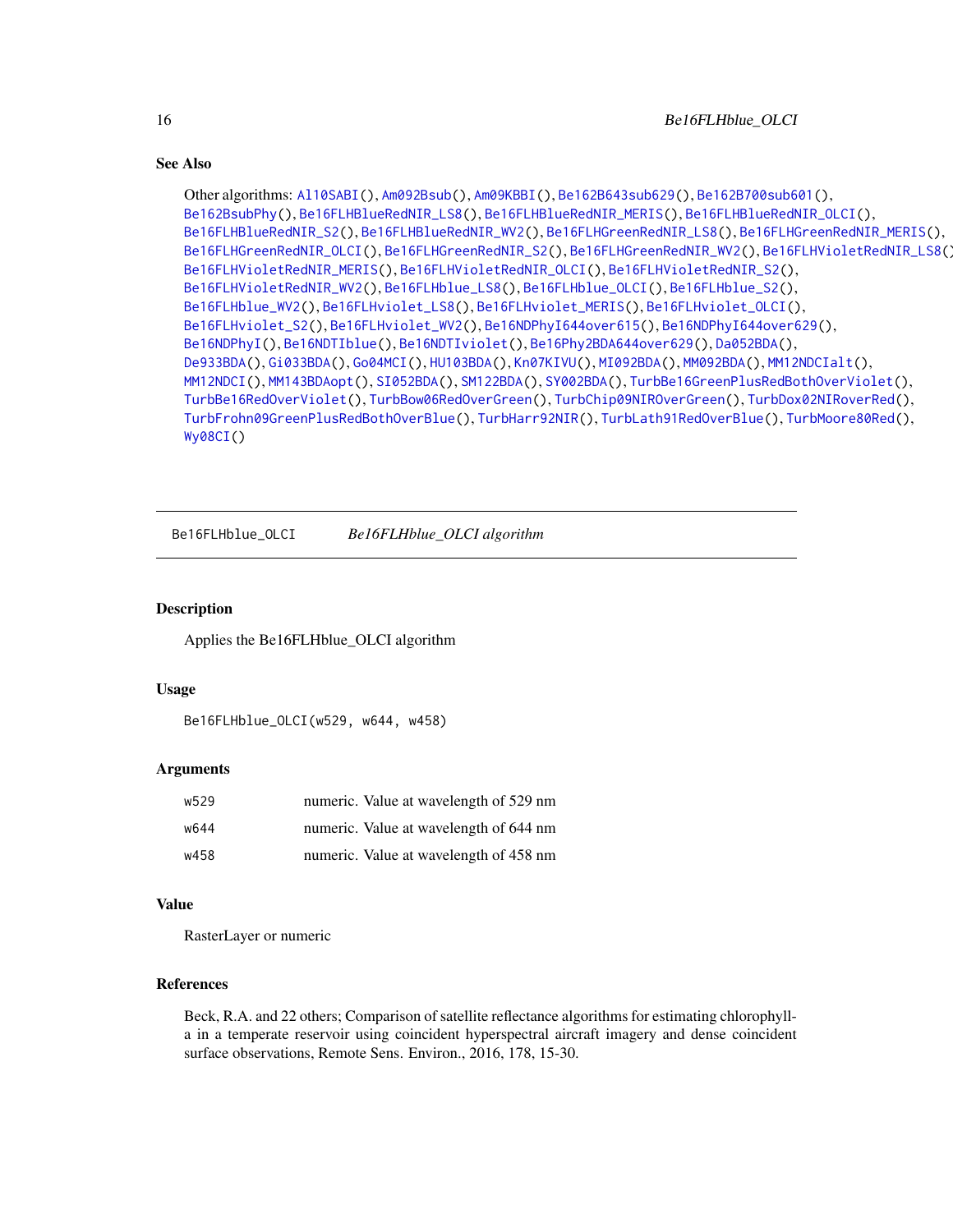### See Also

Other algorithms: Al10SABI(), Am092Bsub(), Am09KBBI(), Be162B643sub629(), Be162B700sub601(), Be162BsubPhy(), Be16FLHBlueRedNIR_LS8(), Be16FLHBlueRedNIR_MERIS(), Be16FLHBlueRedNIR_OLCI(), Be16FLHBlueRedNIR_S2(), Be16FLHBlueRedNIR_WV2(), Be16FLHGreenRedNIR_LS8(), Be16FLHGreenRedNIR_MERIS(), Be16FLHGreenRedNIR_OLCI(), Be16FLHGreenRedNIR_S2(), Be16FLHGreenRedNIR_WV2(), Be16FLHVioletRedNIR_LS8(), Be16FLHVioletRedNIR_MERIS(), Be16FLHVioletRedNIR_OLCI(), Be16FLHVioletRedNIR_S2(), Be16FLHVioletRedNIR_WV2(), Be16FLHblue_LS8(), Be16FLHblue_OLCI(), Be16FLHblue_S2(), Be16FLHblue_WV2(), Be16FLHviolet_LS8(), Be16FLHviolet_MERIS(), Be16FLHviolet_OLCI(), Be16FLHviolet_S2(), Be16FLHviolet_WV2(), Be16NDPhyI644over615(), Be16NDPhyI644over629(), Be16NDPhyI(), Be16NDTIblue(), Be16NDTIviolet(), Be16Phy2BDA644over629(), Da052BDA(), De933BDA(), Gi033BDA(), Go04MCI(), HU103BDA(), Kn07KIVU(), MI092BDA(), MM092BDA(), MM12NDCIalt(), MM12NDCI(), MM143BDAopt(), SI052BDA(), SM122BDA(), SY002BDA(), TurbBe16GreenPlusRedBothOverViolet(), TurbBe16RedOverViolet(), TurbBow06RedOverGreen(), TurbChip09NIROverGreen(), TurbDox02NIRoverRed(), TurbFrohn09GreenPlusRedBothOverBlue(), TurbHarr92NIR(), TurbLath91RedOverBlue(), TurbMoore80Red(), Wy08CI()

---

## Be16FLHblue_OLCI — *Be16FLHblue_OLCI algorithm*

### Description

Applies the Be16FLHblue_OLCI algorithm

### Usage

```
Be16FLHblue_OLCI(w529, w644, w458)
```

### Arguments

| | |
|---|---|
| w529 | numeric. Value at wavelength of 529 nm |
| w644 | numeric. Value at wavelength of 644 nm |
| w458 | numeric. Value at wavelength of 458 nm |

### Value

RasterLayer or numeric

### References

Beck, R.A. and 22 others; Comparison of satellite reflectance algorithms for estimating chlorophyll-a in a temperate reservoir using coincident hyperspectral aircraft imagery and dense coincident surface observations, Remote Sens. Environ., 2016, 178, 15-30.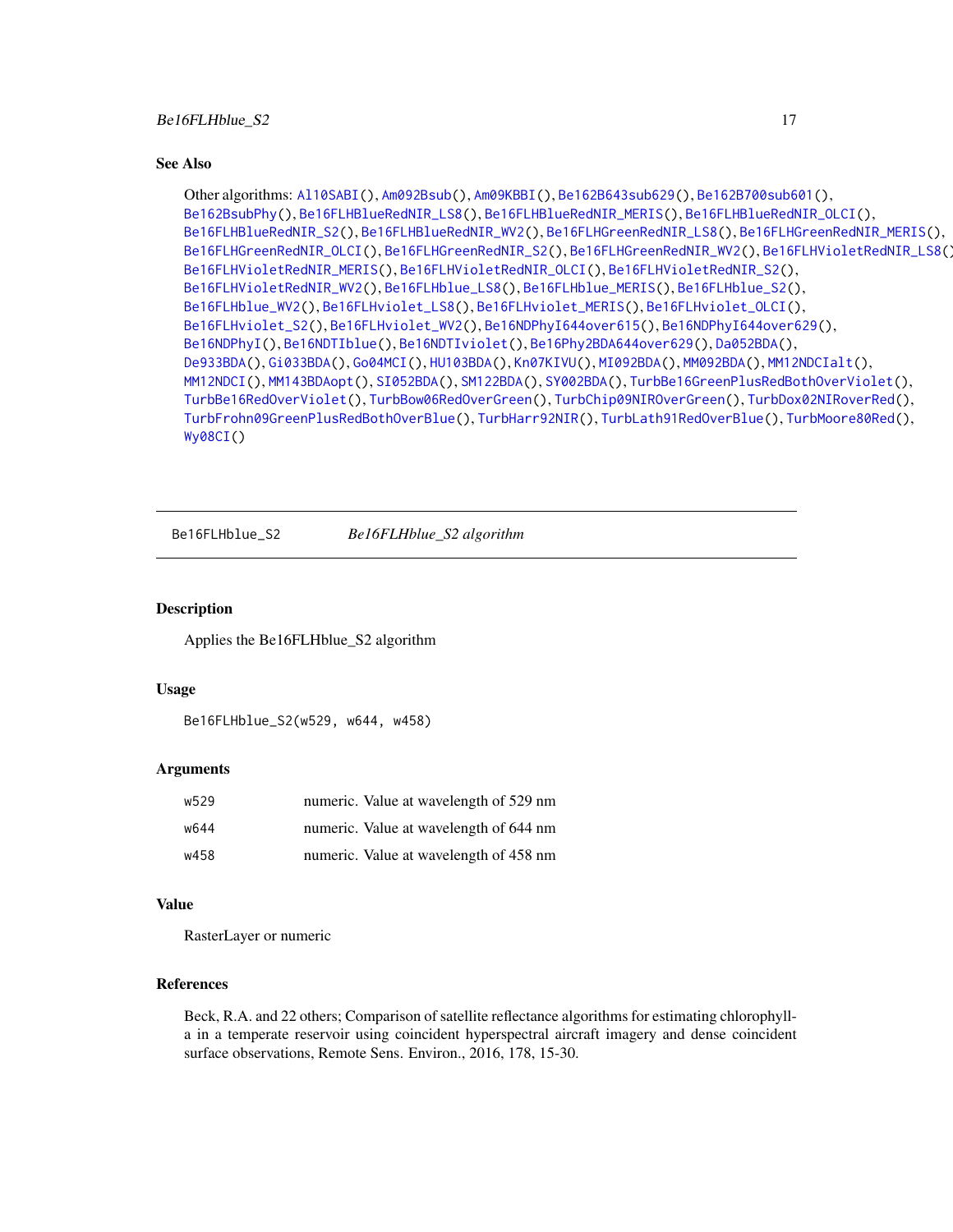## See Also

Other algorithms: Al10SABI(), Am092Bsub(), Am09KBBI(), Be162B643sub629(), Be162B700sub601(), Be162BsubPhy(), Be16FLHBlueRedNIR_LS8(), Be16FLHBlueRedNIR_MERIS(), Be16FLHBlueRedNIR_OLCI(), Be16FLHBlueRedNIR_S2(), Be16FLHBlueRedNIR_WV2(), Be16FLHGreenRedNIR_LS8(), Be16FLHGreenRedNIR_MERIS(), Be16FLHGreenRedNIR_OLCI(), Be16FLHGreenRedNIR_S2(), Be16FLHGreenRedNIR_WV2(), Be16FLHVioletRedNIR_LS8(), Be16FLHVioletRedNIR_MERIS(), Be16FLHVioletRedNIR_OLCI(), Be16FLHVioletRedNIR_S2(), Be16FLHVioletRedNIR_WV2(), Be16FLHblue_LS8(), Be16FLHblue_MERIS(), Be16FLHblue_S2(), Be16FLHblue_WV2(), Be16FLHviolet_LS8(), Be16FLHviolet_MERIS(), Be16FLHviolet_OLCI(), Be16FLHviolet_S2(), Be16FLHviolet_WV2(), Be16NDPhyI644over615(), Be16NDPhyI644over629(), Be16NDPhyI(), Be16NDTIblue(), Be16NDTIviolet(), Be16Phy2BDA644over629(), Da052BDA(), De933BDA(), Gi033BDA(), Go04MCI(), HU103BDA(), Kn07KIVU(), MI092BDA(), MM092BDA(), MM12NDCIalt(), MM12NDCI(), MM143BDAopt(), SI052BDA(), SM122BDA(), SY002BDA(), TurbBe16GreenPlusRedBothOverViolet(), TurbBe16RedOverViolet(), TurbBow06RedOverGreen(), TurbChip09NIROverGreen(), TurbDox02NIRoverRed(), TurbFrohn09GreenPlusRedBothOverBlue(), TurbHarr92NIR(), TurbLath91RedOverBlue(), TurbMoore80Red(), Wy08CI()

---

# Be16FLHblue_S2 — *Be16FLHblue_S2 algorithm*

## Description

Applies the Be16FLHblue_S2 algorithm

## Usage

```
Be16FLHblue_S2(w529, w644, w458)
```

## Arguments

| | |
|---|---|
| w529 | numeric. Value at wavelength of 529 nm |
| w644 | numeric. Value at wavelength of 644 nm |
| w458 | numeric. Value at wavelength of 458 nm |

## Value

RasterLayer or numeric

## References

Beck, R.A. and 22 others; Comparison of satellite reflectance algorithms for estimating chlorophyll-a in a temperate reservoir using coincident hyperspectral aircraft imagery and dense coincident surface observations, Remote Sens. Environ., 2016, 178, 15-30.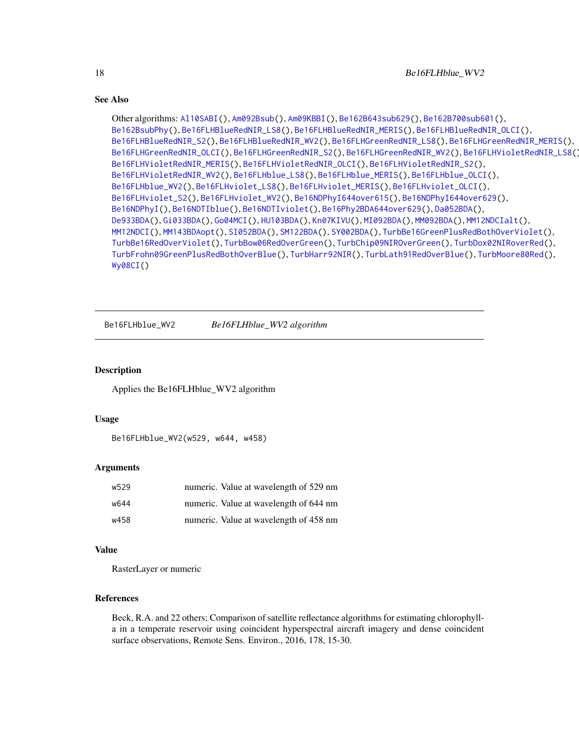### See Also

Other algorithms: Al10SABI(), Am092Bsub(), Am09KBBI(), Be162B643sub629(), Be162B700sub601(), Be162BsubPhy(), Be16FLHBlueRedNIR_LS8(), Be16FLHBlueRedNIR_MERIS(), Be16FLHBlueRedNIR_OLCI(), Be16FLHBlueRedNIR_S2(), Be16FLHBlueRedNIR_WV2(), Be16FLHGreenRedNIR_LS8(), Be16FLHGreenRedNIR_MERIS(), Be16FLHGreenRedNIR_OLCI(), Be16FLHGreenRedNIR_S2(), Be16FLHGreenRedNIR_WV2(), Be16FLHVioletRedNIR_LS8(), Be16FLHVioletRedNIR_MERIS(), Be16FLHVioletRedNIR_OLCI(), Be16FLHVioletRedNIR_S2(), Be16FLHVioletRedNIR_WV2(), Be16FLHblue_LS8(), Be16FLHblue_MERIS(), Be16FLHblue_OLCI(), Be16FLHblue_WV2(), Be16FLHviolet_LS8(), Be16FLHviolet_MERIS(), Be16FLHviolet_OLCI(), Be16FLHviolet_S2(), Be16FLHviolet_WV2(), Be16NDPhyI644over615(), Be16NDPhyI644over629(), Be16NDPhyI(), Be16NDTIblue(), Be16NDTIviolet(), Be16Phy2BDA644over629(), Da052BDA(), De933BDA(), Gi033BDA(), Go04MCI(), HU103BDA(), Kn07KIVU(), MI092BDA(), MM092BDA(), MM12NDCIalt(), MM12NDCI(), MM143BDAopt(), SI052BDA(), SM122BDA(), SY002BDA(), TurbBe16GreenPlusRedBothOverViolet(), TurbBe16RedOverViolet(), TurbBow06RedOverGreen(), TurbChip09NIROverGreen(), TurbDox02NIRoverRed(), TurbFrohn09GreenPlusRedBothOverBlue(), TurbHarr92NIR(), TurbLath91RedOverBlue(), TurbMoore80Red(), Wy08CI()

---

## Be16FLHblue_WV2 &nbsp;&nbsp;&nbsp; *Be16FLHblue_WV2 algorithm*

### Description

Applies the Be16FLHblue_WV2 algorithm

### Usage

```
Be16FLHblue_WV2(w529, w644, w458)
```

### Arguments

| | |
|---|---|
| w529 | numeric. Value at wavelength of 529 nm |
| w644 | numeric. Value at wavelength of 644 nm |
| w458 | numeric. Value at wavelength of 458 nm |

### Value

RasterLayer or numeric

### References

Beck, R.A. and 22 others; Comparison of satellite reflectance algorithms for estimating chlorophyll-a in a temperate reservoir using coincident hyperspectral aircraft imagery and dense coincident surface observations, Remote Sens. Environ., 2016, 178, 15-30.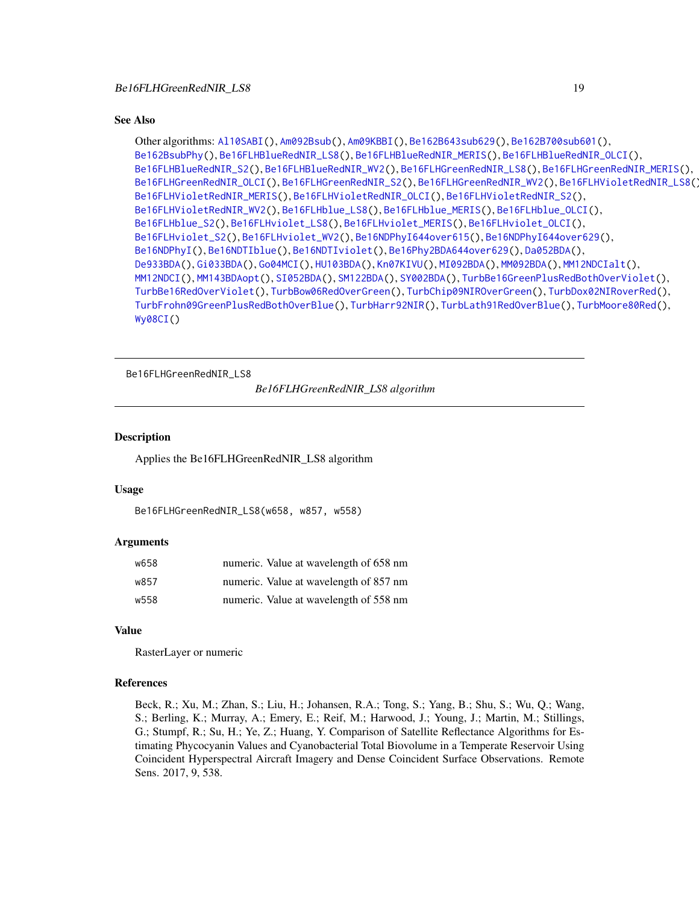## See Also

Other algorithms: Al10SABI(), Am092Bsub(), Am09KBBI(), Be162B643sub629(), Be162B700sub601(), Be162BsubPhy(), Be16FLHBlueRedNIR_LS8(), Be16FLHBlueRedNIR_MERIS(), Be16FLHBlueRedNIR_OLCI(), Be16FLHBlueRedNIR_S2(), Be16FLHBlueRedNIR_WV2(), Be16FLHGreenRedNIR_LS8(), Be16FLHGreenRedNIR_MERIS(), Be16FLHGreenRedNIR_OLCI(), Be16FLHGreenRedNIR_S2(), Be16FLHGreenRedNIR_WV2(), Be16FLHVioletRedNIR_LS8(), Be16FLHVioletRedNIR_MERIS(), Be16FLHVioletRedNIR_OLCI(), Be16FLHVioletRedNIR_S2(), Be16FLHVioletRedNIR_WV2(), Be16FLHblue_LS8(), Be16FLHblue_MERIS(), Be16FLHblue_OLCI(), Be16FLHblue_S2(), Be16FLHviolet_LS8(), Be16FLHviolet_MERIS(), Be16FLHviolet_OLCI(), Be16FLHviolet_S2(), Be16FLHviolet_WV2(), Be16NDPhyI644over615(), Be16NDPhyI644over629(), Be16NDPhyI(), Be16NDTIblue(), Be16NDTIviolet(), Be16Phy2BDA644over629(), Da052BDA(), De933BDA(), Gi033BDA(), Go04MCI(), HU103BDA(), Kn07KIVU(), MI092BDA(), MM092BDA(), MM12NDCIalt(), MM12NDCI(), MM143BDAopt(), SI052BDA(), SM122BDA(), SY002BDA(), TurbBe16GreenPlusRedBothOverViolet(), TurbBe16RedOverViolet(), TurbBow06RedOverGreen(), TurbChip09NIROverGreen(), TurbDox02NIRoverRed(), TurbFrohn09GreenPlusRedBothOverBlue(), TurbHarr92NIR(), TurbLath91RedOverBlue(), TurbMoore80Red(), Wy08CI()

---

Be16FLHGreenRedNIR_LS8

# *Be16FLHGreenRedNIR_LS8 algorithm*

---

## Description

Applies the Be16FLHGreenRedNIR_LS8 algorithm

## Usage

```
Be16FLHGreenRedNIR_LS8(w658, w857, w558)
```

## Arguments

| | |
|---|---|
| w658 | numeric. Value at wavelength of 658 nm |
| w857 | numeric. Value at wavelength of 857 nm |
| w558 | numeric. Value at wavelength of 558 nm |

## Value

RasterLayer or numeric

## References

Beck, R.; Xu, M.; Zhan, S.; Liu, H.; Johansen, R.A.; Tong, S.; Yang, B.; Shu, S.; Wu, Q.; Wang, S.; Berling, K.; Murray, A.; Emery, E.; Reif, M.; Harwood, J.; Young, J.; Martin, M.; Stillings, G.; Stumpf, R.; Su, H.; Ye, Z.; Huang, Y. Comparison of Satellite Reflectance Algorithms for Estimating Phycocyanin Values and Cyanobacterial Total Biovolume in a Temperate Reservoir Using Coincident Hyperspectral Aircraft Imagery and Dense Coincident Surface Observations. Remote Sens. 2017, 9, 538.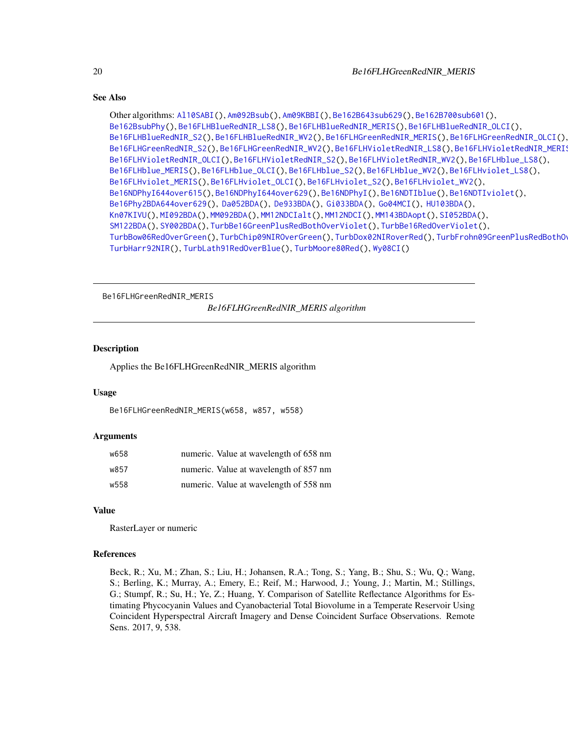### See Also

Other algorithms: Al10SABI(), Am092Bsub(), Am09KBBI(), Be162B643sub629(), Be162B700sub601(), Be162BsubPhy(), Be16FLHBlueRedNIR_LS8(), Be16FLHBlueRedNIR_MERIS(), Be16FLHBlueRedNIR_OLCI(), Be16FLHBlueRedNIR_S2(), Be16FLHBlueRedNIR_WV2(), Be16FLHGreenRedNIR_MERIS(), Be16FLHGreenRedNIR_OLCI(), Be16FLHGreenRedNIR_S2(), Be16FLHGreenRedNIR_WV2(), Be16FLHVioletRedNIR_LS8(), Be16FLHVioletRedNIR_MERIS(), Be16FLHVioletRedNIR_OLCI(), Be16FLHVioletRedNIR_S2(), Be16FLHVioletRedNIR_WV2(), Be16FLHblue_LS8(), Be16FLHblue_MERIS(), Be16FLHblue_OLCI(), Be16FLHblue_S2(), Be16FLHblue_WV2(), Be16FLHviolet_LS8(), Be16FLHviolet_MERIS(), Be16FLHviolet_OLCI(), Be16FLHviolet_S2(), Be16FLHviolet_WV2(), Be16NDPhyI644over615(), Be16NDPhyI644over629(), Be16NDPhyI(), Be16NDTIblue(), Be16NDTIviolet(), Be16Phy2BDA644over629(), Da052BDA(), De933BDA(), Gi033BDA(), Go04MCI(), HU103BDA(), Kn07KIVU(), MI092BDA(), MM092BDA(), MM12NDCIalt(), MM12NDCI(), MM143BDAopt(), SI052BDA(), SM122BDA(), SY002BDA(), TurbBe16GreenPlusRedBothOverViolet(), TurbBe16RedOverViolet(), TurbBow06RedOverGreen(), TurbChip09NIROverGreen(), TurbDox02NIRoverRed(), TurbFrohn09GreenPlusRedBothOverBlue(), TurbHarr92NIR(), TurbLath91RedOverBlue(), TurbMoore80Red(), Wy08CI()

---

## Be16FLHGreenRedNIR_MERIS — *Be16FLHGreenRedNIR_MERIS algorithm*

### Description

Applies the Be16FLHGreenRedNIR_MERIS algorithm

### Usage

```
Be16FLHGreenRedNIR_MERIS(w658, w857, w558)
```

### Arguments

| | |
|---|---|
| w658 | numeric. Value at wavelength of 658 nm |
| w857 | numeric. Value at wavelength of 857 nm |
| w558 | numeric. Value at wavelength of 558 nm |

### Value

RasterLayer or numeric

### References

Beck, R.; Xu, M.; Zhan, S.; Liu, H.; Johansen, R.A.; Tong, S.; Yang, B.; Shu, S.; Wu, Q.; Wang, S.; Berling, K.; Murray, A.; Emery, E.; Reif, M.; Harwood, J.; Young, J.; Martin, M.; Stillings, G.; Stumpf, R.; Su, H.; Ye, Z.; Huang, Y. Comparison of Satellite Reflectance Algorithms for Estimating Phycocyanin Values and Cyanobacterial Total Biovolume in a Temperate Reservoir Using Coincident Hyperspectral Aircraft Imagery and Dense Coincident Surface Observations. Remote Sens. 2017, 9, 538.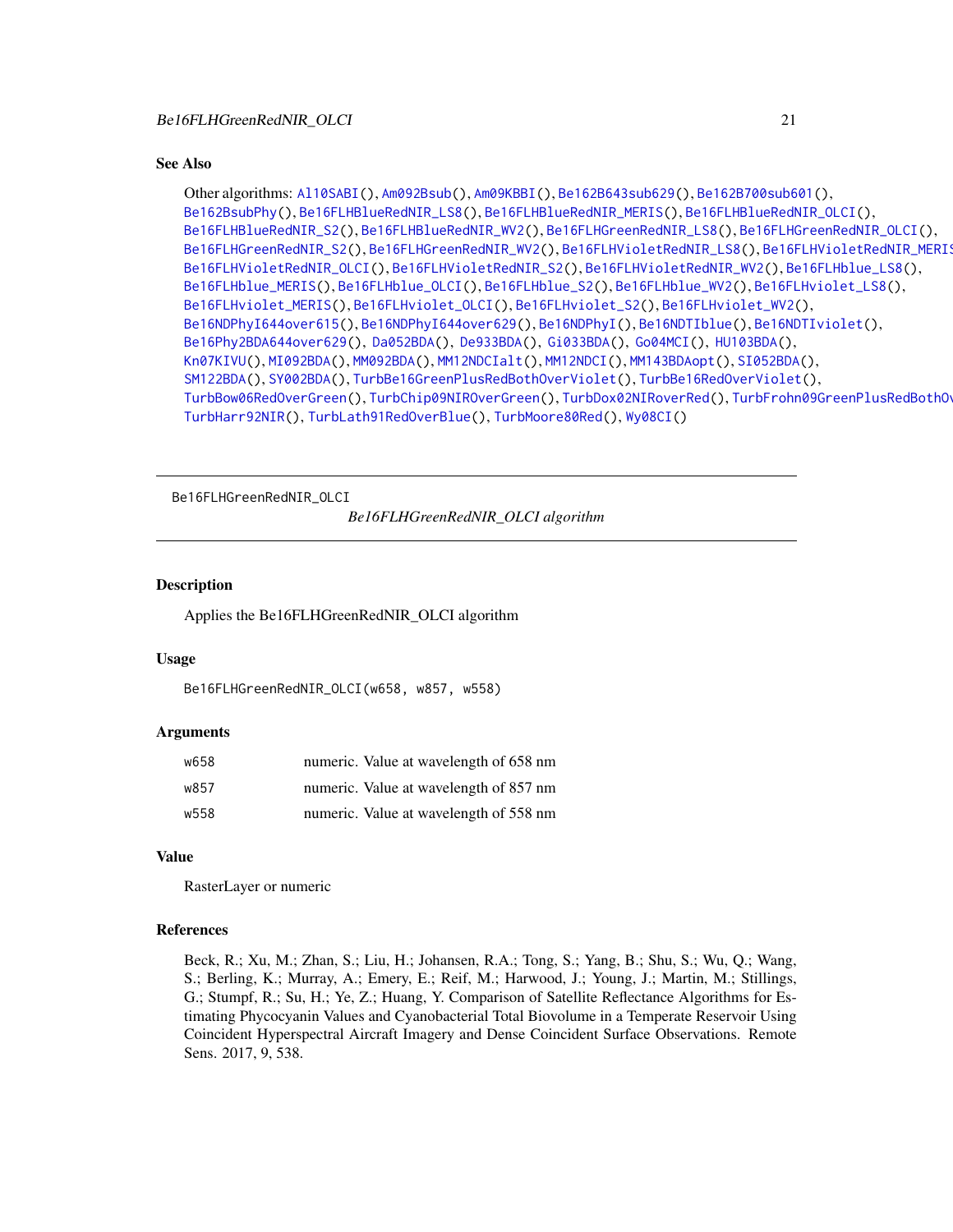## See Also

Other algorithms: Al10SABI(), Am092Bsub(), Am09KBBI(), Be162B643sub629(), Be162B700sub601(), Be162BsubPhy(), Be16FLHBlueRedNIR_LS8(), Be16FLHBlueRedNIR_MERIS(), Be16FLHBlueRedNIR_OLCI(), Be16FLHBlueRedNIR_S2(), Be16FLHBlueRedNIR_WV2(), Be16FLHGreenRedNIR_LS8(), Be16FLHGreenRedNIR_OLCI(), Be16FLHGreenRedNIR_S2(), Be16FLHGreenRedNIR_WV2(), Be16FLHVioletRedNIR_LS8(), Be16FLHVioletRedNIR_MERIS Be16FLHVioletRedNIR_OLCI(), Be16FLHVioletRedNIR_S2(), Be16FLHVioletRedNIR_WV2(), Be16FLHblue_LS8(), Be16FLHblue_MERIS(), Be16FLHblue_OLCI(), Be16FLHblue_S2(), Be16FLHblue_WV2(), Be16FLHviolet_LS8(), Be16FLHviolet_MERIS(), Be16FLHviolet_OLCI(), Be16FLHviolet_S2(), Be16FLHviolet_WV2(), Be16NDPhyI644over615(), Be16NDPhyI644over629(), Be16NDPhyI(), Be16NDTIblue(), Be16NDTIviolet(), Be16Phy2BDA644over629(), Da052BDA(), De933BDA(), Gi033BDA(), Go04MCI(), HU103BDA(), Kn07KIVU(), MI092BDA(), MM092BDA(), MM12NDCIalt(), MM12NDCI(), MM143BDAopt(), SI052BDA(), SM122BDA(), SY002BDA(), TurbBe16GreenPlusRedBothOverViolet(), TurbBe16RedOverViolet(), TurbBow06RedOverGreen(), TurbChip09NIROverGreen(), TurbDox02NIRoverRed(), TurbFrohn09GreenPlusRedBothOv TurbHarr92NIR(), TurbLath91RedOverBlue(), TurbMoore80Red(), Wy08CI()

---

Be16FLHGreenRedNIR_OLCI

*Be16FLHGreenRedNIR_OLCI algorithm*

---

## Description

Applies the Be16FLHGreenRedNIR_OLCI algorithm

## Usage

```
Be16FLHGreenRedNIR_OLCI(w658, w857, w558)
```

## Arguments

| | |
|---|---|
| w658 | numeric. Value at wavelength of 658 nm |
| w857 | numeric. Value at wavelength of 857 nm |
| w558 | numeric. Value at wavelength of 558 nm |

## Value

RasterLayer or numeric

## References

Beck, R.; Xu, M.; Zhan, S.; Liu, H.; Johansen, R.A.; Tong, S.; Yang, B.; Shu, S.; Wu, Q.; Wang, S.; Berling, K.; Murray, A.; Emery, E.; Reif, M.; Harwood, J.; Young, J.; Martin, M.; Stillings, G.; Stumpf, R.; Su, H.; Ye, Z.; Huang, Y. Comparison of Satellite Reflectance Algorithms for Estimating Phycocyanin Values and Cyanobacterial Total Biovolume in a Temperate Reservoir Using Coincident Hyperspectral Aircraft Imagery and Dense Coincident Surface Observations. Remote Sens. 2017, 9, 538.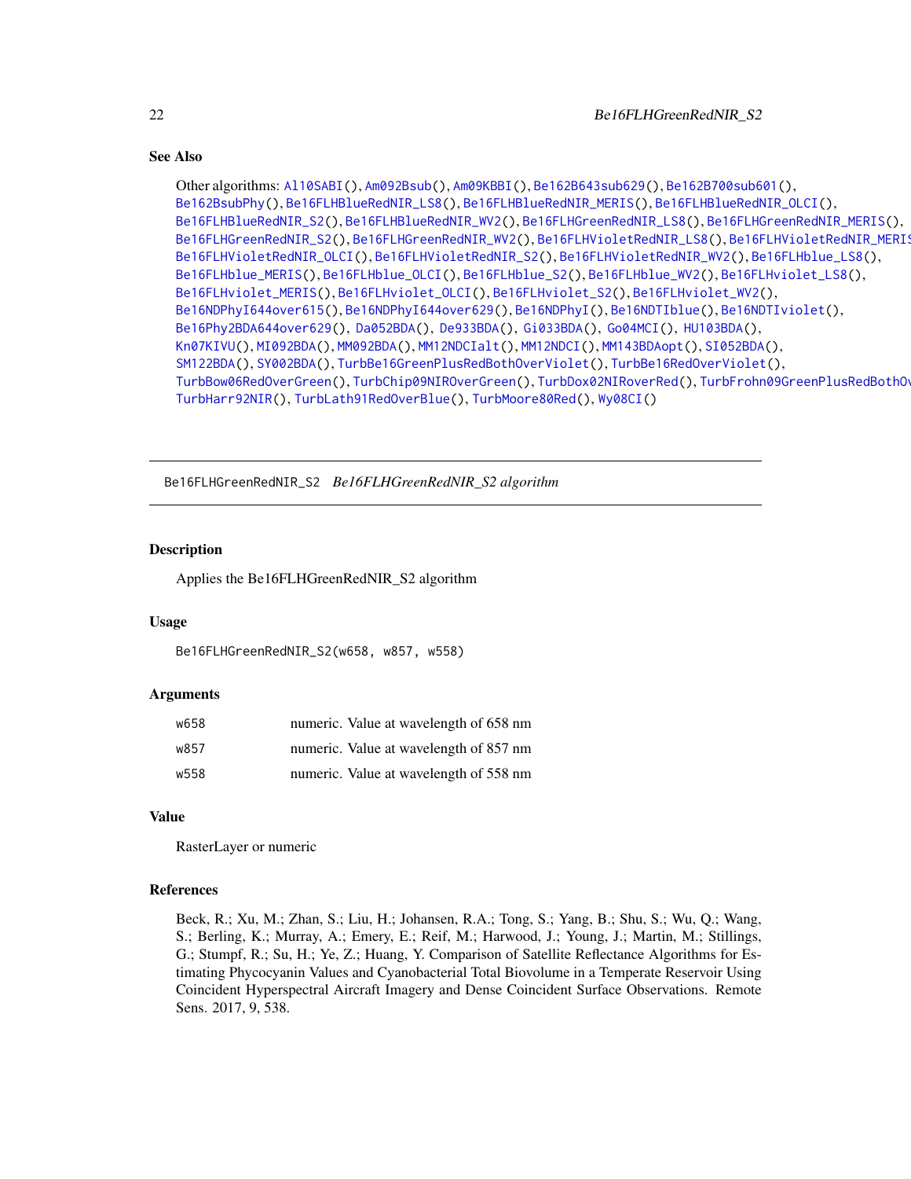## See Also

Other algorithms: Al10SABI(), Am092Bsub(), Am09KBBI(), Be162B643sub629(), Be162B700sub601(), Be162BsubPhy(), Be16FLHBlueRedNIR_LS8(), Be16FLHBlueRedNIR_MERIS(), Be16FLHBlueRedNIR_OLCI(), Be16FLHBlueRedNIR_S2(), Be16FLHBlueRedNIR_WV2(), Be16FLHGreenRedNIR_LS8(), Be16FLHGreenRedNIR_MERIS(), Be16FLHGreenRedNIR_S2(), Be16FLHGreenRedNIR_WV2(), Be16FLHVioletRedNIR_LS8(), Be16FLHVioletRedNIR_MERIS(), Be16FLHVioletRedNIR_OLCI(), Be16FLHVioletRedNIR_S2(), Be16FLHVioletRedNIR_WV2(), Be16FLHblue_LS8(), Be16FLHblue_MERIS(), Be16FLHblue_OLCI(), Be16FLHblue_S2(), Be16FLHblue_WV2(), Be16FLHviolet_LS8(), Be16FLHviolet_MERIS(), Be16FLHviolet_OLCI(), Be16FLHviolet_S2(), Be16FLHviolet_WV2(), Be16NDPhyI644over615(), Be16NDPhyI644over629(), Be16NDPhyI(), Be16NDTIblue(), Be16NDTIviolet(), Be16Phy2BDA644over629(), Da052BDA(), De933BDA(), Gi033BDA(), Go04MCI(), HU103BDA(), Kn07KIVU(), MI092BDA(), MM092BDA(), MM12NDCIalt(), MM12NDCI(), MM143BDAopt(), SI052BDA(), SM122BDA(), SY002BDA(), TurbBe16GreenPlusRedBothOverViolet(), TurbBe16RedOverViolet(), TurbBow06RedOverGreen(), TurbChip09NIROverGreen(), TurbDox02NIRoverRed(), TurbFrohn09GreenPlusRedBothOverBlue(), TurbHarr92NIR(), TurbLath91RedOverBlue(), TurbMoore80Red(), Wy08CI()

---

# Be16FLHGreenRedNIR_S2 *Be16FLHGreenRedNIR_S2 algorithm*

## Description

Applies the Be16FLHGreenRedNIR_S2 algorithm

## Usage

```
Be16FLHGreenRedNIR_S2(w658, w857, w558)
```

## Arguments

| | |
|---|---|
| w658 | numeric. Value at wavelength of 658 nm |
| w857 | numeric. Value at wavelength of 857 nm |
| w558 | numeric. Value at wavelength of 558 nm |

## Value

RasterLayer or numeric

## References

Beck, R.; Xu, M.; Zhan, S.; Liu, H.; Johansen, R.A.; Tong, S.; Yang, B.; Shu, S.; Wu, Q.; Wang, S.; Berling, K.; Murray, A.; Emery, E.; Reif, M.; Harwood, J.; Young, J.; Martin, M.; Stillings, G.; Stumpf, R.; Su, H.; Ye, Z.; Huang, Y. Comparison of Satellite Reflectance Algorithms for Estimating Phycocyanin Values and Cyanobacterial Total Biovolume in a Temperate Reservoir Using Coincident Hyperspectral Aircraft Imagery and Dense Coincident Surface Observations. Remote Sens. 2017, 9, 538.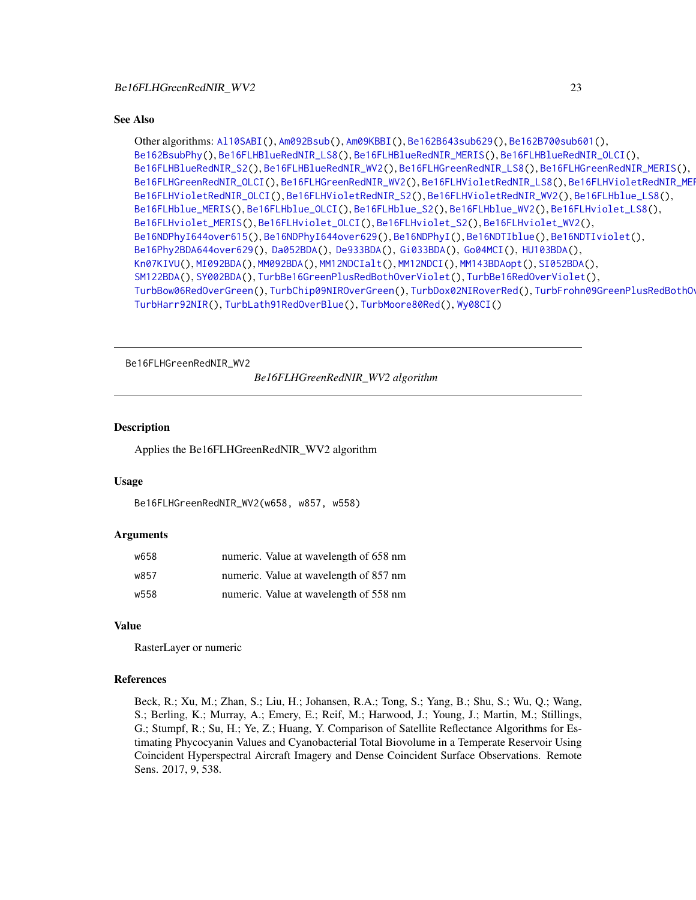## See Also

Other algorithms: Al10SABI(), Am092Bsub(), Am09KBBI(), Be162B643sub629(), Be162B700sub601(), Be162BsubPhy(), Be16FLHBlueRedNIR_LS8(), Be16FLHBlueRedNIR_MERIS(), Be16FLHBlueRedNIR_OLCI(), Be16FLHBlueRedNIR_S2(), Be16FLHBlueRedNIR_WV2(), Be16FLHGreenRedNIR_LS8(), Be16FLHGreenRedNIR_MERIS(), Be16FLHGreenRedNIR_OLCI(), Be16FLHGreenRedNIR_WV2(), Be16FLHVioletRedNIR_LS8(), Be16FLHVioletRedNIR_MERIS(), Be16FLHVioletRedNIR_OLCI(), Be16FLHVioletRedNIR_S2(), Be16FLHVioletRedNIR_WV2(), Be16FLHblue_LS8(), Be16FLHblue_MERIS(), Be16FLHblue_OLCI(), Be16FLHblue_S2(), Be16FLHblue_WV2(), Be16FLHviolet_LS8(), Be16FLHviolet_MERIS(), Be16FLHviolet_OLCI(), Be16FLHviolet_S2(), Be16FLHviolet_WV2(), Be16NDPhyI644over615(), Be16NDPhyI644over629(), Be16NDPhyI(), Be16NDTIblue(), Be16NDTIviolet(), Be16Phy2BDA644over629(), Da052BDA(), De933BDA(), Gi033BDA(), Go04MCI(), HU103BDA(), Kn07KIVU(), MI092BDA(), MM092BDA(), MM12NDCIalt(), MM12NDCI(), MM143BDAopt(), SI052BDA(), SM122BDA(), SY002BDA(), TurbBe16GreenPlusRedBothOverViolet(), TurbBe16RedOverViolet(), TurbBow06RedOverGreen(), TurbChip09NIROverGreen(), TurbDox02NIRoverRed(), TurbFrohn09GreenPlusRedBothOverBlue(), TurbHarr92NIR(), TurbLath91RedOverBlue(), TurbMoore80Red(), Wy08CI()

---

Be16FLHGreenRedNIR_WV2 — *Be16FLHGreenRedNIR_WV2 algorithm*

---

## Description

Applies the Be16FLHGreenRedNIR_WV2 algorithm

## Usage

```
Be16FLHGreenRedNIR_WV2(w658, w857, w558)
```

## Arguments

| | |
|---|---|
| w658 | numeric. Value at wavelength of 658 nm |
| w857 | numeric. Value at wavelength of 857 nm |
| w558 | numeric. Value at wavelength of 558 nm |

## Value

RasterLayer or numeric

## References

Beck, R.; Xu, M.; Zhan, S.; Liu, H.; Johansen, R.A.; Tong, S.; Yang, B.; Shu, S.; Wu, Q.; Wang, S.; Berling, K.; Murray, A.; Emery, E.; Reif, M.; Harwood, J.; Young, J.; Martin, M.; Stillings, G.; Stumpf, R.; Su, H.; Ye, Z.; Huang, Y. Comparison of Satellite Reflectance Algorithms for Estimating Phycocyanin Values and Cyanobacterial Total Biovolume in a Temperate Reservoir Using Coincident Hyperspectral Aircraft Imagery and Dense Coincident Surface Observations. Remote Sens. 2017, 9, 538.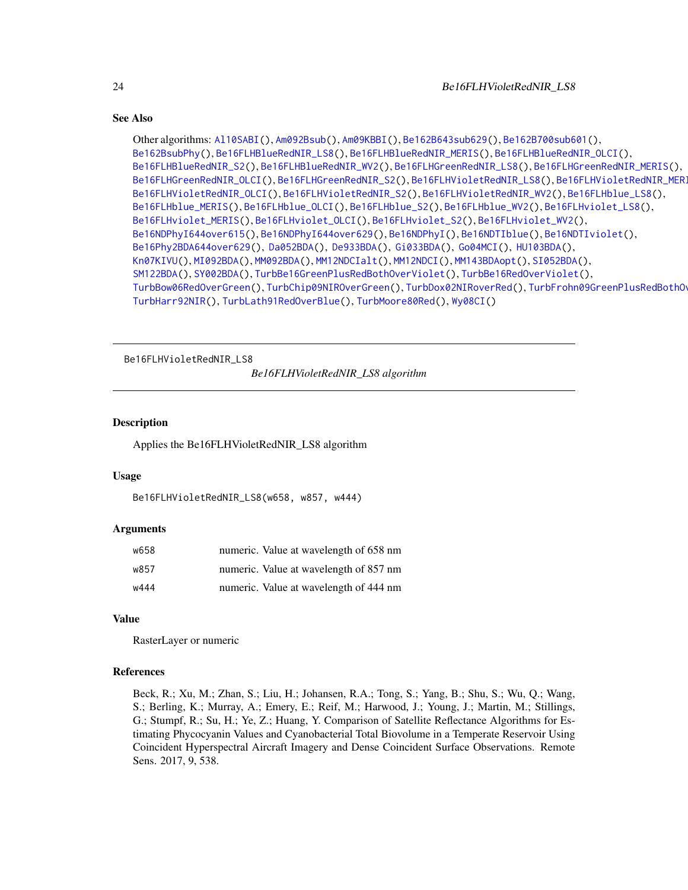## See Also

Other algorithms: Al10SABI(), Am092Bsub(), Am09KBBI(), Be162B643sub629(), Be162B700sub601(), Be162BsubPhy(), Be16FLHBlueRedNIR_LS8(), Be16FLHBlueRedNIR_MERIS(), Be16FLHBlueRedNIR_OLCI(), Be16FLHBlueRedNIR_S2(), Be16FLHBlueRedNIR_WV2(), Be16FLHGreenRedNIR_LS8(), Be16FLHGreenRedNIR_MERIS(), Be16FLHGreenRedNIR_OLCI(), Be16FLHGreenRedNIR_S2(), Be16FLHVioletRedNIR_LS8(), Be16FLHVioletRedNIR_MERIS(), Be16FLHVioletRedNIR_OLCI(), Be16FLHVioletRedNIR_S2(), Be16FLHVioletRedNIR_WV2(), Be16FLHblue_LS8(), Be16FLHblue_MERIS(), Be16FLHblue_OLCI(), Be16FLHblue_S2(), Be16FLHblue_WV2(), Be16FLHviolet_LS8(), Be16FLHviolet_MERIS(), Be16FLHviolet_OLCI(), Be16FLHviolet_S2(), Be16FLHviolet_WV2(), Be16NDPhyI644over615(), Be16NDPhyI644over629(), Be16NDPhyI(), Be16NDTIblue(), Be16NDTIviolet(), Be16Phy2BDA644over629(), Da052BDA(), De933BDA(), Gi033BDA(), Go04MCI(), HU103BDA(), Kn07KIVU(), MI092BDA(), MM092BDA(), MM12NDCIalt(), MM12NDCI(), MM143BDAopt(), SI052BDA(), SM122BDA(), SY002BDA(), TurbBe16GreenPlusRedBothOverViolet(), TurbBe16RedOverViolet(), TurbBow06RedOverGreen(), TurbChip09NIROverGreen(), TurbDox02NIRoverRed(), TurbFrohn09GreenPlusRedBothOverBlue(), TurbHarr92NIR(), TurbLath91RedOverBlue(), TurbMoore80Red(), Wy08CI()

---

Be16FLHVioletRedNIR_LS8

*Be16FLHVioletRedNIR_LS8 algorithm*

---

## Description

Applies the Be16FLHVioletRedNIR_LS8 algorithm

## Usage

```
Be16FLHVioletRedNIR_LS8(w658, w857, w444)
```

## Arguments

| | |
|---|---|
| w658 | numeric. Value at wavelength of 658 nm |
| w857 | numeric. Value at wavelength of 857 nm |
| w444 | numeric. Value at wavelength of 444 nm |

## Value

RasterLayer or numeric

## References

Beck, R.; Xu, M.; Zhan, S.; Liu, H.; Johansen, R.A.; Tong, S.; Yang, B.; Shu, S.; Wu, Q.; Wang, S.; Berling, K.; Murray, A.; Emery, E.; Reif, M.; Harwood, J.; Young, J.; Martin, M.; Stillings, G.; Stumpf, R.; Su, H.; Ye, Z.; Huang, Y. Comparison of Satellite Reflectance Algorithms for Estimating Phycocyanin Values and Cyanobacterial Total Biovolume in a Temperate Reservoir Using Coincident Hyperspectral Aircraft Imagery and Dense Coincident Surface Observations. Remote Sens. 2017, 9, 538.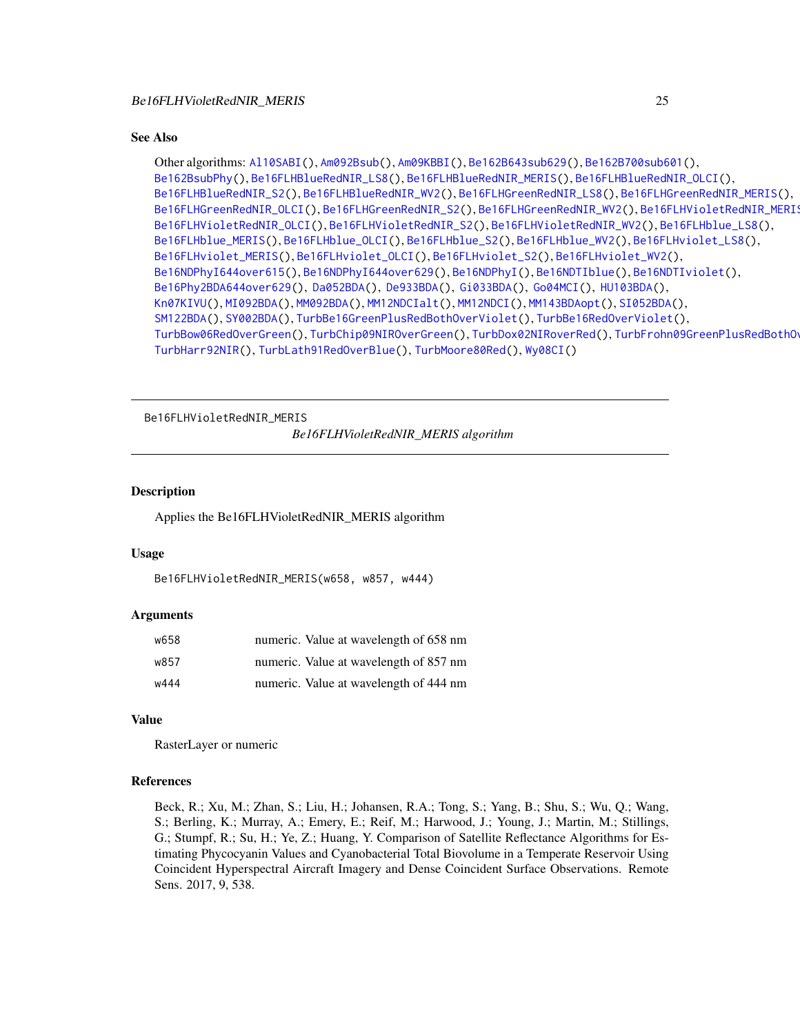### See Also

Other algorithms: Al10SABI(), Am092Bsub(), Am09KBBI(), Be162B643sub629(), Be162B700sub601(), Be162BsubPhy(), Be16FLHBlueRedNIR_LS8(), Be16FLHBlueRedNIR_MERIS(), Be16FLHBlueRedNIR_OLCI(), Be16FLHBlueRedNIR_S2(), Be16FLHBlueRedNIR_WV2(), Be16FLHGreenRedNIR_LS8(), Be16FLHGreenRedNIR_MERIS(), Be16FLHGreenRedNIR_OLCI(), Be16FLHGreenRedNIR_S2(), Be16FLHGreenRedNIR_WV2(), Be16FLHVioletRedNIR_MERIS(), Be16FLHVioletRedNIR_OLCI(), Be16FLHVioletRedNIR_S2(), Be16FLHVioletRedNIR_WV2(), Be16FLHblue_LS8(), Be16FLHblue_MERIS(), Be16FLHblue_OLCI(), Be16FLHblue_S2(), Be16FLHblue_WV2(), Be16FLHviolet_LS8(), Be16FLHviolet_MERIS(), Be16FLHviolet_OLCI(), Be16FLHviolet_S2(), Be16FLHviolet_WV2(), Be16NDPhyI644over615(), Be16NDPhyI644over629(), Be16NDPhyI(), Be16NDTIblue(), Be16NDTIviolet(), Be16Phy2BDA644over629(), Da052BDA(), De933BDA(), Gi033BDA(), Go04MCI(), HU103BDA(), Kn07KIVU(), MI092BDA(), MM092BDA(), MM12NDCIalt(), MM12NDCI(), MM143BDAopt(), SI052BDA(), SM122BDA(), SY002BDA(), TurbBe16GreenPlusRedBothOverViolet(), TurbBe16RedOverViolet(), TurbBow06RedOverGreen(), TurbChip09NIROverGreen(), TurbDox02NIRoverRed(), TurbFrohn09GreenPlusRedBothOverBlue(), TurbHarr92NIR(), TurbLath91RedOverBlue(), TurbMoore80Red(), Wy08CI()

---

## Be16FLHVioletRedNIR_MERIS — *Be16FLHVioletRedNIR_MERIS algorithm*

### Description

Applies the Be16FLHVioletRedNIR_MERIS algorithm

### Usage

```
Be16FLHVioletRedNIR_MERIS(w658, w857, w444)
```

### Arguments

| | |
|---|---|
| w658 | numeric. Value at wavelength of 658 nm |
| w857 | numeric. Value at wavelength of 857 nm |
| w444 | numeric. Value at wavelength of 444 nm |

### Value

RasterLayer or numeric

### References

Beck, R.; Xu, M.; Zhan, S.; Liu, H.; Johansen, R.A.; Tong, S.; Yang, B.; Shu, S.; Wu, Q.; Wang, S.; Berling, K.; Murray, A.; Emery, E.; Reif, M.; Harwood, J.; Young, J.; Martin, M.; Stillings, G.; Stumpf, R.; Su, H.; Ye, Z.; Huang, Y. Comparison of Satellite Reflectance Algorithms for Estimating Phycocyanin Values and Cyanobacterial Total Biovolume in a Temperate Reservoir Using Coincident Hyperspectral Aircraft Imagery and Dense Coincident Surface Observations. Remote Sens. 2017, 9, 538.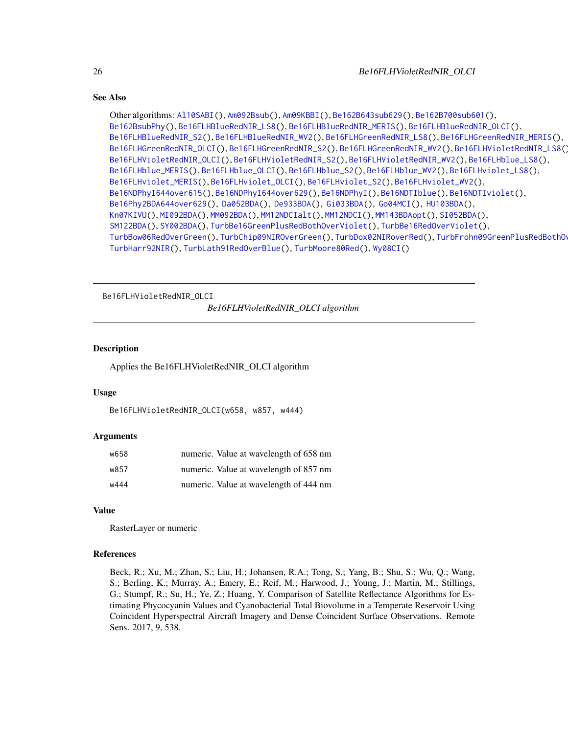### See Also

Other algorithms: Al10SABI(), Am092Bsub(), Am09KBBI(), Be162B643sub629(), Be162B700sub601(), Be162BsubPhy(), Be16FLHBlueRedNIR_LS8(), Be16FLHBlueRedNIR_MERIS(), Be16FLHBlueRedNIR_OLCI(), Be16FLHBlueRedNIR_S2(), Be16FLHBlueRedNIR_WV2(), Be16FLHGreenRedNIR_LS8(), Be16FLHGreenRedNIR_MERIS(), Be16FLHGreenRedNIR_OLCI(), Be16FLHGreenRedNIR_S2(), Be16FLHGreenRedNIR_WV2(), Be16FLHVioletRedNIR_LS8(), Be16FLHVioletRedNIR_OLCI(), Be16FLHVioletRedNIR_S2(), Be16FLHVioletRedNIR_WV2(), Be16FLHblue_LS8(), Be16FLHblue_MERIS(), Be16FLHblue_OLCI(), Be16FLHblue_S2(), Be16FLHblue_WV2(), Be16FLHviolet_LS8(), Be16FLHviolet_MERIS(), Be16FLHviolet_OLCI(), Be16FLHviolet_S2(), Be16FLHviolet_WV2(), Be16NDPhyI644over615(), Be16NDPhyI644over629(), Be16NDPhyI(), Be16NDTIblue(), Be16NDTIviolet(), Be16Phy2BDA644over629(), Da052BDA(), De933BDA(), Gi033BDA(), Go04MCI(), HU103BDA(), Kn07KIVU(), MI092BDA(), MM092BDA(), MM12NDCIalt(), MM12NDCI(), MM143BDAopt(), SI052BDA(), SM122BDA(), SY002BDA(), TurbBe16GreenPlusRedBothOverViolet(), TurbBe16RedOverViolet(), TurbBow06RedOverGreen(), TurbChip09NIROverGreen(), TurbDox02NIRoverRed(), TurbFrohn09GreenPlusRedBothOverBlue(), TurbHarr92NIR(), TurbLath91RedOverBlue(), TurbMoore80Red(), Wy08CI()

---

## Be16FLHVioletRedNIR_OLCI

*Be16FLHVioletRedNIR_OLCI algorithm*

### Description

Applies the Be16FLHVioletRedNIR_OLCI algorithm

### Usage

```
Be16FLHVioletRedNIR_OLCI(w658, w857, w444)
```

### Arguments

| | |
|---|---|
| w658 | numeric. Value at wavelength of 658 nm |
| w857 | numeric. Value at wavelength of 857 nm |
| w444 | numeric. Value at wavelength of 444 nm |

### Value

RasterLayer or numeric

### References

Beck, R.; Xu, M.; Zhan, S.; Liu, H.; Johansen, R.A.; Tong, S.; Yang, B.; Shu, S.; Wu, Q.; Wang, S.; Berling, K.; Murray, A.; Emery, E.; Reif, M.; Harwood, J.; Young, J.; Martin, M.; Stillings, G.; Stumpf, R.; Su, H.; Ye, Z.; Huang, Y. Comparison of Satellite Reflectance Algorithms for Estimating Phycocyanin Values and Cyanobacterial Total Biovolume in a Temperate Reservoir Using Coincident Hyperspectral Aircraft Imagery and Dense Coincident Surface Observations. Remote Sens. 2017, 9, 538.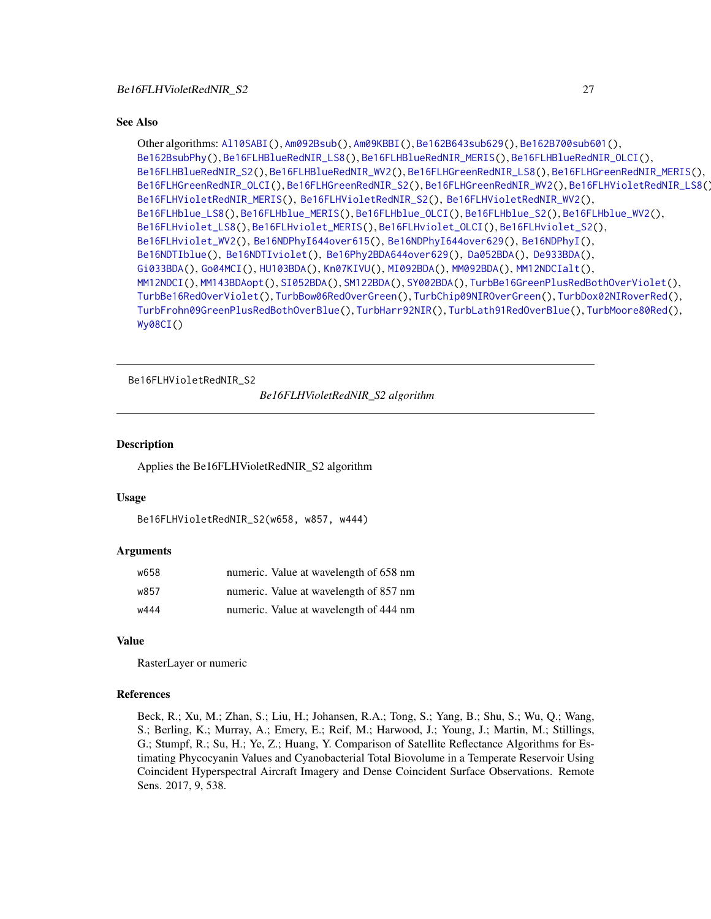## See Also

Other algorithms: Al10SABI(), Am092Bsub(), Am09KBBI(), Be162B643sub629(), Be162B700sub601(), Be162BsubPhy(), Be16FLHBlueRedNIR_LS8(), Be16FLHBlueRedNIR_MERIS(), Be16FLHBlueRedNIR_OLCI(), Be16FLHBlueRedNIR_S2(), Be16FLHBlueRedNIR_WV2(), Be16FLHGreenRedNIR_LS8(), Be16FLHGreenRedNIR_MERIS(), Be16FLHGreenRedNIR_OLCI(), Be16FLHGreenRedNIR_S2(), Be16FLHGreenRedNIR_WV2(), Be16FLHVioletRedNIR_LS8(), Be16FLHVioletRedNIR_MERIS(), Be16FLHVioletRedNIR_S2(), Be16FLHVioletRedNIR_WV2(), Be16FLHblue_LS8(), Be16FLHblue_MERIS(), Be16FLHblue_OLCI(), Be16FLHblue_S2(), Be16FLHblue_WV2(), Be16FLHviolet_LS8(), Be16FLHviolet_MERIS(), Be16FLHviolet_OLCI(), Be16FLHviolet_S2(), Be16FLHviolet_WV2(), Be16NDPhyI644over615(), Be16NDPhyI644over629(), Be16NDPhyI(), Be16NDTIblue(), Be16NDTIviolet(), Be16Phy2BDA644over629(), Da052BDA(), De933BDA(), Gi033BDA(), Go04MCI(), HU103BDA(), Kn07KIVU(), MI092BDA(), MM092BDA(), MM12NDCIalt(), MM12NDCI(), MM143BDAopt(), SI052BDA(), SM122BDA(), SY002BDA(), TurbBe16GreenPlusRedBothOverViolet(), TurbBe16RedOverViolet(), TurbBow06RedOverGreen(), TurbChip09NIROverGreen(), TurbDox02NIRoverRed(), TurbFrohn09GreenPlusRedBothOverBlue(), TurbHarr92NIR(), TurbLath91RedOverBlue(), TurbMoore80Red(), Wy08CI()

---

Be16FLHVioletRedNIR_S2

*Be16FLHVioletRedNIR_S2 algorithm*

---

## Description

Applies the Be16FLHVioletRedNIR_S2 algorithm

## Usage

```
Be16FLHVioletRedNIR_S2(w658, w857, w444)
```

## Arguments

| | |
|---|---|
| w658 | numeric. Value at wavelength of 658 nm |
| w857 | numeric. Value at wavelength of 857 nm |
| w444 | numeric. Value at wavelength of 444 nm |

## Value

RasterLayer or numeric

## References

Beck, R.; Xu, M.; Zhan, S.; Liu, H.; Johansen, R.A.; Tong, S.; Yang, B.; Shu, S.; Wu, Q.; Wang, S.; Berling, K.; Murray, A.; Emery, E.; Reif, M.; Harwood, J.; Young, J.; Martin, M.; Stillings, G.; Stumpf, R.; Su, H.; Ye, Z.; Huang, Y. Comparison of Satellite Reflectance Algorithms for Estimating Phycocyanin Values and Cyanobacterial Total Biovolume in a Temperate Reservoir Using Coincident Hyperspectral Aircraft Imagery and Dense Coincident Surface Observations. Remote Sens. 2017, 9, 538.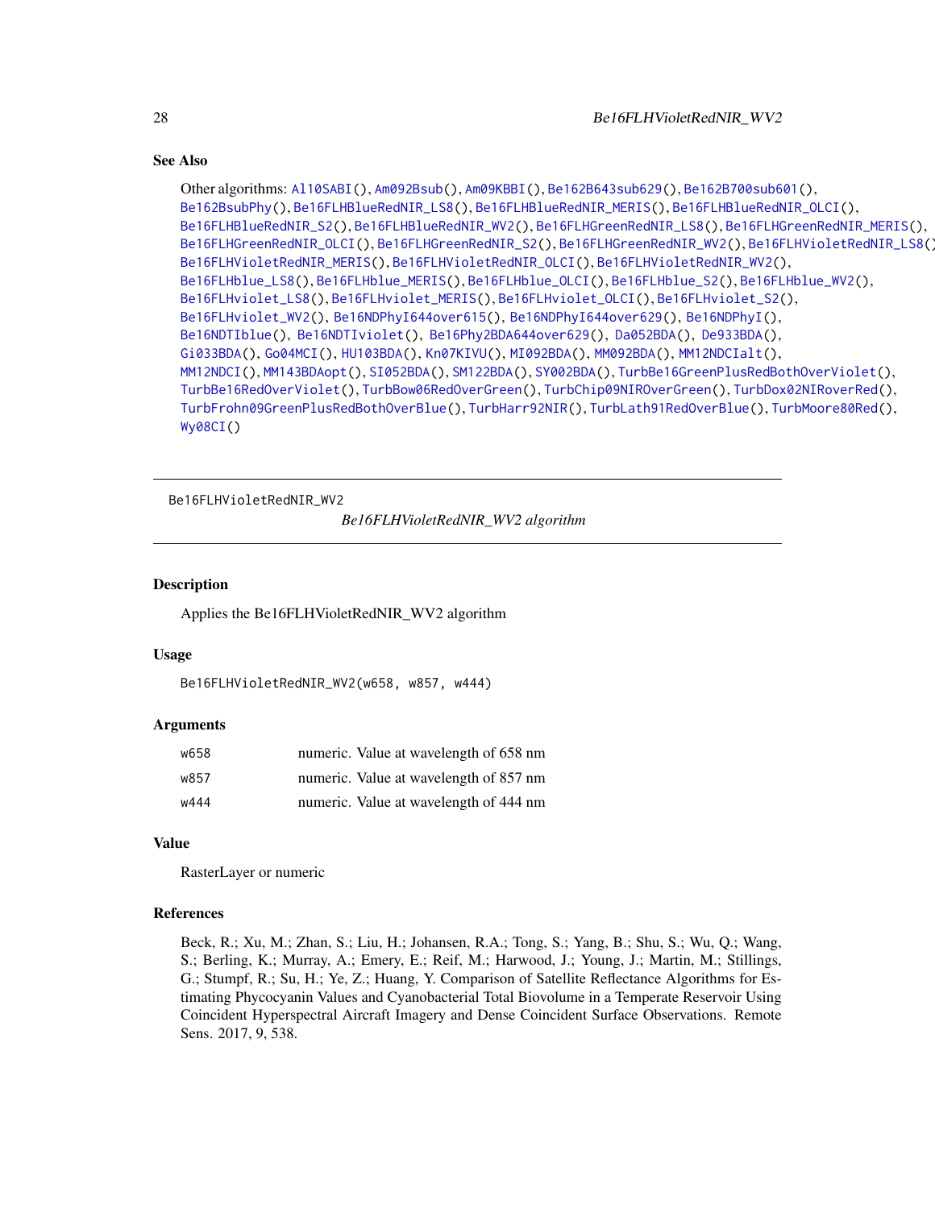## See Also

Other algorithms: Al10SABI(), Am092Bsub(), Am09KBBI(), Be162B643sub629(), Be162B700sub601(), Be162BsubPhy(), Be16FLHBlueRedNIR_LS8(), Be16FLHBlueRedNIR_MERIS(), Be16FLHBlueRedNIR_OLCI(), Be16FLHBlueRedNIR_S2(), Be16FLHBlueRedNIR_WV2(), Be16FLHGreenRedNIR_LS8(), Be16FLHGreenRedNIR_MERIS(), Be16FLHGreenRedNIR_OLCI(), Be16FLHGreenRedNIR_S2(), Be16FLHGreenRedNIR_WV2(), Be16FLHVioletRedNIR_LS8(), Be16FLHVioletRedNIR_MERIS(), Be16FLHVioletRedNIR_OLCI(), Be16FLHVioletRedNIR_WV2(), Be16FLHblue_LS8(), Be16FLHblue_MERIS(), Be16FLHblue_OLCI(), Be16FLHblue_S2(), Be16FLHblue_WV2(), Be16FLHviolet_LS8(), Be16FLHviolet_MERIS(), Be16FLHviolet_OLCI(), Be16FLHviolet_S2(), Be16FLHviolet_WV2(), Be16NDPhyI644over615(), Be16NDPhyI644over629(), Be16NDPhyI(), Be16NDTIblue(), Be16NDTIviolet(), Be16Phy2BDA644over629(), Da052BDA(), De933BDA(), Gi033BDA(), Go04MCI(), HU103BDA(), Kn07KIVU(), MI092BDA(), MM092BDA(), MM12NDCIalt(), MM12NDCI(), MM143BDAopt(), SI052BDA(), SM122BDA(), SY002BDA(), TurbBe16GreenPlusRedBothOverViolet(), TurbBe16RedOverViolet(), TurbBow06RedOverGreen(), TurbChip09NIROverGreen(), TurbDox02NIRoverRed(), TurbFrohn09GreenPlusRedBothOverBlue(), TurbHarr92NIR(), TurbLath91RedOverBlue(), TurbMoore80Red(), Wy08CI()

---

Be16FLHVioletRedNIR_WV2 &nbsp;&nbsp;&nbsp; *Be16FLHVioletRedNIR_WV2 algorithm*

---

## Description

Applies the Be16FLHVioletRedNIR_WV2 algorithm

## Usage

```
Be16FLHVioletRedNIR_WV2(w658, w857, w444)
```

## Arguments

| | |
|---|---|
| w658 | numeric. Value at wavelength of 658 nm |
| w857 | numeric. Value at wavelength of 857 nm |
| w444 | numeric. Value at wavelength of 444 nm |

## Value

RasterLayer or numeric

## References

Beck, R.; Xu, M.; Zhan, S.; Liu, H.; Johansen, R.A.; Tong, S.; Yang, B.; Shu, S.; Wu, Q.; Wang, S.; Berling, K.; Murray, A.; Emery, E.; Reif, M.; Harwood, J.; Young, J.; Martin, M.; Stillings, G.; Stumpf, R.; Su, H.; Ye, Z.; Huang, Y. Comparison of Satellite Reflectance Algorithms for Estimating Phycocyanin Values and Cyanobacterial Total Biovolume in a Temperate Reservoir Using Coincident Hyperspectral Aircraft Imagery and Dense Coincident Surface Observations. Remote Sens. 2017, 9, 538.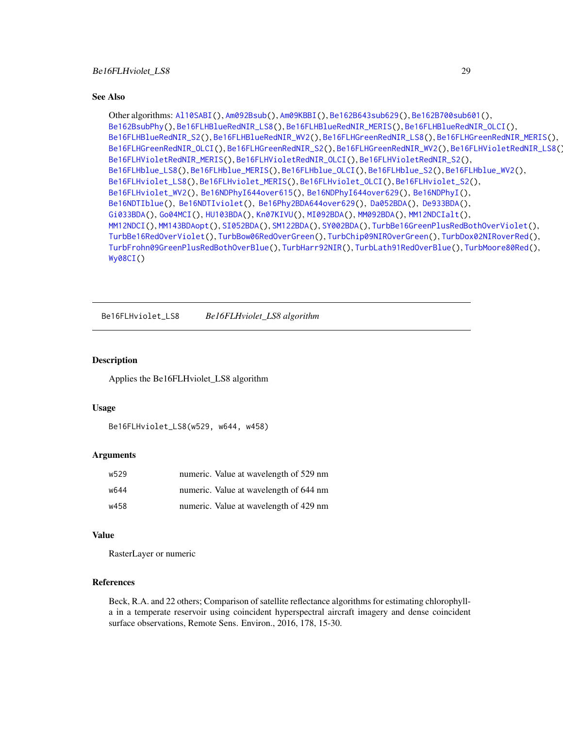## See Also

Other algorithms: Al10SABI(), Am092Bsub(), Am09KBBI(), Be162B643sub629(), Be162B700sub601(), Be162BsubPhy(), Be16FLHBlueRedNIR_LS8(), Be16FLHBlueRedNIR_MERIS(), Be16FLHBlueRedNIR_OLCI(), Be16FLHBlueRedNIR_S2(), Be16FLHBlueRedNIR_WV2(), Be16FLHGreenRedNIR_LS8(), Be16FLHGreenRedNIR_MERIS(), Be16FLHGreenRedNIR_OLCI(), Be16FLHGreenRedNIR_S2(), Be16FLHGreenRedNIR_WV2(), Be16FLHVioletRedNIR_LS8(), Be16FLHVioletRedNIR_MERIS(), Be16FLHVioletRedNIR_OLCI(), Be16FLHVioletRedNIR_S2(), Be16FLHblue_LS8(), Be16FLHblue_MERIS(), Be16FLHblue_OLCI(), Be16FLHblue_S2(), Be16FLHblue_WV2(), Be16FLHviolet_LS8(), Be16FLHviolet_MERIS(), Be16FLHviolet_OLCI(), Be16FLHviolet_S2(), Be16FLHviolet_WV2(), Be16NDPhyI644over615(), Be16NDPhyI644over629(), Be16NDPhyI(), Be16NDTIblue(), Be16NDTIviolet(), Be16Phy2BDA644over629(), Da052BDA(), De933BDA(), Gi033BDA(), Go04MCI(), HU103BDA(), Kn07KIVU(), MI092BDA(), MM092BDA(), MM12NDCIalt(), MM12NDCI(), MM143BDAopt(), SI052BDA(), SM122BDA(), SY002BDA(), TurbBe16GreenPlusRedBothOverViolet(), TurbBe16RedOverViolet(), TurbBow06RedOverGreen(), TurbChip09NIROverGreen(), TurbDox02NIRoverRed(), TurbFrohn09GreenPlusRedBothOverBlue(), TurbHarr92NIR(), TurbLath91RedOverBlue(), TurbMoore80Red(), Wy08CI()

---

# Be16FLHviolet_LS8 &nbsp;&nbsp;&nbsp; *Be16FLHviolet_LS8 algorithm*

## Description

Applies the Be16FLHviolet_LS8 algorithm

## Usage

```
Be16FLHviolet_LS8(w529, w644, w458)
```

## Arguments

| | |
|---|---|
| w529 | numeric. Value at wavelength of 529 nm |
| w644 | numeric. Value at wavelength of 644 nm |
| w458 | numeric. Value at wavelength of 429 nm |

## Value

RasterLayer or numeric

## References

Beck, R.A. and 22 others; Comparison of satellite reflectance algorithms for estimating chlorophyll-a in a temperate reservoir using coincident hyperspectral aircraft imagery and dense coincident surface observations, Remote Sens. Environ., 2016, 178, 15-30.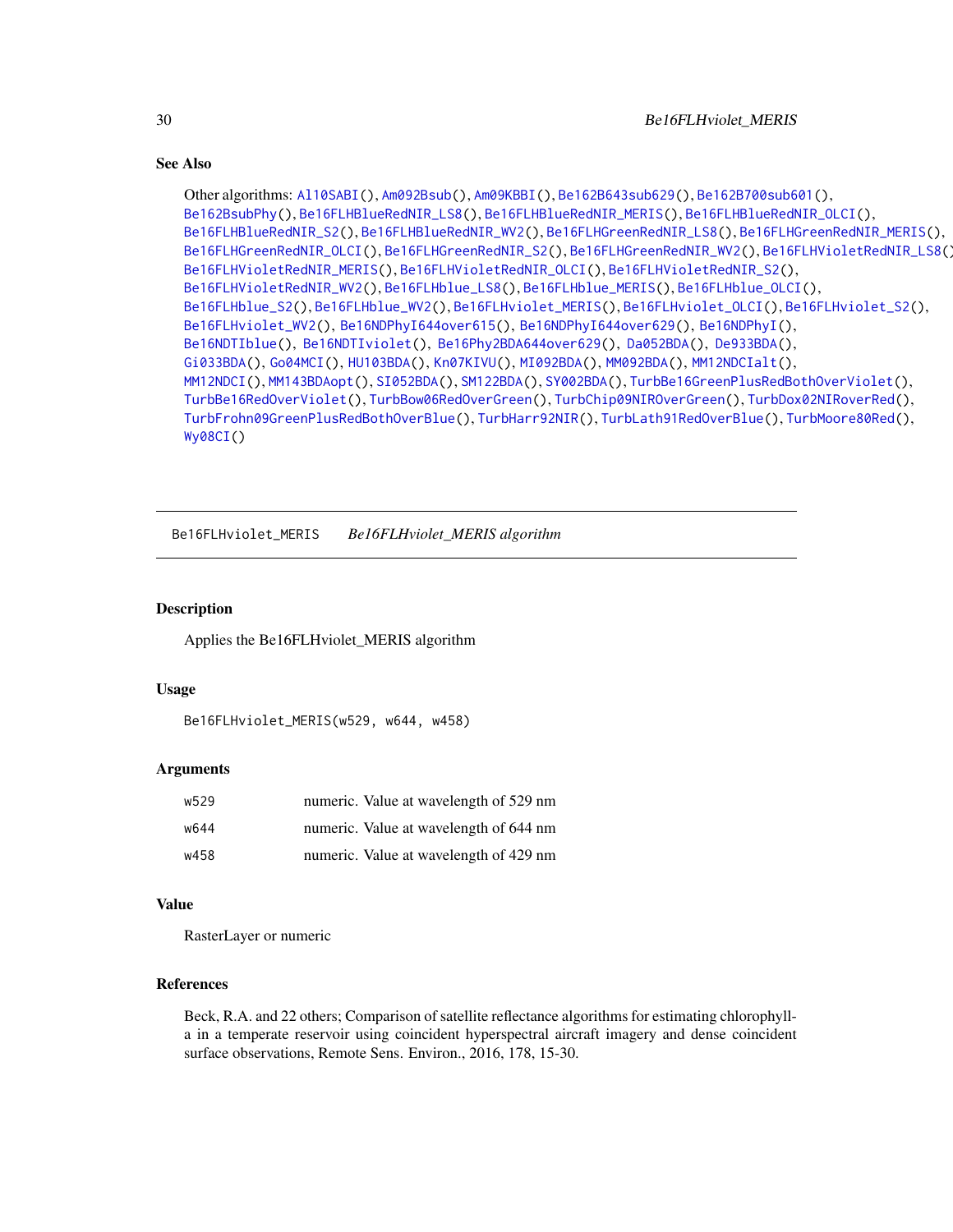### See Also

Other algorithms: Al10SABI(), Am092Bsub(), Am09KBBI(), Be162B643sub629(), Be162B700sub601(), Be162BsubPhy(), Be16FLHBlueRedNIR_LS8(), Be16FLHBlueRedNIR_MERIS(), Be16FLHBlueRedNIR_OLCI(), Be16FLHBlueRedNIR_S2(), Be16FLHBlueRedNIR_WV2(), Be16FLHGreenRedNIR_LS8(), Be16FLHGreenRedNIR_MERIS(), Be16FLHGreenRedNIR_OLCI(), Be16FLHGreenRedNIR_S2(), Be16FLHGreenRedNIR_WV2(), Be16FLHVioletRedNIR_LS8(), Be16FLHVioletRedNIR_MERIS(), Be16FLHVioletRedNIR_OLCI(), Be16FLHVioletRedNIR_S2(), Be16FLHVioletRedNIR_WV2(), Be16FLHblue_LS8(), Be16FLHblue_MERIS(), Be16FLHblue_OLCI(), Be16FLHblue_S2(), Be16FLHblue_WV2(), Be16FLHviolet_MERIS(), Be16FLHviolet_OLCI(), Be16FLHviolet_S2(), Be16FLHviolet_WV2(), Be16NDPhyI644over615(), Be16NDPhyI644over629(), Be16NDPhyI(), Be16NDTIblue(), Be16NDTIviolet(), Be16Phy2BDA644over629(), Da052BDA(), De933BDA(), Gi033BDA(), Go04MCI(), HU103BDA(), Kn07KIVU(), MI092BDA(), MM092BDA(), MM12NDCIalt(), MM12NDCI(), MM143BDAopt(), SI052BDA(), SM122BDA(), SY002BDA(), TurbBe16GreenPlusRedBothOverViolet(), TurbBe16RedOverViolet(), TurbBow06RedOverGreen(), TurbChip09NIROverGreen(), TurbDox02NIRoverRed(), TurbFrohn09GreenPlusRedBothOverBlue(), TurbHarr92NIR(), TurbLath91RedOverBlue(), TurbMoore80Red(), Wy08CI()

---

## Be16FLHviolet_MERIS    *Be16FLHviolet_MERIS algorithm*

### Description

Applies the Be16FLHviolet_MERIS algorithm

### Usage

```
Be16FLHviolet_MERIS(w529, w644, w458)
```

### Arguments

| | |
|---|---|
| w529 | numeric. Value at wavelength of 529 nm |
| w644 | numeric. Value at wavelength of 644 nm |
| w458 | numeric. Value at wavelength of 429 nm |

### Value

RasterLayer or numeric

### References

Beck, R.A. and 22 others; Comparison of satellite reflectance algorithms for estimating chlorophyll-a in a temperate reservoir using coincident hyperspectral aircraft imagery and dense coincident surface observations, Remote Sens. Environ., 2016, 178, 15-30.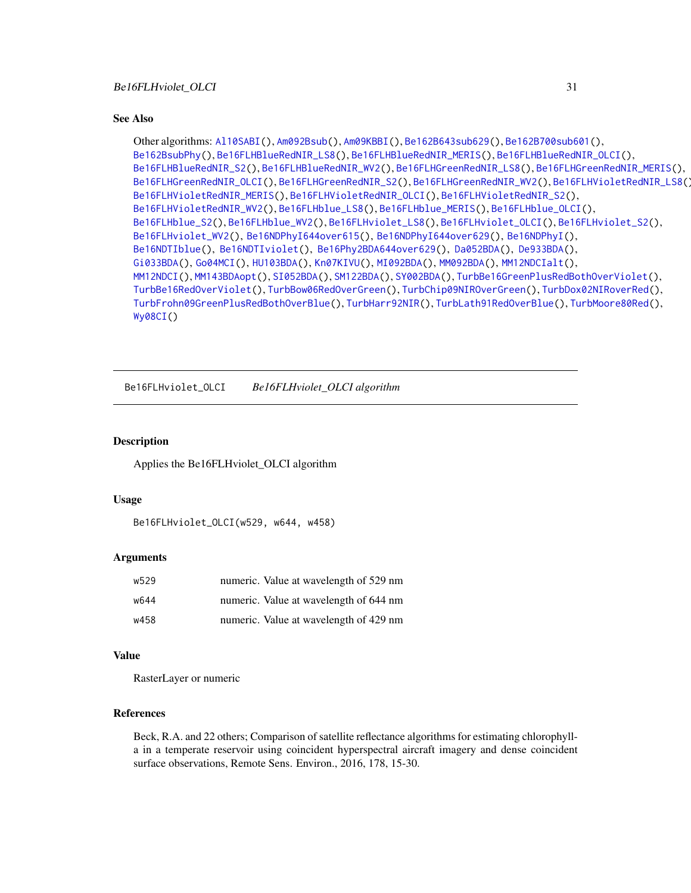### See Also

Other algorithms: Al10SABI(), Am092Bsub(), Am09KBBI(), Be162B643sub629(), Be162B700sub601(), Be162BsubPhy(), Be16FLHBlueRedNIR_LS8(), Be16FLHBlueRedNIR_MERIS(), Be16FLHBlueRedNIR_OLCI(), Be16FLHBlueRedNIR_S2(), Be16FLHBlueRedNIR_WV2(), Be16FLHGreenRedNIR_LS8(), Be16FLHGreenRedNIR_MERIS(), Be16FLHGreenRedNIR_OLCI(), Be16FLHGreenRedNIR_S2(), Be16FLHGreenRedNIR_WV2(), Be16FLHVioletRedNIR_LS8(), Be16FLHVioletRedNIR_MERIS(), Be16FLHVioletRedNIR_OLCI(), Be16FLHVioletRedNIR_S2(), Be16FLHVioletRedNIR_WV2(), Be16FLHblue_LS8(), Be16FLHblue_MERIS(), Be16FLHblue_OLCI(), Be16FLHblue_S2(), Be16FLHblue_WV2(), Be16FLHviolet_LS8(), Be16FLHviolet_OLCI(), Be16FLHviolet_S2(), Be16FLHviolet_WV2(), Be16NDPhyI644over615(), Be16NDPhyI644over629(), Be16NDPhyI(), Be16NDTIblue(), Be16NDTIviolet(), Be16Phy2BDA644over629(), Da052BDA(), De933BDA(), Gi033BDA(), Go04MCI(), HU103BDA(), Kn07KIVU(), MI092BDA(), MM092BDA(), MM12NDCIalt(), MM12NDCI(), MM143BDAopt(), SI052BDA(), SM122BDA(), SY002BDA(), TurbBe16GreenPlusRedBothOverViolet(), TurbBe16RedOverViolet(), TurbBow06RedOverGreen(), TurbChip09NIROverGreen(), TurbDox02NIRoverRed(), TurbFrohn09GreenPlusRedBothOverBlue(), TurbHarr92NIR(), TurbLath91RedOverBlue(), TurbMoore80Red(), Wy08CI()

---

## Be16FLHviolet_OLCI    *Be16FLHviolet_OLCI algorithm*

---

### Description

Applies the Be16FLHviolet_OLCI algorithm

### Usage

```
Be16FLHviolet_OLCI(w529, w644, w458)
```

### Arguments

| | |
|---|---|
| w529 | numeric. Value at wavelength of 529 nm |
| w644 | numeric. Value at wavelength of 644 nm |
| w458 | numeric. Value at wavelength of 429 nm |

### Value

RasterLayer or numeric

### References

Beck, R.A. and 22 others; Comparison of satellite reflectance algorithms for estimating chlorophyll-a in a temperate reservoir using coincident hyperspectral aircraft imagery and dense coincident surface observations, Remote Sens. Environ., 2016, 178, 15-30.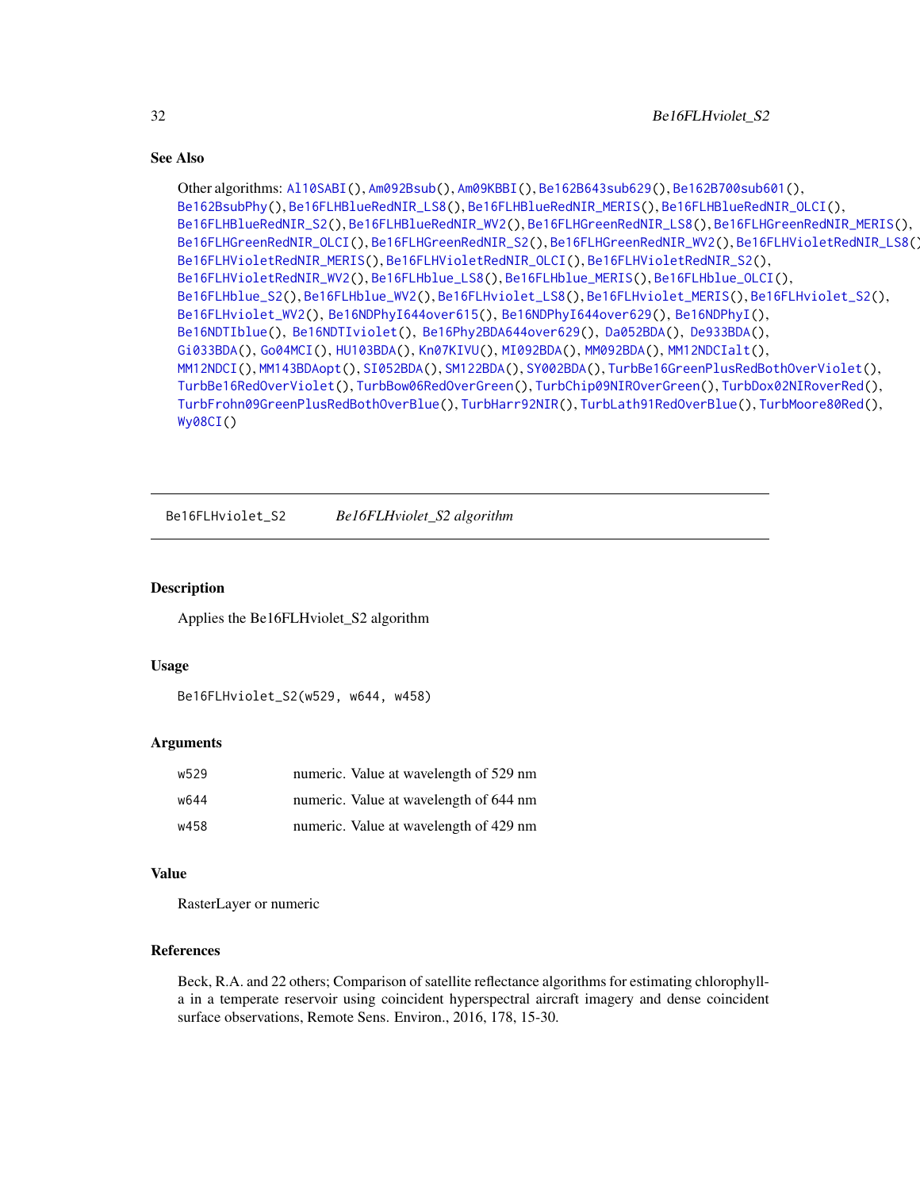## See Also

Other algorithms: Al10SABI(), Am092Bsub(), Am09KBBI(), Be162B643sub629(), Be162B700sub601(), Be162BsubPhy(), Be16FLHBlueRedNIR_LS8(), Be16FLHBlueRedNIR_MERIS(), Be16FLHBlueRedNIR_OLCI(), Be16FLHBlueRedNIR_S2(), Be16FLHBlueRedNIR_WV2(), Be16FLHGreenRedNIR_LS8(), Be16FLHGreenRedNIR_MERIS(), Be16FLHGreenRedNIR_OLCI(), Be16FLHGreenRedNIR_S2(), Be16FLHGreenRedNIR_WV2(), Be16FLHVioletRedNIR_LS8(), Be16FLHVioletRedNIR_MERIS(), Be16FLHVioletRedNIR_OLCI(), Be16FLHVioletRedNIR_S2(), Be16FLHVioletRedNIR_WV2(), Be16FLHblue_LS8(), Be16FLHblue_MERIS(), Be16FLHblue_OLCI(), Be16FLHblue_S2(), Be16FLHblue_WV2(), Be16FLHviolet_LS8(), Be16FLHviolet_MERIS(), Be16FLHviolet_S2(), Be16FLHviolet_WV2(), Be16NDPhyI644over615(), Be16NDPhyI644over629(), Be16NDPhyI(), Be16NDTIblue(), Be16NDTIviolet(), Be16Phy2BDA644over629(), Da052BDA(), De933BDA(), Gi033BDA(), Go04MCI(), HU103BDA(), Kn07KIVU(), MI092BDA(), MM092BDA(), MM12NDCIalt(), MM12NDCI(), MM143BDAopt(), SI052BDA(), SM122BDA(), SY002BDA(), TurbBe16GreenPlusRedBothOverViolet(), TurbBe16RedOverViolet(), TurbBow06RedOverGreen(), TurbChip09NIROverGreen(), TurbDox02NIRoverRed(), TurbFrohn09GreenPlusRedBothOverBlue(), TurbHarr92NIR(), TurbLath91RedOverBlue(), TurbMoore80Red(), Wy08CI()

---

`Be16FLHviolet_S2` *Be16FLHviolet_S2 algorithm*

---

## Description

Applies the Be16FLHviolet_S2 algorithm

## Usage

```
Be16FLHviolet_S2(w529, w644, w458)
```

## Arguments

| | |
|---|---|
| w529 | numeric. Value at wavelength of 529 nm |
| w644 | numeric. Value at wavelength of 644 nm |
| w458 | numeric. Value at wavelength of 429 nm |

## Value

RasterLayer or numeric

## References

Beck, R.A. and 22 others; Comparison of satellite reflectance algorithms for estimating chlorophyll-a in a temperate reservoir using coincident hyperspectral aircraft imagery and dense coincident surface observations, Remote Sens. Environ., 2016, 178, 15-30.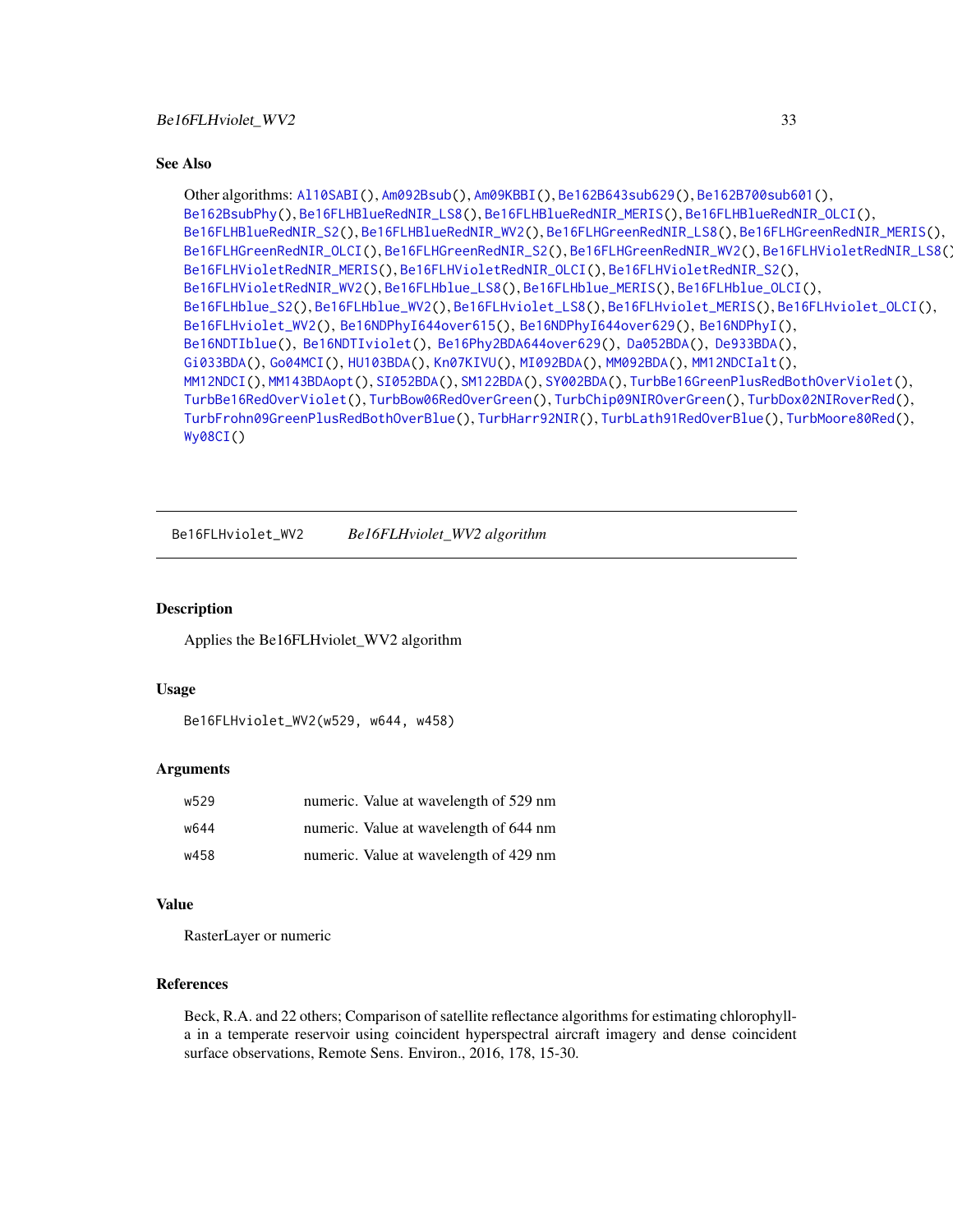## See Also

Other algorithms: Al10SABI(), Am092Bsub(), Am09KBBI(), Be162B643sub629(), Be162B700sub601(), Be162BsubPhy(), Be16FLHBlueRedNIR_LS8(), Be16FLHBlueRedNIR_MERIS(), Be16FLHBlueRedNIR_OLCI(), Be16FLHBlueRedNIR_S2(), Be16FLHBlueRedNIR_WV2(), Be16FLHGreenRedNIR_LS8(), Be16FLHGreenRedNIR_MERIS(), Be16FLHGreenRedNIR_OLCI(), Be16FLHGreenRedNIR_S2(), Be16FLHGreenRedNIR_WV2(), Be16FLHVioletRedNIR_LS8(), Be16FLHVioletRedNIR_MERIS(), Be16FLHVioletRedNIR_OLCI(), Be16FLHVioletRedNIR_S2(), Be16FLHVioletRedNIR_WV2(), Be16FLHblue_LS8(), Be16FLHblue_MERIS(), Be16FLHblue_OLCI(), Be16FLHblue_S2(), Be16FLHblue_WV2(), Be16FLHviolet_LS8(), Be16FLHviolet_MERIS(), Be16FLHviolet_OLCI(), Be16FLHviolet_WV2(), Be16NDPhyI644over615(), Be16NDPhyI644over629(), Be16NDPhyI(), Be16NDTIblue(), Be16NDTIviolet(), Be16Phy2BDA644over629(), Da052BDA(), De933BDA(), Gi033BDA(), Go04MCI(), HU103BDA(), Kn07KIVU(), MI092BDA(), MM092BDA(), MM12NDCIalt(), MM12NDCI(), MM143BDAopt(), SI052BDA(), SM122BDA(), SY002BDA(), TurbBe16GreenPlusRedBothOverViolet(), TurbBe16RedOverViolet(), TurbBow06RedOverGreen(), TurbChip09NIROverGreen(), TurbDox02NIRoverRed(), TurbFrohn09GreenPlusRedBothOverBlue(), TurbHarr92NIR(), TurbLath91RedOverBlue(), TurbMoore80Red(), Wy08CI()

---

# Be16FLHviolet_WV2 *Be16FLHviolet_WV2 algorithm*

## Description

Applies the Be16FLHviolet_WV2 algorithm

## Usage

```
Be16FLHviolet_WV2(w529, w644, w458)
```

## Arguments

| | |
|---|---|
| w529 | numeric. Value at wavelength of 529 nm |
| w644 | numeric. Value at wavelength of 644 nm |
| w458 | numeric. Value at wavelength of 429 nm |

## Value

RasterLayer or numeric

## References

Beck, R.A. and 22 others; Comparison of satellite reflectance algorithms for estimating chlorophyll-a in a temperate reservoir using coincident hyperspectral aircraft imagery and dense coincident surface observations, Remote Sens. Environ., 2016, 178, 15-30.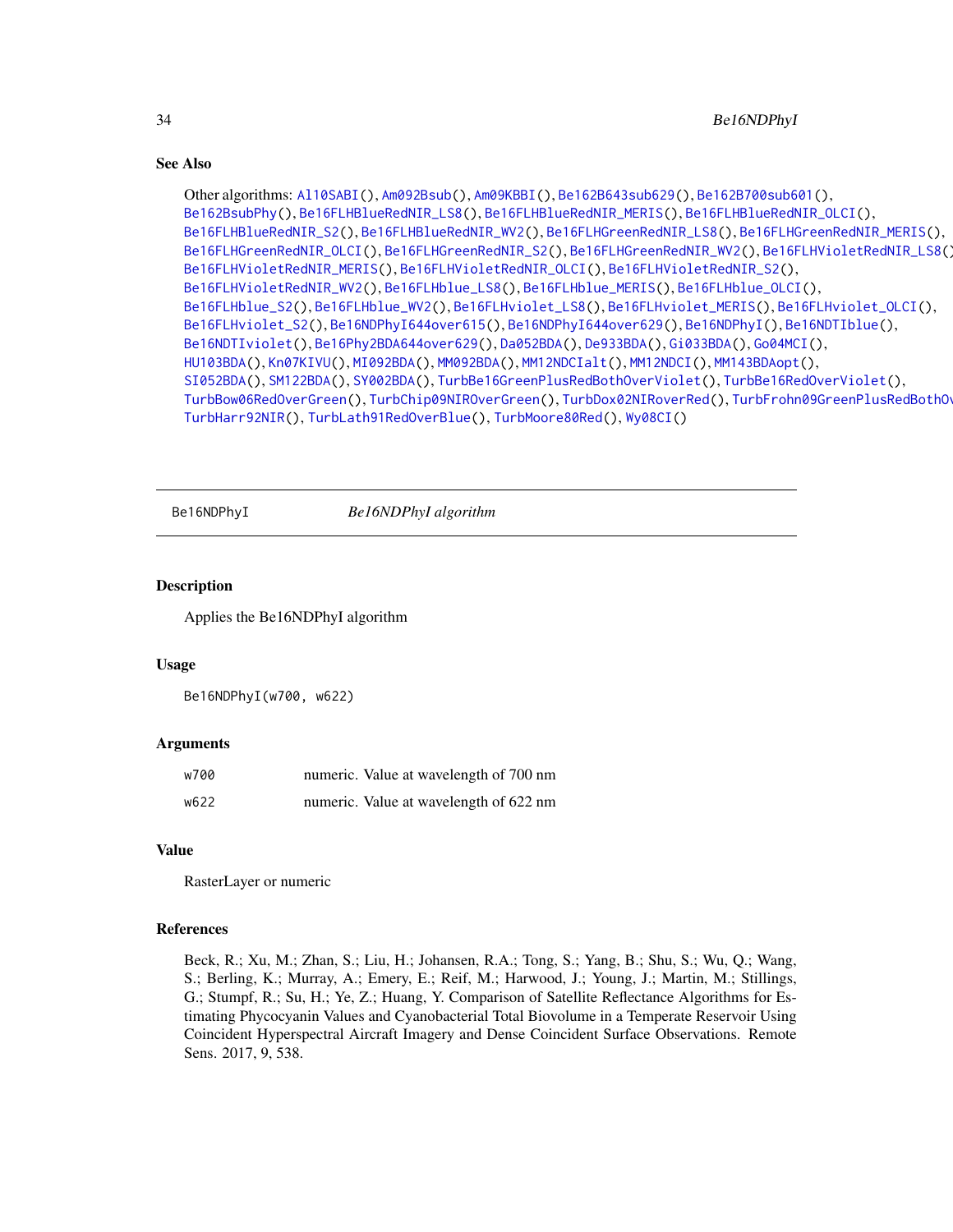## See Also

Other algorithms: Al10SABI(), Am092Bsub(), Am09KBBI(), Be162B643sub629(), Be162B700sub601(), Be162BsubPhy(), Be16FLHBlueRedNIR_LS8(), Be16FLHBlueRedNIR_MERIS(), Be16FLHBlueRedNIR_OLCI(), Be16FLHBlueRedNIR_S2(), Be16FLHBlueRedNIR_WV2(), Be16FLHGreenRedNIR_LS8(), Be16FLHGreenRedNIR_MERIS(), Be16FLHGreenRedNIR_OLCI(), Be16FLHGreenRedNIR_S2(), Be16FLHGreenRedNIR_WV2(), Be16FLHVioletRedNIR_LS8(), Be16FLHVioletRedNIR_MERIS(), Be16FLHVioletRedNIR_OLCI(), Be16FLHVioletRedNIR_S2(), Be16FLHVioletRedNIR_WV2(), Be16FLHblue_LS8(), Be16FLHblue_MERIS(), Be16FLHblue_OLCI(), Be16FLHblue_S2(), Be16FLHblue_WV2(), Be16FLHviolet_LS8(), Be16FLHviolet_MERIS(), Be16FLHviolet_OLCI(), Be16FLHviolet_S2(), Be16NDPhyI644over615(), Be16NDPhyI644over629(), Be16NDPhyI(), Be16NDTIblue(), Be16NDTIviolet(), Be16Phy2BDA644over629(), Da052BDA(), De933BDA(), Gi033BDA(), Go04MCI(), HU103BDA(), Kn07KIVU(), MI092BDA(), MM092BDA(), MM12NDCIalt(), MM12NDCI(), MM143BDAopt(), SI052BDA(), SM122BDA(), SY002BDA(), TurbBe16GreenPlusRedBothOverViolet(), TurbBe16RedOverViolet(), TurbBow06RedOverGreen(), TurbChip09NIROverGreen(), TurbDox02NIRoverRed(), TurbFrohn09GreenPlusRedBothOverBlue(), TurbHarr92NIR(), TurbLath91RedOverBlue(), TurbMoore80Red(), Wy08CI()

---

Be16NDPhyI *Be16NDPhyI algorithm*

---

## Description

Applies the Be16NDPhyI algorithm

## Usage

```
Be16NDPhyI(w700, w622)
```

## Arguments

| | |
|---|---|
| w700 | numeric. Value at wavelength of 700 nm |
| w622 | numeric. Value at wavelength of 622 nm |

## Value

RasterLayer or numeric

## References

Beck, R.; Xu, M.; Zhan, S.; Liu, H.; Johansen, R.A.; Tong, S.; Yang, B.; Shu, S.; Wu, Q.; Wang, S.; Berling, K.; Murray, A.; Emery, E.; Reif, M.; Harwood, J.; Young, J.; Martin, M.; Stillings, G.; Stumpf, R.; Su, H.; Ye, Z.; Huang, Y. Comparison of Satellite Reflectance Algorithms for Estimating Phycocyanin Values and Cyanobacterial Total Biovolume in a Temperate Reservoir Using Coincident Hyperspectral Aircraft Imagery and Dense Coincident Surface Observations. Remote Sens. 2017, 9, 538.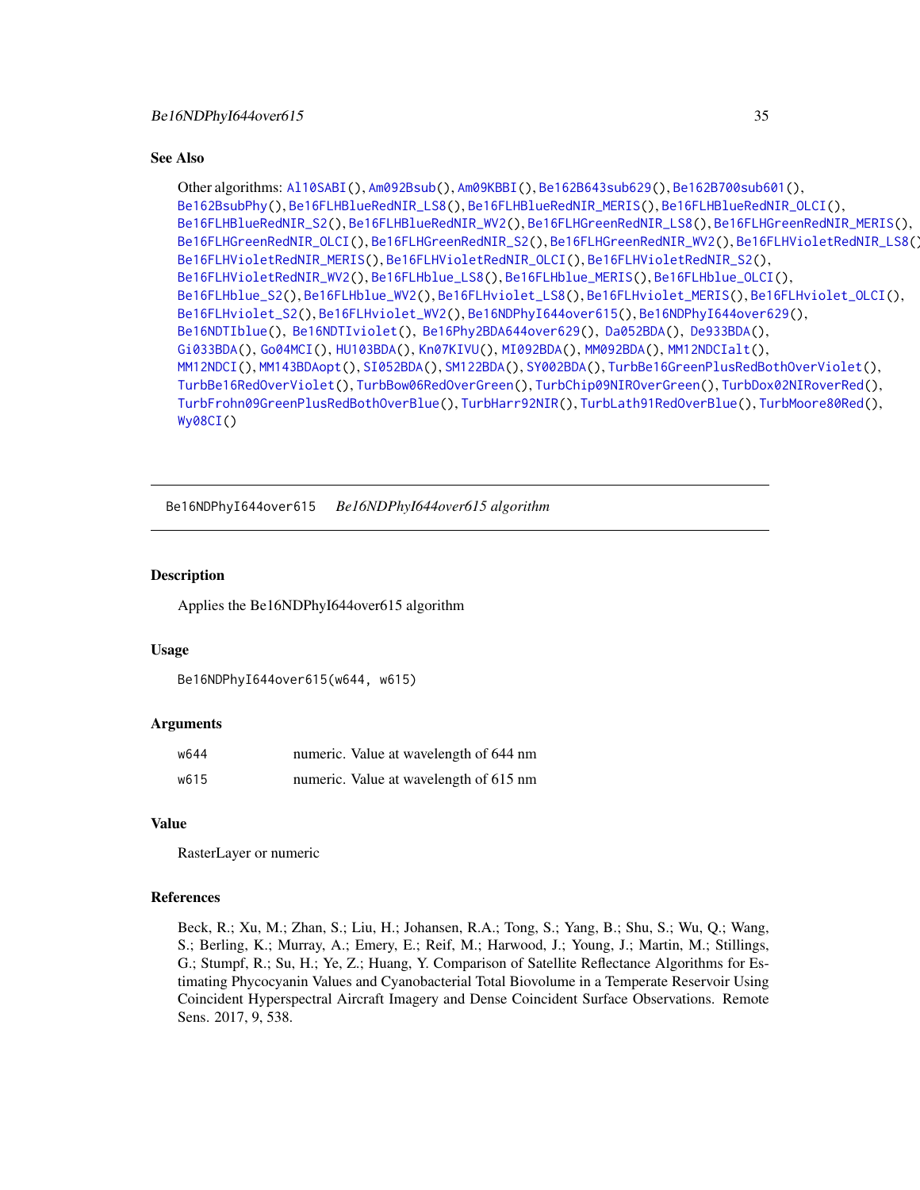### See Also

Other algorithms: Al10SABI(), Am092Bsub(), Am09KBBI(), Be162B643sub629(), Be162B700sub601(), Be162BsubPhy(), Be16FLHBlueRedNIR_LS8(), Be16FLHBlueRedNIR_MERIS(), Be16FLHBlueRedNIR_OLCI(), Be16FLHBlueRedNIR_S2(), Be16FLHBlueRedNIR_WV2(), Be16FLHGreenRedNIR_LS8(), Be16FLHGreenRedNIR_MERIS(), Be16FLHGreenRedNIR_OLCI(), Be16FLHGreenRedNIR_S2(), Be16FLHGreenRedNIR_WV2(), Be16FLHVioletRedNIR_LS8(), Be16FLHVioletRedNIR_MERIS(), Be16FLHVioletRedNIR_OLCI(), Be16FLHVioletRedNIR_S2(), Be16FLHVioletRedNIR_WV2(), Be16FLHblue_LS8(), Be16FLHblue_MERIS(), Be16FLHblue_OLCI(), Be16FLHblue_S2(), Be16FLHblue_WV2(), Be16FLHviolet_LS8(), Be16FLHviolet_MERIS(), Be16FLHviolet_OLCI(), Be16FLHviolet_S2(), Be16FLHviolet_WV2(), Be16NDPhyI644over615(), Be16NDPhyI644over629(), Be16NDTIblue(), Be16NDTIviolet(), Be16Phy2BDA644over629(), Da052BDA(), De933BDA(), Gi033BDA(), Go04MCI(), HU103BDA(), Kn07KIVU(), MI092BDA(), MM092BDA(), MM12NDCIalt(), MM12NDCI(), MM143BDAopt(), SI052BDA(), SM122BDA(), SY002BDA(), TurbBe16GreenPlusRedBothOverViolet(), TurbBe16RedOverViolet(), TurbBow06RedOverGreen(), TurbChip09NIROverGreen(), TurbDox02NIRoverRed(), TurbFrohn09GreenPlusRedBothOverBlue(), TurbHarr92NIR(), TurbLath91RedOverBlue(), TurbMoore80Red(), Wy08CI()

---

## Be16NDPhyI644over615 *Be16NDPhyI644over615 algorithm*

---

### Description

Applies the Be16NDPhyI644over615 algorithm

### Usage

```
Be16NDPhyI644over615(w644, w615)
```

### Arguments

| | |
|---|---|
| w644 | numeric. Value at wavelength of 644 nm |
| w615 | numeric. Value at wavelength of 615 nm |

### Value

RasterLayer or numeric

### References

Beck, R.; Xu, M.; Zhan, S.; Liu, H.; Johansen, R.A.; Tong, S.; Yang, B.; Shu, S.; Wu, Q.; Wang, S.; Berling, K.; Murray, A.; Emery, E.; Reif, M.; Harwood, J.; Young, J.; Martin, M.; Stillings, G.; Stumpf, R.; Su, H.; Ye, Z.; Huang, Y. Comparison of Satellite Reflectance Algorithms for Estimating Phycocyanin Values and Cyanobacterial Total Biovolume in a Temperate Reservoir Using Coincident Hyperspectral Aircraft Imagery and Dense Coincident Surface Observations. Remote Sens. 2017, 9, 538.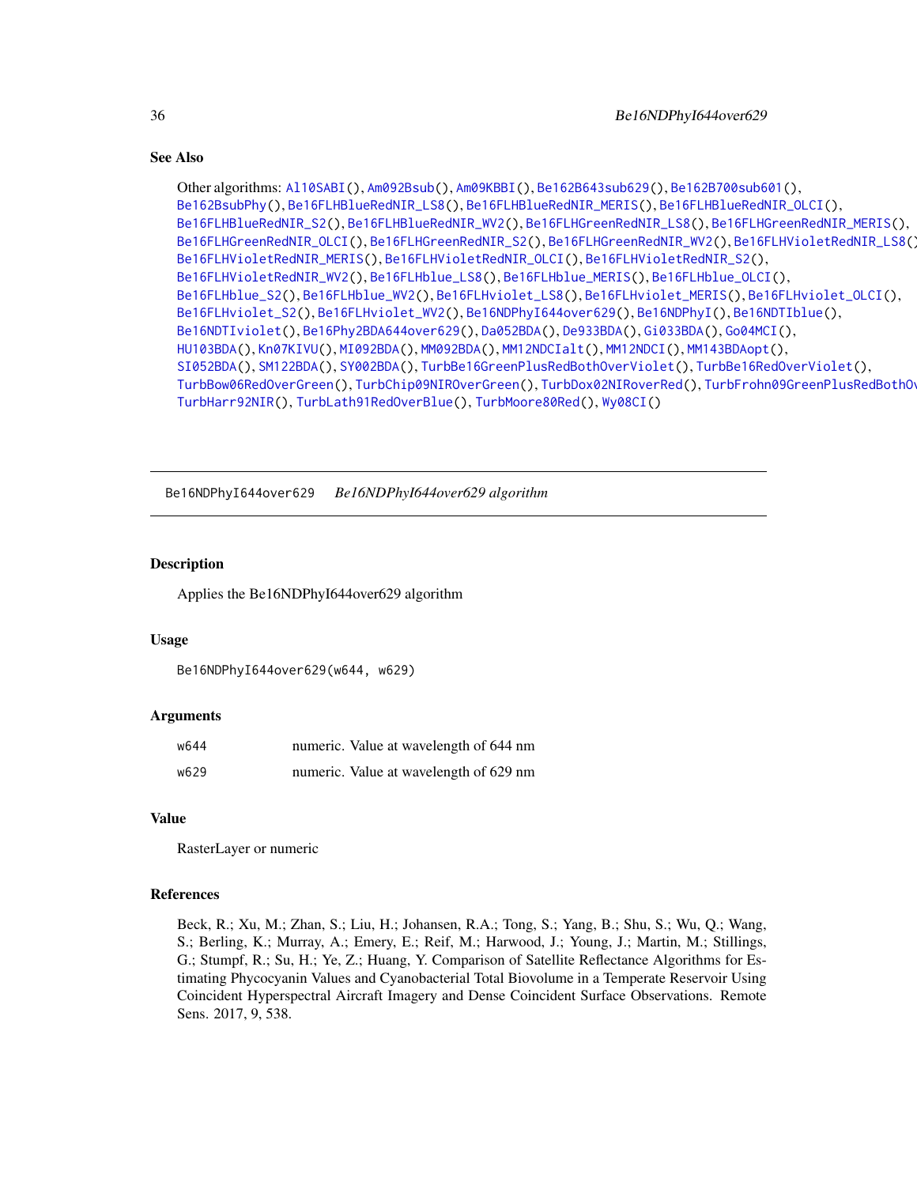## See Also

Other algorithms: Al10SABI(), Am092Bsub(), Am09KBBI(), Be162B643sub629(), Be162B700sub601(), Be162BsubPhy(), Be16FLHBlueRedNIR_LS8(), Be16FLHBlueRedNIR_MERIS(), Be16FLHBlueRedNIR_OLCI(), Be16FLHBlueRedNIR_S2(), Be16FLHBlueRedNIR_WV2(), Be16FLHGreenRedNIR_LS8(), Be16FLHGreenRedNIR_MERIS(), Be16FLHGreenRedNIR_OLCI(), Be16FLHGreenRedNIR_S2(), Be16FLHGreenRedNIR_WV2(), Be16FLHVioletRedNIR_LS8(), Be16FLHVioletRedNIR_MERIS(), Be16FLHVioletRedNIR_OLCI(), Be16FLHVioletRedNIR_S2(), Be16FLHVioletRedNIR_WV2(), Be16FLHblue_LS8(), Be16FLHblue_MERIS(), Be16FLHblue_OLCI(), Be16FLHblue_S2(), Be16FLHblue_WV2(), Be16FLHviolet_LS8(), Be16FLHviolet_MERIS(), Be16FLHviolet_OLCI(), Be16FLHviolet_S2(), Be16FLHviolet_WV2(), Be16NDPhyI644over629(), Be16NDPhyI(), Be16NDTIblue(), Be16NDTIviolet(), Be16Phy2BDA644over629(), Da052BDA(), De933BDA(), Gi033BDA(), Go04MCI(), HU103BDA(), Kn07KIVU(), MI092BDA(), MM092BDA(), MM12NDCIalt(), MM12NDCI(), MM143BDAopt(), SI052BDA(), SM122BDA(), SY002BDA(), TurbBe16GreenPlusRedBothOverViolet(), TurbBe16RedOverViolet(), TurbBow06RedOverGreen(), TurbChip09NIROverGreen(), TurbDox02NIRoverRed(), TurbFrohn09GreenPlusRedBothOverBlue(), TurbHarr92NIR(), TurbLath91RedOverBlue(), TurbMoore80Red(), Wy08CI()

---

Be16NDPhyI644over629 *Be16NDPhyI644over629 algorithm*

---

## Description

Applies the Be16NDPhyI644over629 algorithm

## Usage

```
Be16NDPhyI644over629(w644, w629)
```

## Arguments

| | |
|---|---|
| w644 | numeric. Value at wavelength of 644 nm |
| w629 | numeric. Value at wavelength of 629 nm |

## Value

RasterLayer or numeric

## References

Beck, R.; Xu, M.; Zhan, S.; Liu, H.; Johansen, R.A.; Tong, S.; Yang, B.; Shu, S.; Wu, Q.; Wang, S.; Berling, K.; Murray, A.; Emery, E.; Reif, M.; Harwood, J.; Young, J.; Martin, M.; Stillings, G.; Stumpf, R.; Su, H.; Ye, Z.; Huang, Y. Comparison of Satellite Reflectance Algorithms for Estimating Phycocyanin Values and Cyanobacterial Total Biovolume in a Temperate Reservoir Using Coincident Hyperspectral Aircraft Imagery and Dense Coincident Surface Observations. Remote Sens. 2017, 9, 538.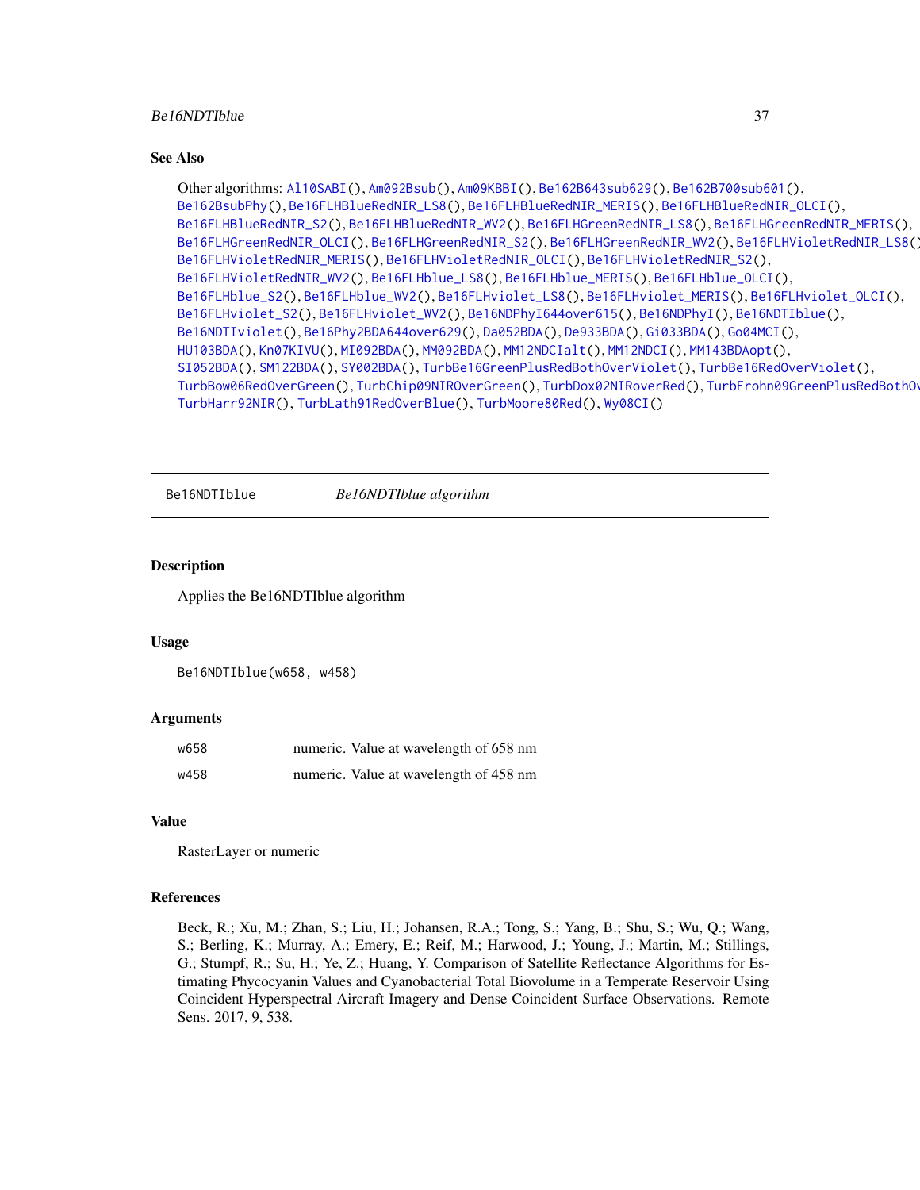### See Also

Other algorithms: Al10SABI(), Am092Bsub(), Am09KBBI(), Be162B643sub629(), Be162B700sub601(), Be162BsubPhy(), Be16FLHBlueRedNIR_LS8(), Be16FLHBlueRedNIR_MERIS(), Be16FLHBlueRedNIR_OLCI(), Be16FLHBlueRedNIR_S2(), Be16FLHBlueRedNIR_WV2(), Be16FLHGreenRedNIR_LS8(), Be16FLHGreenRedNIR_MERIS(), Be16FLHGreenRedNIR_OLCI(), Be16FLHGreenRedNIR_S2(), Be16FLHGreenRedNIR_WV2(), Be16FLHVioletRedNIR_LS8(), Be16FLHVioletRedNIR_MERIS(), Be16FLHVioletRedNIR_OLCI(), Be16FLHVioletRedNIR_S2(), Be16FLHVioletRedNIR_WV2(), Be16FLHblue_LS8(), Be16FLHblue_MERIS(), Be16FLHblue_OLCI(), Be16FLHblue_S2(), Be16FLHblue_WV2(), Be16FLHviolet_LS8(), Be16FLHviolet_MERIS(), Be16FLHviolet_OLCI(), Be16FLHviolet_S2(), Be16FLHviolet_WV2(), Be16NDPhyI644over615(), Be16NDPhyI(), Be16NDTIblue(), Be16NDTIviolet(), Be16Phy2BDA644over629(), Da052BDA(), De933BDA(), Gi033BDA(), Go04MCI(), HU103BDA(), Kn07KIVU(), MI092BDA(), MM092BDA(), MM12NDCIalt(), MM12NDCI(), MM143BDAopt(), SI052BDA(), SM122BDA(), SY002BDA(), TurbBe16GreenPlusRedBothOverViolet(), TurbBe16RedOverViolet(), TurbBow06RedOverGreen(), TurbChip09NIROverGreen(), TurbDox02NIRoverRed(), TurbFrohn09GreenPlusRedBothOverBlue(), TurbHarr92NIR(), TurbLath91RedOverBlue(), TurbMoore80Red(), Wy08CI()

---

## Be16NDTIblue — *Be16NDTIblue algorithm*

### Description

Applies the Be16NDTIblue algorithm

### Usage

```
Be16NDTIblue(w658, w458)
```

### Arguments

| | |
|---|---|
| w658 | numeric. Value at wavelength of 658 nm |
| w458 | numeric. Value at wavelength of 458 nm |

### Value

RasterLayer or numeric

### References

Beck, R.; Xu, M.; Zhan, S.; Liu, H.; Johansen, R.A.; Tong, S.; Yang, B.; Shu, S.; Wu, Q.; Wang, S.; Berling, K.; Murray, A.; Emery, E.; Reif, M.; Harwood, J.; Young, J.; Martin, M.; Stillings, G.; Stumpf, R.; Su, H.; Ye, Z.; Huang, Y. Comparison of Satellite Reflectance Algorithms for Estimating Phycocyanin Values and Cyanobacterial Total Biovolume in a Temperate Reservoir Using Coincident Hyperspectral Aircraft Imagery and Dense Coincident Surface Observations. Remote Sens. 2017, 9, 538.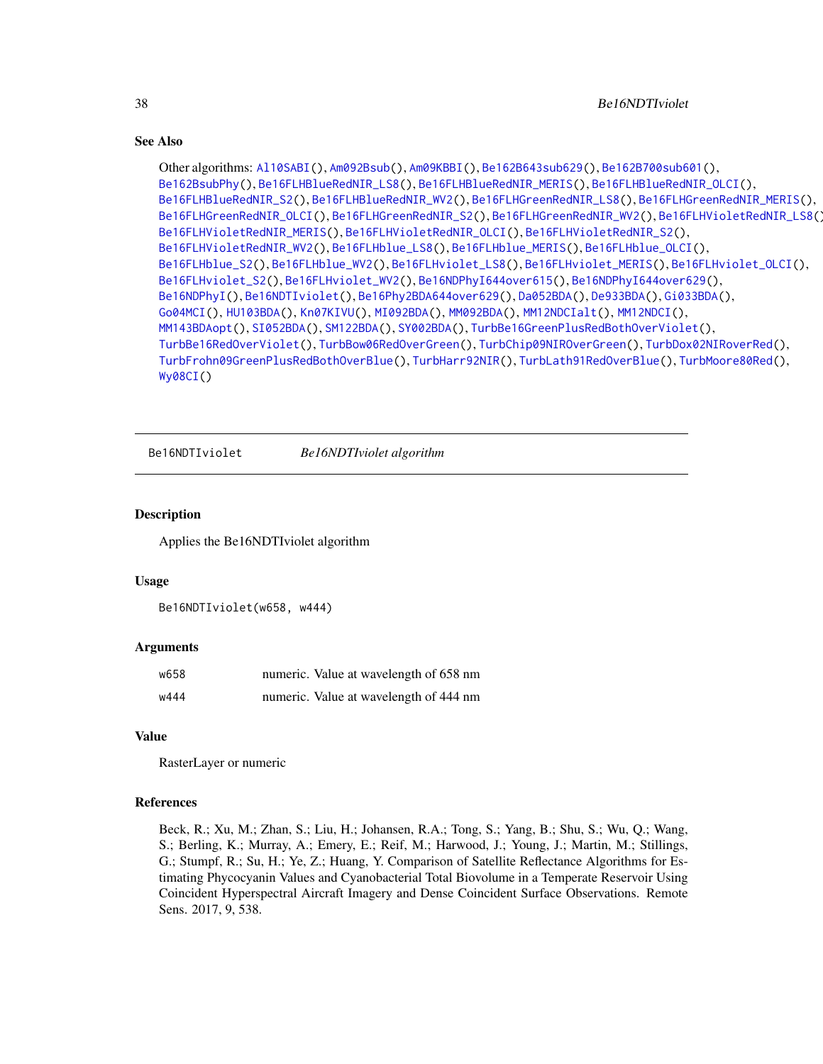### See Also

Other algorithms: Al10SABI(), Am092Bsub(), Am09KBBI(), Be162B643sub629(), Be162B700sub601(), Be162BsubPhy(), Be16FLHBlueRedNIR_LS8(), Be16FLHBlueRedNIR_MERIS(), Be16FLHBlueRedNIR_OLCI(), Be16FLHBlueRedNIR_S2(), Be16FLHBlueRedNIR_WV2(), Be16FLHGreenRedNIR_LS8(), Be16FLHGreenRedNIR_MERIS(), Be16FLHGreenRedNIR_OLCI(), Be16FLHGreenRedNIR_S2(), Be16FLHGreenRedNIR_WV2(), Be16FLHVioletRedNIR_LS8(), Be16FLHVioletRedNIR_MERIS(), Be16FLHVioletRedNIR_OLCI(), Be16FLHVioletRedNIR_S2(), Be16FLHVioletRedNIR_WV2(), Be16FLHblue_LS8(), Be16FLHblue_MERIS(), Be16FLHblue_OLCI(), Be16FLHblue_S2(), Be16FLHblue_WV2(), Be16FLHviolet_LS8(), Be16FLHviolet_MERIS(), Be16FLHviolet_OLCI(), Be16FLHviolet_S2(), Be16FLHviolet_WV2(), Be16NDPhyI644over615(), Be16NDPhyI644over629(), Be16NDPhyI(), Be16NDTIviolet(), Be16Phy2BDA644over629(), Da052BDA(), De933BDA(), Gi033BDA(), Go04MCI(), HU103BDA(), Kn07KIVU(), MI092BDA(), MM092BDA(), MM12NDCIalt(), MM12NDCI(), MM143BDAopt(), SI052BDA(), SM122BDA(), SY002BDA(), TurbBe16GreenPlusRedBothOverViolet(), TurbBe16RedOverViolet(), TurbBow06RedOverGreen(), TurbChip09NIROverGreen(), TurbDox02NIRoverRed(), TurbFrohn09GreenPlusRedBothOverBlue(), TurbHarr92NIR(), TurbLath91RedOverBlue(), TurbMoore80Red(), Wy08CI()

---

## Be16NDTIviolet — *Be16NDTIviolet algorithm*

### Description

Applies the Be16NDTIviolet algorithm

### Usage

```
Be16NDTIviolet(w658, w444)
```

### Arguments

| | |
|---|---|
| w658 | numeric. Value at wavelength of 658 nm |
| w444 | numeric. Value at wavelength of 444 nm |

### Value

RasterLayer or numeric

### References

Beck, R.; Xu, M.; Zhan, S.; Liu, H.; Johansen, R.A.; Tong, S.; Yang, B.; Shu, S.; Wu, Q.; Wang, S.; Berling, K.; Murray, A.; Emery, E.; Reif, M.; Harwood, J.; Young, J.; Martin, M.; Stillings, G.; Stumpf, R.; Su, H.; Ye, Z.; Huang, Y. Comparison of Satellite Reflectance Algorithms for Estimating Phycocyanin Values and Cyanobacterial Total Biovolume in a Temperate Reservoir Using Coincident Hyperspectral Aircraft Imagery and Dense Coincident Surface Observations. Remote Sens. 2017, 9, 538.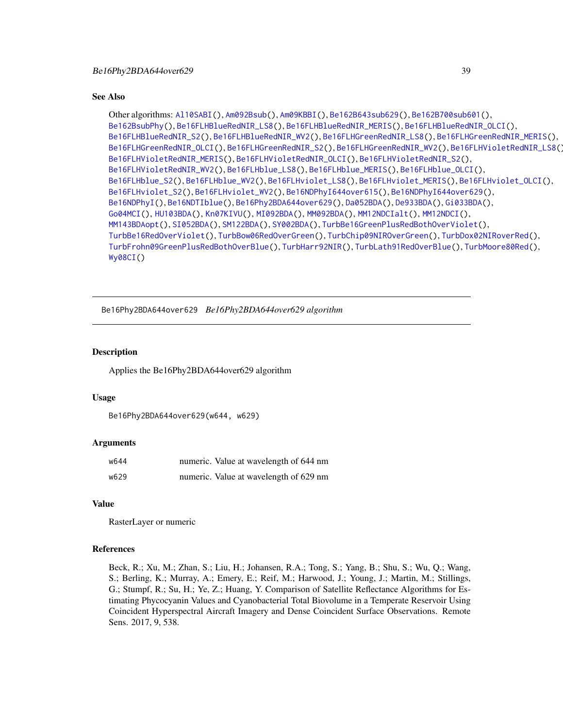## See Also

Other algorithms: Al10SABI(), Am092Bsub(), Am09KBBI(), Be162B643sub629(), Be162B700sub601(), Be162BsubPhy(), Be16FLHBlueRedNIR_LS8(), Be16FLHBlueRedNIR_MERIS(), Be16FLHBlueRedNIR_OLCI(), Be16FLHBlueRedNIR_S2(), Be16FLHBlueRedNIR_WV2(), Be16FLHGreenRedNIR_LS8(), Be16FLHGreenRedNIR_MERIS(), Be16FLHGreenRedNIR_OLCI(), Be16FLHGreenRedNIR_S2(), Be16FLHGreenRedNIR_WV2(), Be16FLHVioletRedNIR_LS8(), Be16FLHVioletRedNIR_MERIS(), Be16FLHVioletRedNIR_OLCI(), Be16FLHVioletRedNIR_S2(), Be16FLHVioletRedNIR_WV2(), Be16FLHblue_LS8(), Be16FLHblue_MERIS(), Be16FLHblue_OLCI(), Be16FLHblue_S2(), Be16FLHblue_WV2(), Be16FLHviolet_LS8(), Be16FLHviolet_MERIS(), Be16FLHviolet_OLCI(), Be16FLHviolet_S2(), Be16FLHviolet_WV2(), Be16NDPhyI644over615(), Be16NDPhyI644over629(), Be16NDPhyI(), Be16NDTIblue(), Be16Phy2BDA644over629(), Da052BDA(), De933BDA(), Gi033BDA(), Go04MCI(), HU103BDA(), Kn07KIVU(), MI092BDA(), MM092BDA(), MM12NDCIalt(), MM12NDCI(), MM143BDAopt(), SI052BDA(), SM122BDA(), SY002BDA(), TurbBe16GreenPlusRedBothOverViolet(), TurbBe16RedOverViolet(), TurbBow06RedOverGreen(), TurbChip09NIROverGreen(), TurbDox02NIRoverRed(), TurbFrohn09GreenPlusRedBothOverBlue(), TurbHarr92NIR(), TurbLath91RedOverBlue(), TurbMoore80Red(), Wy08CI()

---

# Be16Phy2BDA644over629 *Be16Phy2BDA644over629 algorithm*

## Description

Applies the Be16Phy2BDA644over629 algorithm

## Usage

```
Be16Phy2BDA644over629(w644, w629)
```

## Arguments

| | |
|---|---|
| w644 | numeric. Value at wavelength of 644 nm |
| w629 | numeric. Value at wavelength of 629 nm |

## Value

RasterLayer or numeric

## References

Beck, R.; Xu, M.; Zhan, S.; Liu, H.; Johansen, R.A.; Tong, S.; Yang, B.; Shu, S.; Wu, Q.; Wang, S.; Berling, K.; Murray, A.; Emery, E.; Reif, M.; Harwood, J.; Young, J.; Martin, M.; Stillings, G.; Stumpf, R.; Su, H.; Ye, Z.; Huang, Y. Comparison of Satellite Reflectance Algorithms for Estimating Phycocyanin Values and Cyanobacterial Total Biovolume in a Temperate Reservoir Using Coincident Hyperspectral Aircraft Imagery and Dense Coincident Surface Observations. Remote Sens. 2017, 9, 538.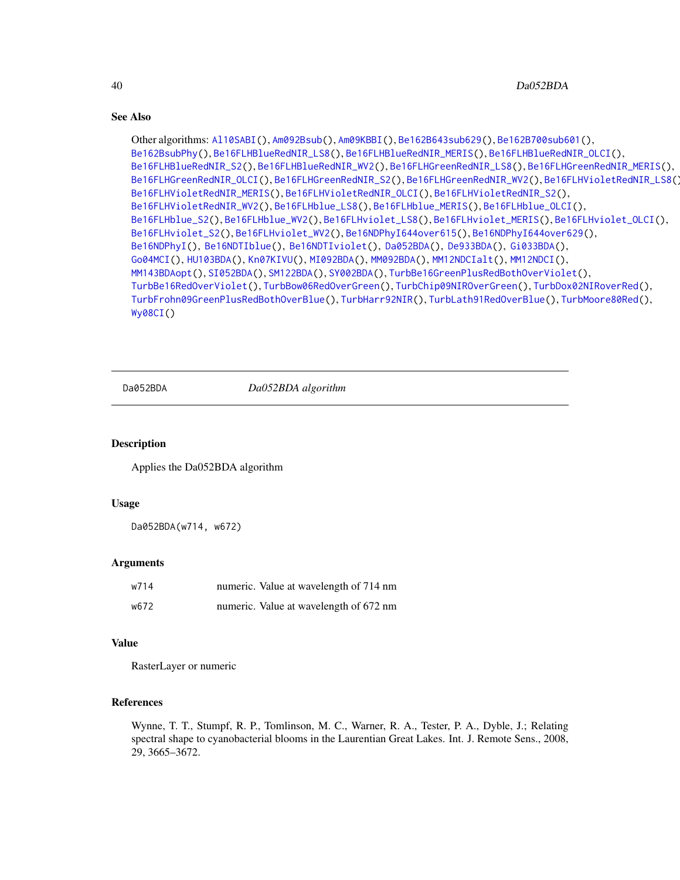### See Also

Other algorithms: Al10SABI(), Am092Bsub(), Am09KBBI(), Be162B643sub629(), Be162B700sub601(), Be162BsubPhy(), Be16FLHBlueRedNIR_LS8(), Be16FLHBlueRedNIR_MERIS(), Be16FLHBlueRedNIR_OLCI(), Be16FLHBlueRedNIR_S2(), Be16FLHBlueRedNIR_WV2(), Be16FLHGreenRedNIR_LS8(), Be16FLHGreenRedNIR_MERIS(), Be16FLHGreenRedNIR_OLCI(), Be16FLHGreenRedNIR_S2(), Be16FLHGreenRedNIR_WV2(), Be16FLHVioletRedNIR_LS8(), Be16FLHVioletRedNIR_MERIS(), Be16FLHVioletRedNIR_OLCI(), Be16FLHVioletRedNIR_S2(), Be16FLHVioletRedNIR_WV2(), Be16FLHblue_LS8(), Be16FLHblue_MERIS(), Be16FLHblue_OLCI(), Be16FLHblue_S2(), Be16FLHblue_WV2(), Be16FLHviolet_LS8(), Be16FLHviolet_MERIS(), Be16FLHviolet_OLCI(), Be16FLHviolet_S2(), Be16FLHviolet_WV2(), Be16NDPhyI644over615(), Be16NDPhyI644over629(), Be16NDPhyI(), Be16NDTIblue(), Be16NDTIviolet(), Da052BDA(), De933BDA(), Gi033BDA(), Go04MCI(), HU103BDA(), Kn07KIVU(), MI092BDA(), MM092BDA(), MM12NDCIalt(), MM12NDCI(), MM143BDAopt(), SI052BDA(), SM122BDA(), SY002BDA(), TurbBe16GreenPlusRedBothOverViolet(), TurbBe16RedOverViolet(), TurbBow06RedOverGreen(), TurbChip09NIROverGreen(), TurbDox02NIRoverRed(), TurbFrohn09GreenPlusRedBothOverBlue(), TurbHarr92NIR(), TurbLath91RedOverBlue(), TurbMoore80Red(), Wy08CI()

---

## Da052BDA — *Da052BDA algorithm*

### Description

Applies the Da052BDA algorithm

### Usage

```
Da052BDA(w714, w672)
```

### Arguments

| | |
|---|---|
| w714 | numeric. Value at wavelength of 714 nm |
| w672 | numeric. Value at wavelength of 672 nm |

### Value

RasterLayer or numeric

### References

Wynne, T. T., Stumpf, R. P., Tomlinson, M. C., Warner, R. A., Tester, P. A., Dyble, J.; Relating spectral shape to cyanobacterial blooms in the Laurentian Great Lakes. Int. J. Remote Sens., 2008, 29, 3665–3672.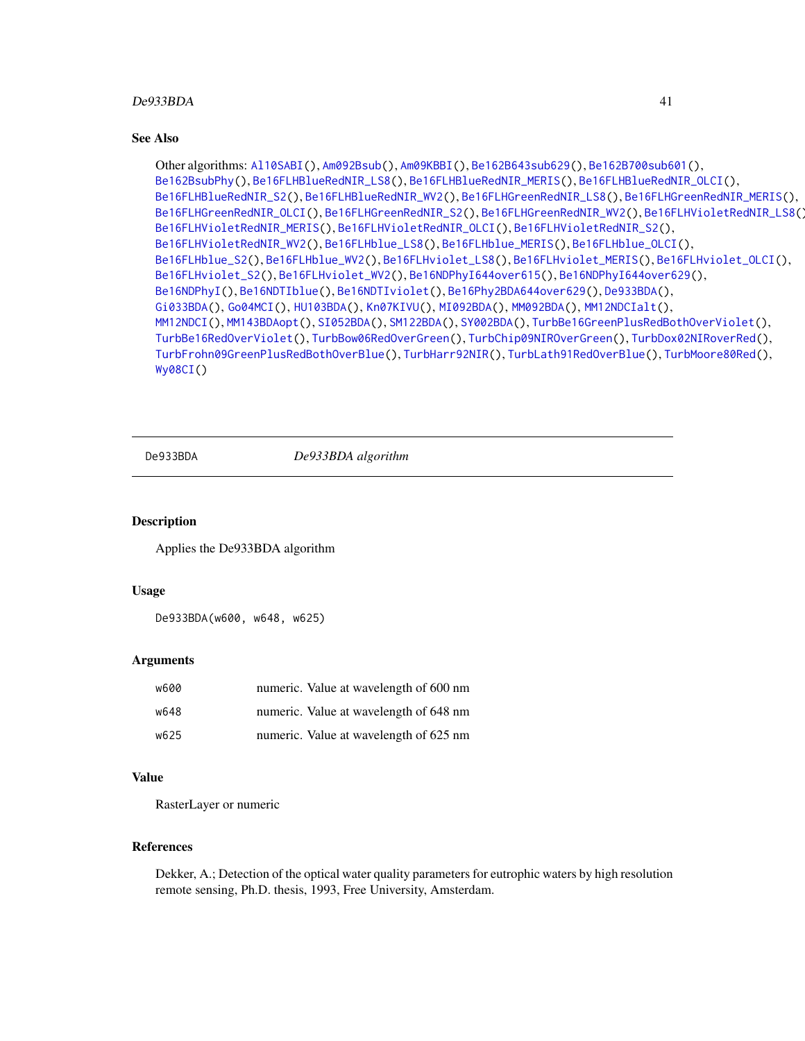## See Also

Other algorithms: Al10SABI(), Am092Bsub(), Am09KBBI(), Be162B643sub629(), Be162B700sub601(), Be162BsubPhy(), Be16FLHBlueRedNIR_LS8(), Be16FLHBlueRedNIR_MERIS(), Be16FLHBlueRedNIR_OLCI(), Be16FLHBlueRedNIR_S2(), Be16FLHBlueRedNIR_WV2(), Be16FLHGreenRedNIR_LS8(), Be16FLHGreenRedNIR_MERIS(), Be16FLHGreenRedNIR_OLCI(), Be16FLHGreenRedNIR_S2(), Be16FLHGreenRedNIR_WV2(), Be16FLHVioletRedNIR_LS8(), Be16FLHVioletRedNIR_MERIS(), Be16FLHVioletRedNIR_OLCI(), Be16FLHVioletRedNIR_S2(), Be16FLHVioletRedNIR_WV2(), Be16FLHblue_LS8(), Be16FLHblue_MERIS(), Be16FLHblue_OLCI(), Be16FLHblue_S2(), Be16FLHblue_WV2(), Be16FLHviolet_LS8(), Be16FLHviolet_MERIS(), Be16FLHviolet_OLCI(), Be16FLHviolet_S2(), Be16FLHviolet_WV2(), Be16NDPhyI644over615(), Be16NDPhyI644over629(), Be16NDPhyI(), Be16NDTIblue(), Be16NDTIviolet(), Be16Phy2BDA644over629(), De933BDA(), Gi033BDA(), Go04MCI(), HU103BDA(), Kn07KIVU(), MI092BDA(), MM092BDA(), MM12NDCIalt(), MM12NDCI(), MM143BDAopt(), SI052BDA(), SM122BDA(), SY002BDA(), TurbBe16GreenPlusRedBothOverViolet(), TurbBe16RedOverViolet(), TurbBow06RedOverGreen(), TurbChip09NIROverGreen(), TurbDox02NIRoverRed(), TurbFrohn09GreenPlusRedBothOverBlue(), TurbHarr92NIR(), TurbLath91RedOverBlue(), TurbMoore80Red(), Wy08CI()

---

# De933BDA — *De933BDA algorithm*

## Description

Applies the De933BDA algorithm

## Usage

```
De933BDA(w600, w648, w625)
```

## Arguments

| | |
|---|---|
| w600 | numeric. Value at wavelength of 600 nm |
| w648 | numeric. Value at wavelength of 648 nm |
| w625 | numeric. Value at wavelength of 625 nm |

## Value

RasterLayer or numeric

## References

Dekker, A.; Detection of the optical water quality parameters for eutrophic waters by high resolution remote sensing, Ph.D. thesis, 1993, Free University, Amsterdam.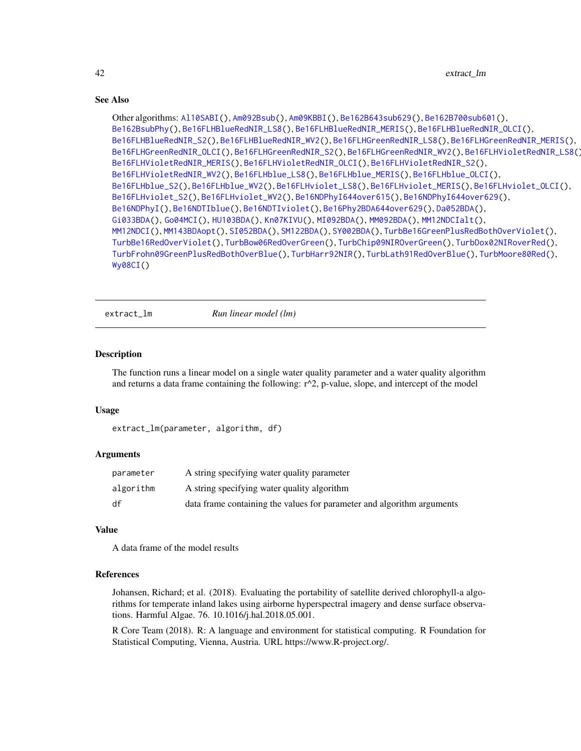### See Also

Other algorithms: Al10SABI(), Am092Bsub(), Am09KBBI(), Be162B643sub629(), Be162B700sub601(), Be162BsubPhy(), Be16FLHBlueRedNIR_LS8(), Be16FLHBlueRedNIR_MERIS(), Be16FLHBlueRedNIR_OLCI(), Be16FLHBlueRedNIR_S2(), Be16FLHBlueRedNIR_WV2(), Be16FLHGreenRedNIR_LS8(), Be16FLHGreenRedNIR_MERIS(), Be16FLHGreenRedNIR_OLCI(), Be16FLHGreenRedNIR_S2(), Be16FLHGreenRedNIR_WV2(), Be16FLHVioletRedNIR_LS8(), Be16FLHVioletRedNIR_MERIS(), Be16FLHVioletRedNIR_OLCI(), Be16FLHVioletRedNIR_S2(), Be16FLHVioletRedNIR_WV2(), Be16FLHblue_LS8(), Be16FLHblue_MERIS(), Be16FLHblue_OLCI(), Be16FLHblue_S2(), Be16FLHblue_WV2(), Be16FLHviolet_LS8(), Be16FLHviolet_MERIS(), Be16FLHviolet_OLCI(), Be16FLHviolet_S2(), Be16FLHviolet_WV2(), Be16NDPhyI644over615(), Be16NDPhyI644over629(), Be16NDPhyI(), Be16NDTIblue(), Be16NDTIviolet(), Be16Phy2BDA644over629(), Da052BDA(), Gi033BDA(), Go04MCI(), HU103BDA(), Kn07KIVU(), MI092BDA(), MM092BDA(), MM12NDCIalt(), MM12NDCI(), MM143BDAopt(), SI052BDA(), SM122BDA(), SY002BDA(), TurbBe16GreenPlusRedBothOverViolet(), TurbBe16RedOverViolet(), TurbBow06RedOverGreen(), TurbChip09NIROverGreen(), TurbDox02NIRoverRed(), TurbFrohn09GreenPlusRedBothOverBlue(), TurbHarr92NIR(), TurbLath91RedOverBlue(), TurbMoore80Red(), Wy08CI()

---

## extract_lm — *Run linear model (lm)*

### Description

The function runs a linear model on a single water quality parameter and a water quality algorithm and returns a data frame containing the following: r^2, p-value, slope, and intercept of the model

### Usage

```
extract_lm(parameter, algorithm, df)
```

### Arguments

| | |
|---|---|
| parameter | A string specifying water quality parameter |
| algorithm | A string specifying water quality algorithm |
| df | data frame containing the values for parameter and algorithm arguments |

### Value

A data frame of the model results

### References

Johansen, Richard; et al. (2018). Evaluating the portability of satellite derived chlorophyll-a algorithms for temperate inland lakes using airborne hyperspectral imagery and dense surface observations. Harmful Algae. 76. 10.1016/j.hal.2018.05.001.

R Core Team (2018). R: A language and environment for statistical computing. R Foundation for Statistical Computing, Vienna, Austria. URL https://www.R-project.org/.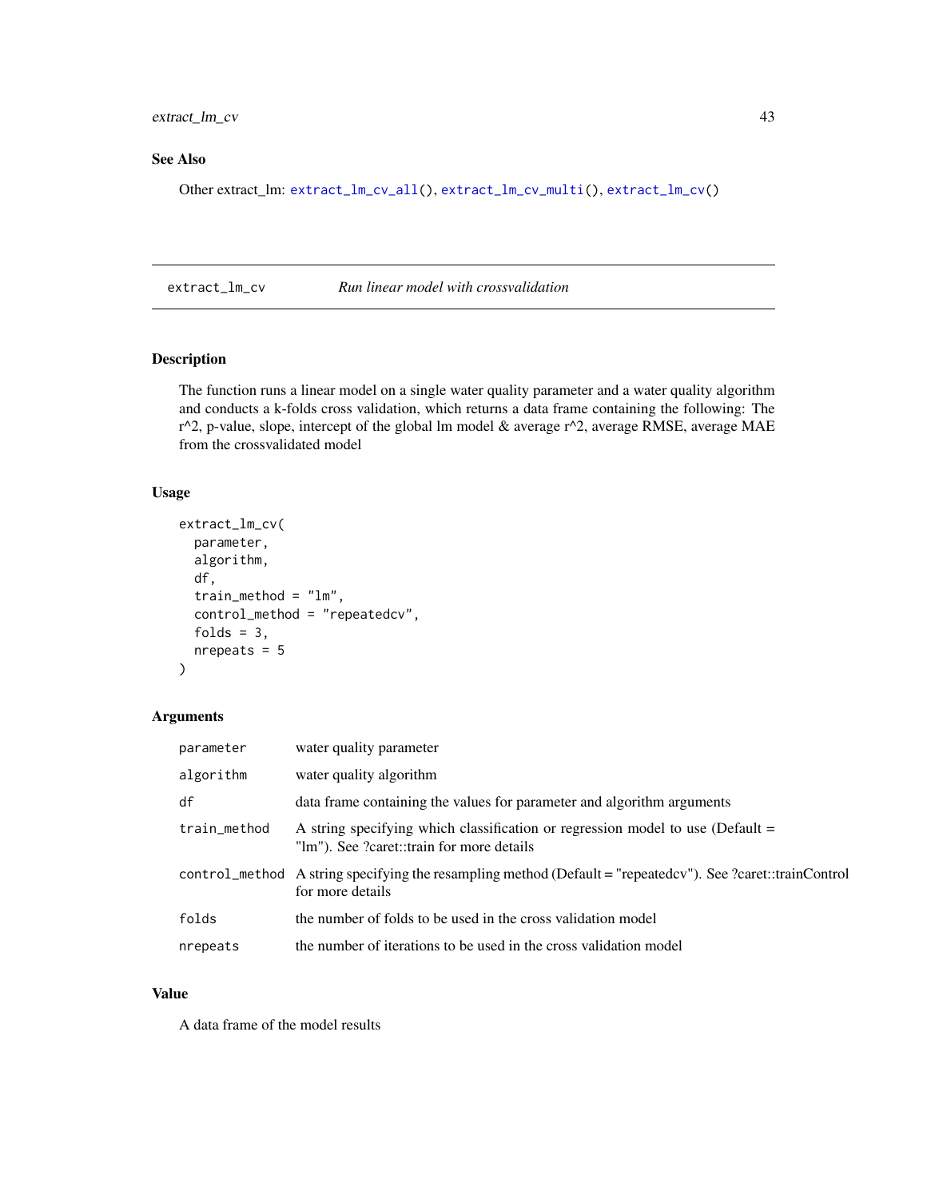## See Also

Other extract_lm: `extract_lm_cv_all()`, `extract_lm_cv_multi()`, `extract_lm_cv()`

---

# extract_lm_cv — *Run linear model with crossvalidation*

## Description

The function runs a linear model on a single water quality parameter and a water quality algorithm and conducts a k-folds cross validation, which returns a data frame containing the following: The r^2, p-value, slope, intercept of the global lm model & average r^2, average RMSE, average MAE from the crossvalidated model

## Usage

```
extract_lm_cv(
  parameter,
  algorithm,
  df,
  train_method = "lm",
  control_method = "repeatedcv",
  folds = 3,
  nrepeats = 5
)
```

## Arguments

| | |
|---|---|
| `parameter` | water quality parameter |
| `algorithm` | water quality algorithm |
| `df` | data frame containing the values for parameter and algorithm arguments |
| `train_method` | A string specifying which classification or regression model to use (Default = "lm"). See ?caret::train for more details |
| `control_method` | A string specifying the resampling method (Default = "repeatedcv"). See ?caret::trainControl for more details |
| `folds` | the number of folds to be used in the cross validation model |
| `nrepeats` | the number of iterations to be used in the cross validation model |

## Value

A data frame of the model results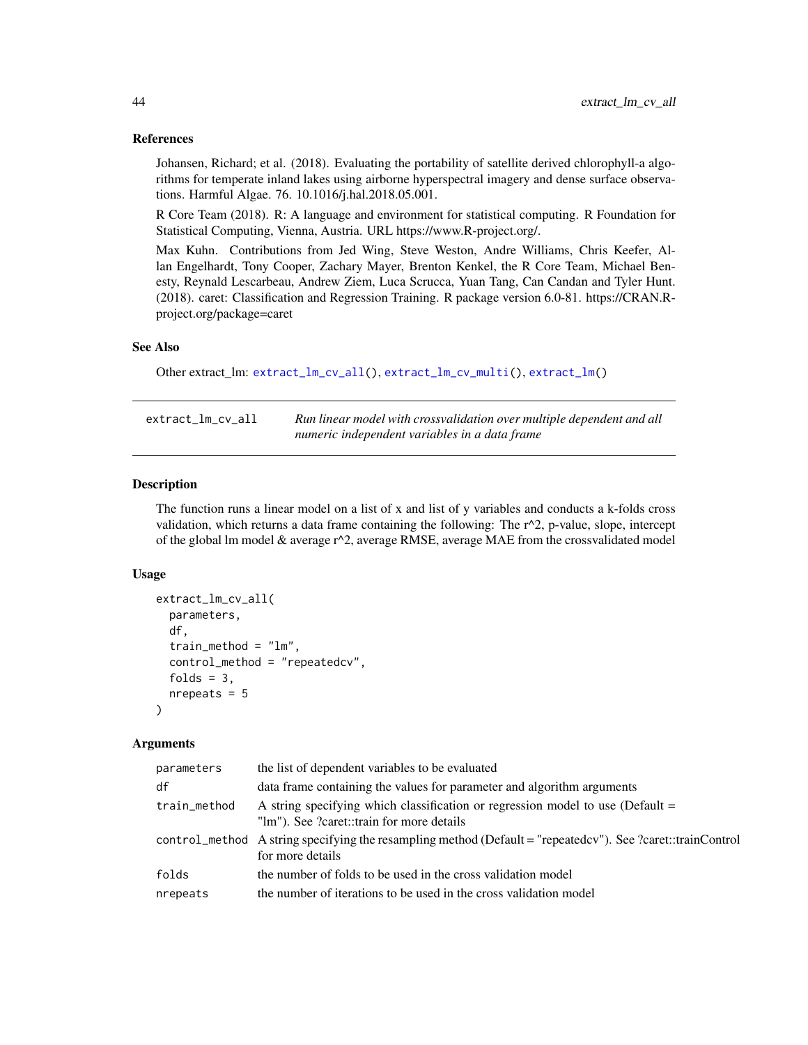## References

Johansen, Richard; et al. (2018). Evaluating the portability of satellite derived chlorophyll-a algorithms for temperate inland lakes using airborne hyperspectral imagery and dense surface observations. Harmful Algae. 76. 10.1016/j.hal.2018.05.001.

R Core Team (2018). R: A language and environment for statistical computing. R Foundation for Statistical Computing, Vienna, Austria. URL https://www.R-project.org/.

Max Kuhn. Contributions from Jed Wing, Steve Weston, Andre Williams, Chris Keefer, Allan Engelhardt, Tony Cooper, Zachary Mayer, Brenton Kenkel, the R Core Team, Michael Benesty, Reynald Lescarbeau, Andrew Ziem, Luca Scrucca, Yuan Tang, Can Candan and Tyler Hunt. (2018). caret: Classification and Regression Training. R package version 6.0-81. https://CRAN.R-project.org/package=caret

## See Also

Other extract_lm: `extract_lm_cv_all()`, `extract_lm_cv_multi()`, `extract_lm()`

---

# extract_lm_cv_all — *Run linear model with crossvalidation over multiple dependent and all numeric independent variables in a data frame*

## Description

The function runs a linear model on a list of x and list of y variables and conducts a k-folds cross validation, which returns a data frame containing the following: The r^2, p-value, slope, intercept of the global lm model & average r^2, average RMSE, average MAE from the crossvalidated model

## Usage

```
extract_lm_cv_all(
  parameters,
  df,
  train_method = "lm",
  control_method = "repeatedcv",
  folds = 3,
  nrepeats = 5
)
```

## Arguments

| | |
|---|---|
| parameters | the list of dependent variables to be evaluated |
| df | data frame containing the values for parameter and algorithm arguments |
| train_method | A string specifying which classification or regression model to use (Default = "lm"). See ?caret::train for more details |
| control_method | A string specifying the resampling method (Default = "repeatedcv"). See ?caret::trainControl for more details |
| folds | the number of folds to be used in the cross validation model |
| nrepeats | the number of iterations to be used in the cross validation model |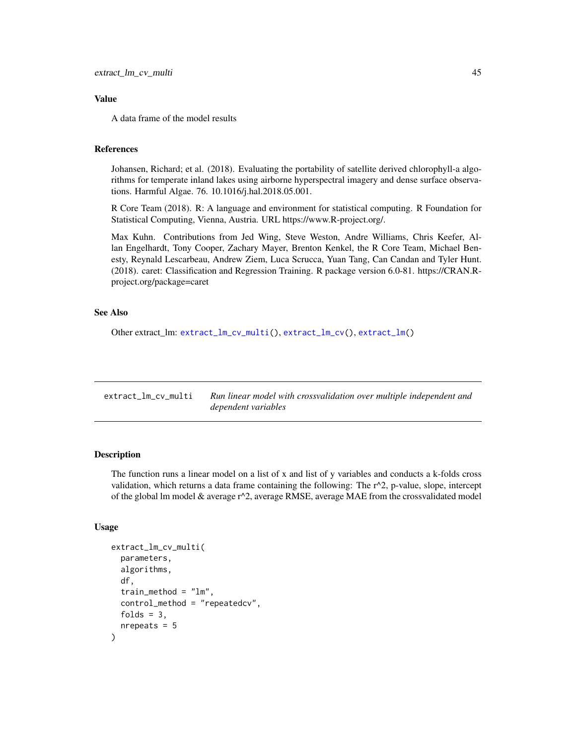## Value

A data frame of the model results

## References

Johansen, Richard; et al. (2018). Evaluating the portability of satellite derived chlorophyll-a algorithms for temperate inland lakes using airborne hyperspectral imagery and dense surface observations. Harmful Algae. 76. 10.1016/j.hal.2018.05.001.

R Core Team (2018). R: A language and environment for statistical computing. R Foundation for Statistical Computing, Vienna, Austria. URL https://www.R-project.org/.

Max Kuhn. Contributions from Jed Wing, Steve Weston, Andre Williams, Chris Keefer, Allan Engelhardt, Tony Cooper, Zachary Mayer, Brenton Kenkel, the R Core Team, Michael Benesty, Reynald Lescarbeau, Andrew Ziem, Luca Scrucca, Yuan Tang, Can Candan and Tyler Hunt. (2018). caret: Classification and Regression Training. R package version 6.0-81. https://CRAN.R-project.org/package=caret

## See Also

Other extract_lm: `extract_lm_cv_multi()`, `extract_lm_cv()`, `extract_lm()`

---

# extract_lm_cv_multi — *Run linear model with crossvalidation over multiple independent and dependent variables*

## Description

The function runs a linear model on a list of x and list of y variables and conducts a k-folds cross validation, which returns a data frame containing the following: The r^2, p-value, slope, intercept of the global lm model & average r^2, average RMSE, average MAE from the crossvalidated model

## Usage

```
extract_lm_cv_multi(
  parameters,
  algorithms,
  df,
  train_method = "lm",
  control_method = "repeatedcv",
  folds = 3,
  nrepeats = 5
)
```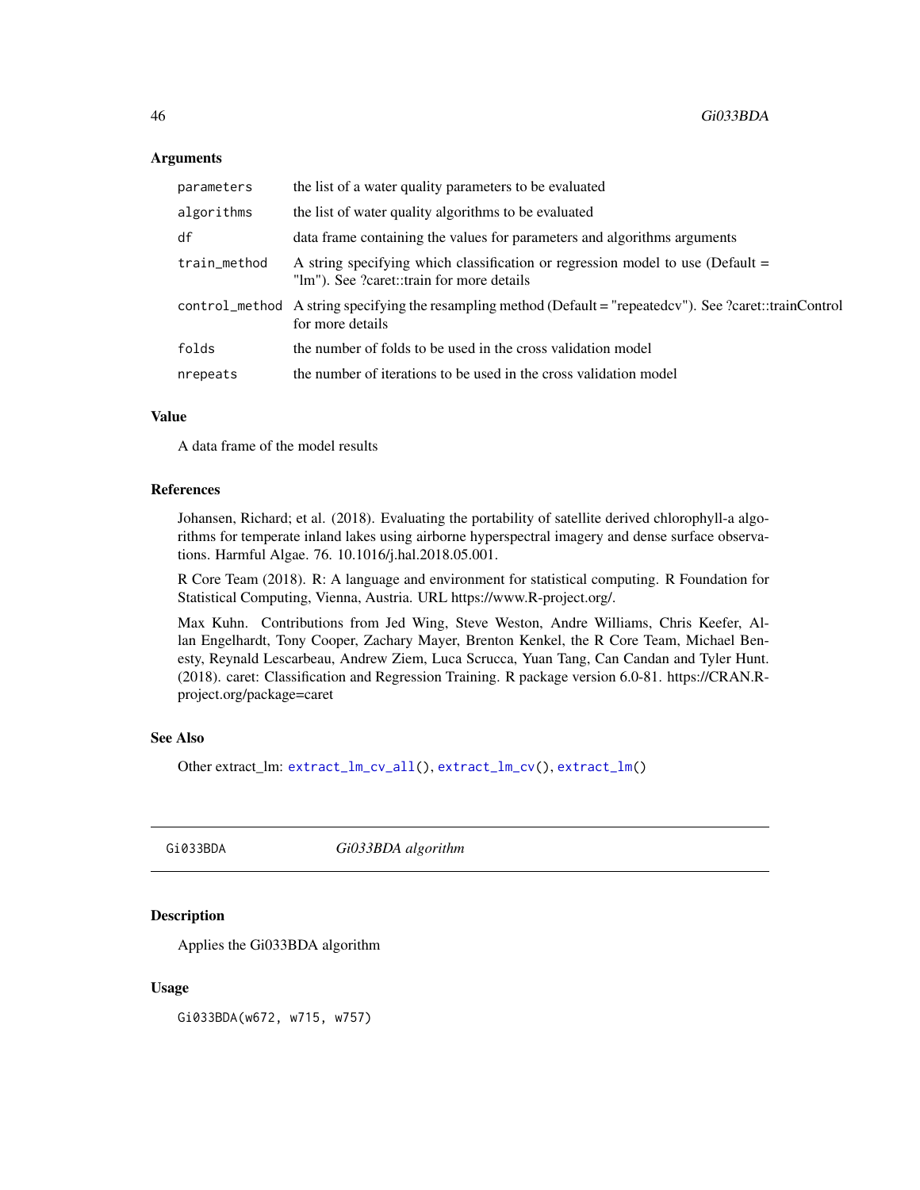### Arguments

| | |
|---|---|
| `parameters` | the list of a water quality parameters to be evaluated |
| `algorithms` | the list of water quality algorithms to be evaluated |
| `df` | data frame containing the values for parameters and algorithms arguments |
| `train_method` | A string specifying which classification or regression model to use (Default = "lm"). See ?caret::train for more details |
| `control_method` | A string specifying the resampling method (Default = "repeatedcv"). See ?caret::trainControl for more details |
| `folds` | the number of folds to be used in the cross validation model |
| `nrepeats` | the number of iterations to be used in the cross validation model |

### Value

A data frame of the model results

### References

Johansen, Richard; et al. (2018). Evaluating the portability of satellite derived chlorophyll-a algorithms for temperate inland lakes using airborne hyperspectral imagery and dense surface observations. Harmful Algae. 76. 10.1016/j.hal.2018.05.001.

R Core Team (2018). R: A language and environment for statistical computing. R Foundation for Statistical Computing, Vienna, Austria. URL https://www.R-project.org/.

Max Kuhn. Contributions from Jed Wing, Steve Weston, Andre Williams, Chris Keefer, Allan Engelhardt, Tony Cooper, Zachary Mayer, Brenton Kenkel, the R Core Team, Michael Benesty, Reynald Lescarbeau, Andrew Ziem, Luca Scrucca, Yuan Tang, Can Candan and Tyler Hunt. (2018). caret: Classification and Regression Training. R package version 6.0-81. https://CRAN.R-project.org/package=caret

### See Also

Other extract_lm: `extract_lm_cv_all()`, `extract_lm_cv()`, `extract_lm()`

---

## Gi033BDA *Gi033BDA algorithm*

---

### Description

Applies the Gi033BDA algorithm

### Usage

```
Gi033BDA(w672, w715, w757)
```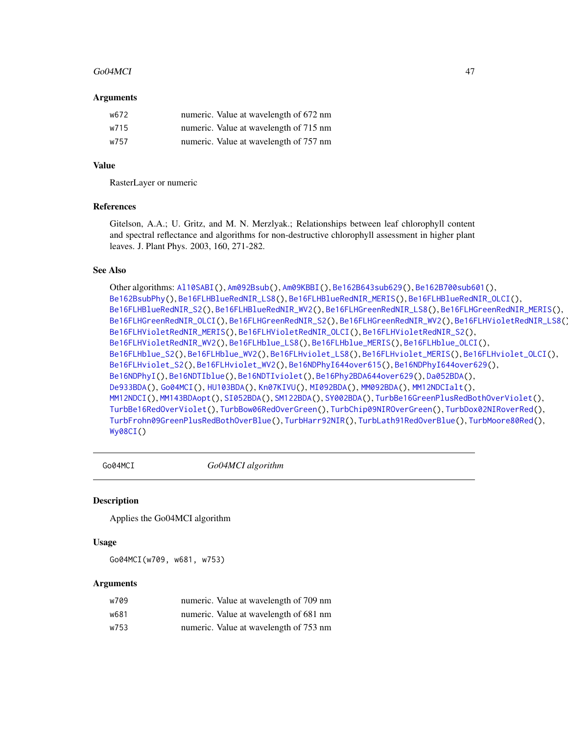### Arguments

| | |
|---|---|
| w672 | numeric. Value at wavelength of 672 nm |
| w715 | numeric. Value at wavelength of 715 nm |
| w757 | numeric. Value at wavelength of 757 nm |

### Value

RasterLayer or numeric

### References

Gitelson, A.A.; U. Gritz, and M. N. Merzlyak.; Relationships between leaf chlorophyll content and spectral reflectance and algorithms for non-destructive chlorophyll assessment in higher plant leaves. J. Plant Phys. 2003, 160, 271-282.

### See Also

Other algorithms: Al10SABI(), Am092Bsub(), Am09KBBI(), Be162B643sub629(), Be162B700sub601(), Be162BsubPhy(), Be16FLHBlueRedNIR_LS8(), Be16FLHBlueRedNIR_MERIS(), Be16FLHBlueRedNIR_OLCI(), Be16FLHBlueRedNIR_S2(), Be16FLHBlueRedNIR_WV2(), Be16FLHGreenRedNIR_LS8(), Be16FLHGreenRedNIR_MERIS(), Be16FLHGreenRedNIR_OLCI(), Be16FLHGreenRedNIR_S2(), Be16FLHGreenRedNIR_WV2(), Be16FLHVioletRedNIR_LS8(), Be16FLHVioletRedNIR_MERIS(), Be16FLHVioletRedNIR_OLCI(), Be16FLHVioletRedNIR_S2(), Be16FLHVioletRedNIR_WV2(), Be16FLHblue_LS8(), Be16FLHblue_MERIS(), Be16FLHblue_OLCI(), Be16FLHblue_S2(), Be16FLHblue_WV2(), Be16FLHviolet_LS8(), Be16FLHviolet_MERIS(), Be16FLHviolet_OLCI(), Be16FLHviolet_S2(), Be16FLHviolet_WV2(), Be16NDPhyI644over615(), Be16NDPhyI644over629(), Be16NDPhyI(), Be16NDTIblue(), Be16NDTIviolet(), Be16Phy2BDA644over629(), Da052BDA(), De933BDA(), Go04MCI(), HU103BDA(), Kn07KIVU(), MI092BDA(), MM092BDA(), MM12NDCIalt(), MM12NDCI(), MM143BDAopt(), SI052BDA(), SM122BDA(), SY002BDA(), TurbBe16GreenPlusRedBothOverViolet(), TurbBe16RedOverViolet(), TurbBow06RedOverGreen(), TurbChip09NIROverGreen(), TurbDox02NIRoverRed(), TurbFrohn09GreenPlusRedBothOverBlue(), TurbHarr92NIR(), TurbLath91RedOverBlue(), TurbMoore80Red(), Wy08CI()

---

## Go04MCI — *Go04MCI algorithm*

### Description

Applies the Go04MCI algorithm

### Usage

```
Go04MCI(w709, w681, w753)
```

### Arguments

| | |
|---|---|
| w709 | numeric. Value at wavelength of 709 nm |
| w681 | numeric. Value at wavelength of 681 nm |
| w753 | numeric. Value at wavelength of 753 nm |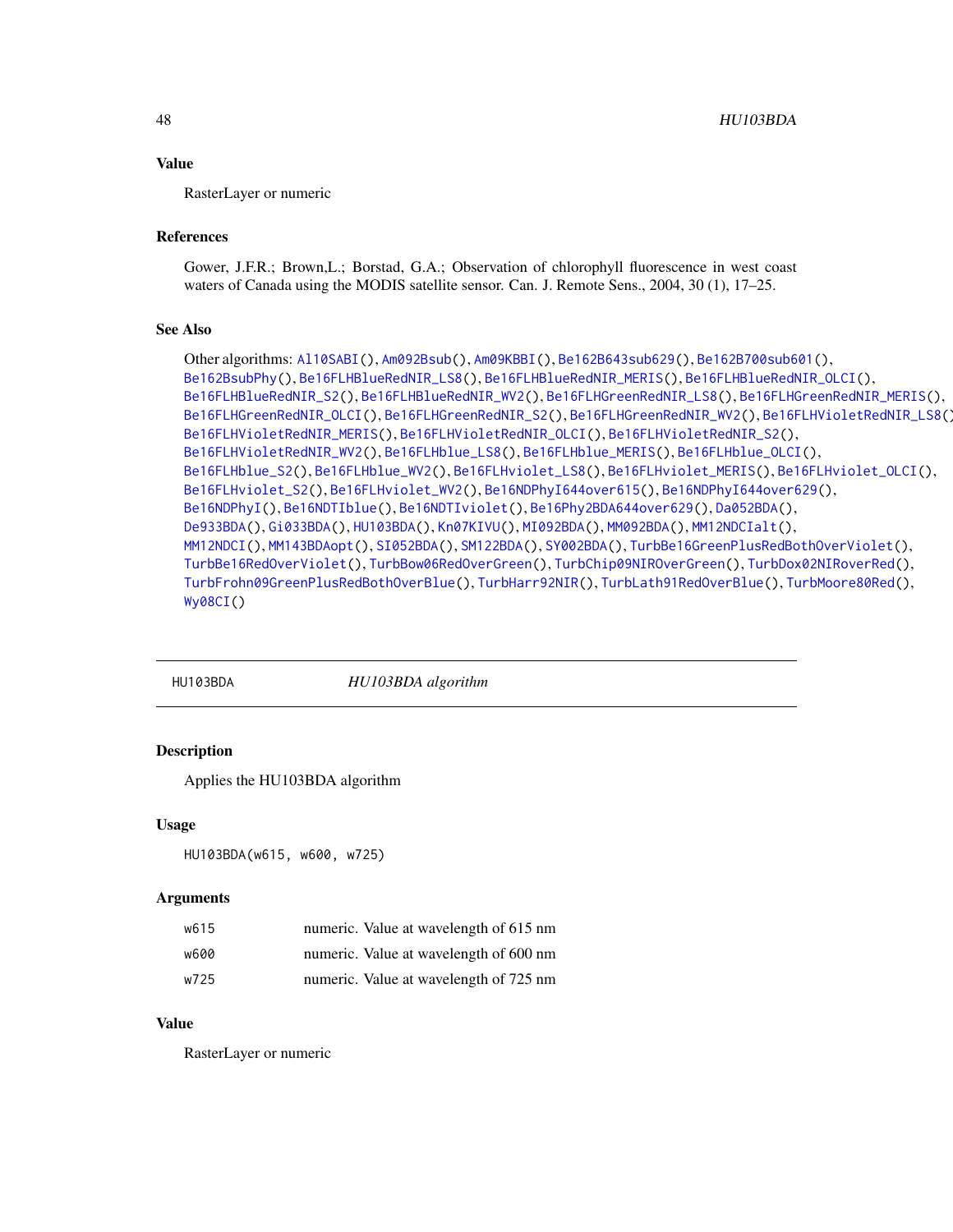### Value

RasterLayer or numeric

### References

Gower, J.F.R.; Brown,L.; Borstad, G.A.; Observation of chlorophyll fluorescence in west coast waters of Canada using the MODIS satellite sensor. Can. J. Remote Sens., 2004, 30 (1), 17–25.

### See Also

Other algorithms: Al10SABI(), Am092Bsub(), Am09KBBI(), Be162B643sub629(), Be162B700sub601(), Be162BsubPhy(), Be16FLHBlueRedNIR_LS8(), Be16FLHBlueRedNIR_MERIS(), Be16FLHBlueRedNIR_OLCI(), Be16FLHBlueRedNIR_S2(), Be16FLHBlueRedNIR_WV2(), Be16FLHGreenRedNIR_LS8(), Be16FLHGreenRedNIR_MERIS(), Be16FLHGreenRedNIR_OLCI(), Be16FLHGreenRedNIR_S2(), Be16FLHGreenRedNIR_WV2(), Be16FLHVioletRedNIR_LS8(), Be16FLHVioletRedNIR_MERIS(), Be16FLHVioletRedNIR_OLCI(), Be16FLHVioletRedNIR_S2(), Be16FLHVioletRedNIR_WV2(), Be16FLHblue_LS8(), Be16FLHblue_MERIS(), Be16FLHblue_OLCI(), Be16FLHblue_S2(), Be16FLHblue_WV2(), Be16FLHviolet_LS8(), Be16FLHviolet_MERIS(), Be16FLHviolet_OLCI(), Be16FLHviolet_S2(), Be16FLHviolet_WV2(), Be16NDPhyI644over615(), Be16NDPhyI644over629(), Be16NDPhyI(), Be16NDTIblue(), Be16NDTIviolet(), Be16Phy2BDA644over629(), Da052BDA(), De933BDA(), Gi033BDA(), HU103BDA(), Kn07KIVU(), MI092BDA(), MM092BDA(), MM12NDCIalt(), MM12NDCI(), MM143BDAopt(), SI052BDA(), SM122BDA(), SY002BDA(), TurbBe16GreenPlusRedBothOverViolet(), TurbBe16RedOverViolet(), TurbBow06RedOverGreen(), TurbChip09NIROverGreen(), TurbDox02NIRoverRed(), TurbFrohn09GreenPlusRedBothOverBlue(), TurbHarr92NIR(), TurbLath91RedOverBlue(), TurbMoore80Red(), Wy08CI()

---

## HU103BDA — *HU103BDA algorithm*

### Description

Applies the HU103BDA algorithm

### Usage

```
HU103BDA(w615, w600, w725)
```

### Arguments

| | |
|---|---|
| w615 | numeric. Value at wavelength of 615 nm |
| w600 | numeric. Value at wavelength of 600 nm |
| w725 | numeric. Value at wavelength of 725 nm |

### Value

RasterLayer or numeric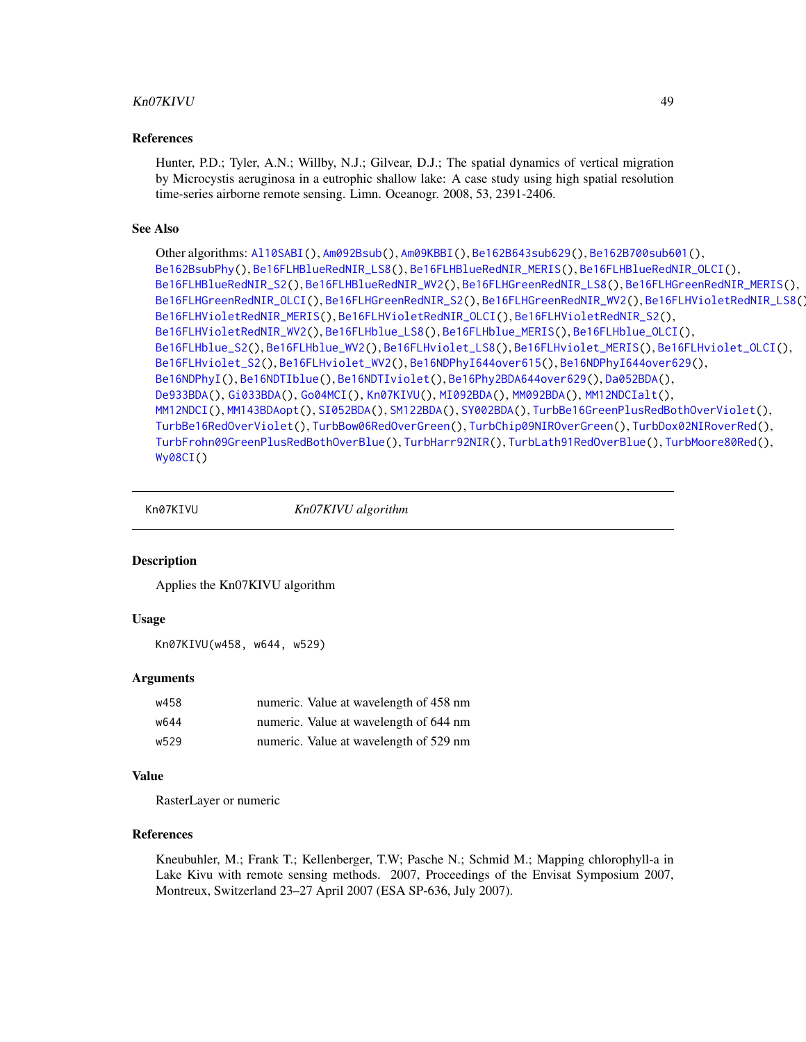### References

Hunter, P.D.; Tyler, A.N.; Willby, N.J.; Gilvear, D.J.; The spatial dynamics of vertical migration by Microcystis aeruginosa in a eutrophic shallow lake: A case study using high spatial resolution time-series airborne remote sensing. Limn. Oceanogr. 2008, 53, 2391-2406.

### See Also

Other algorithms: Al10SABI(), Am092Bsub(), Am09KBBI(), Be162B643sub629(), Be162B700sub601(), Be162BsubPhy(), Be16FLHBlueRedNIR_LS8(), Be16FLHBlueRedNIR_MERIS(), Be16FLHBlueRedNIR_OLCI(), Be16FLHBlueRedNIR_S2(), Be16FLHBlueRedNIR_WV2(), Be16FLHGreenRedNIR_LS8(), Be16FLHGreenRedNIR_MERIS(), Be16FLHGreenRedNIR_OLCI(), Be16FLHGreenRedNIR_S2(), Be16FLHGreenRedNIR_WV2(), Be16FLHVioletRedNIR_LS8(), Be16FLHVioletRedNIR_MERIS(), Be16FLHVioletRedNIR_OLCI(), Be16FLHVioletRedNIR_S2(), Be16FLHVioletRedNIR_WV2(), Be16FLHblue_LS8(), Be16FLHblue_MERIS(), Be16FLHblue_OLCI(), Be16FLHblue_S2(), Be16FLHblue_WV2(), Be16FLHviolet_LS8(), Be16FLHviolet_MERIS(), Be16FLHviolet_OLCI(), Be16FLHviolet_S2(), Be16FLHviolet_WV2(), Be16NDPhyI644over615(), Be16NDPhyI644over629(), Be16NDPhyI(), Be16NDTIblue(), Be16NDTIviolet(), Be16Phy2BDA644over629(), Da052BDA(), De933BDA(), Gi033BDA(), Go04MCI(), Kn07KIVU(), MI092BDA(), MM092BDA(), MM12NDCIalt(), MM12NDCI(), MM143BDAopt(), SI052BDA(), SM122BDA(), SY002BDA(), TurbBe16GreenPlusRedBothOverViolet(), TurbBe16RedOverViolet(), TurbBow06RedOverGreen(), TurbChip09NIROverGreen(), TurbDox02NIRoverRed(), TurbFrohn09GreenPlusRedBothOverBlue(), TurbHarr92NIR(), TurbLath91RedOverBlue(), TurbMoore80Red(), Wy08CI()

---

## Kn07KIVU — *Kn07KIVU algorithm*

### Description

Applies the Kn07KIVU algorithm

### Usage

```
Kn07KIVU(w458, w644, w529)
```

### Arguments

| | |
|---|---|
| w458 | numeric. Value at wavelength of 458 nm |
| w644 | numeric. Value at wavelength of 644 nm |
| w529 | numeric. Value at wavelength of 529 nm |

### Value

RasterLayer or numeric

### References

Kneubuhler, M.; Frank T.; Kellenberger, T.W; Pasche N.; Schmid M.; Mapping chlorophyll-a in Lake Kivu with remote sensing methods. 2007, Proceedings of the Envisat Symposium 2007, Montreux, Switzerland 23–27 April 2007 (ESA SP-636, July 2007).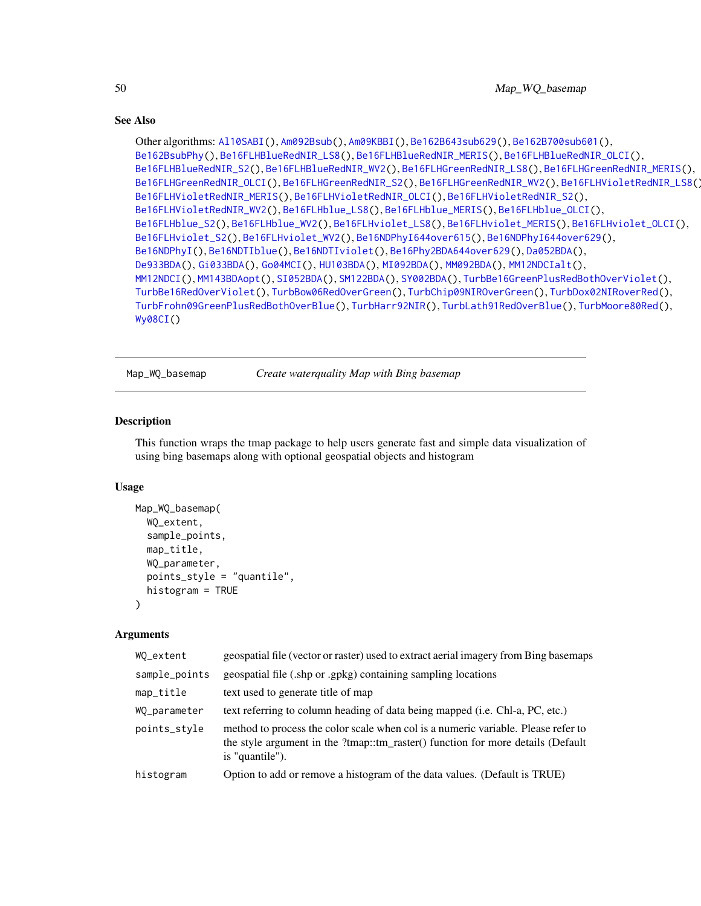## See Also

Other algorithms: Al10SABI(), Am092Bsub(), Am09KBBI(), Be162B643sub629(), Be162B700sub601(), Be162BsubPhy(), Be16FLHBlueRedNIR_LS8(), Be16FLHBlueRedNIR_MERIS(), Be16FLHBlueRedNIR_OLCI(), Be16FLHBlueRedNIR_S2(), Be16FLHBlueRedNIR_WV2(), Be16FLHGreenRedNIR_LS8(), Be16FLHGreenRedNIR_MERIS(), Be16FLHGreenRedNIR_OLCI(), Be16FLHGreenRedNIR_S2(), Be16FLHGreenRedNIR_WV2(), Be16FLHVioletRedNIR_LS8(), Be16FLHVioletRedNIR_MERIS(), Be16FLHVioletRedNIR_OLCI(), Be16FLHVioletRedNIR_S2(), Be16FLHVioletRedNIR_WV2(), Be16FLHblue_LS8(), Be16FLHblue_MERIS(), Be16FLHblue_OLCI(), Be16FLHblue_S2(), Be16FLHblue_WV2(), Be16FLHviolet_LS8(), Be16FLHviolet_MERIS(), Be16FLHviolet_OLCI(), Be16FLHviolet_S2(), Be16FLHviolet_WV2(), Be16NDPhyI644over615(), Be16NDPhyI644over629(), Be16NDPhyI(), Be16NDTIblue(), Be16NDTIviolet(), Be16Phy2BDA644over629(), Da052BDA(), De933BDA(), Gi033BDA(), Go04MCI(), HU103BDA(), MI092BDA(), MM092BDA(), MM12NDCIalt(), MM12NDCI(), MM143BDAopt(), SI052BDA(), SM122BDA(), SY002BDA(), TurbBe16GreenPlusRedBothOverViolet(), TurbBe16RedOverViolet(), TurbBow06RedOverGreen(), TurbChip09NIROverGreen(), TurbDox02NIRoverRed(), TurbFrohn09GreenPlusRedBothOverBlue(), TurbHarr92NIR(), TurbLath91RedOverBlue(), TurbMoore80Red(), Wy08CI()

---

# Map_WQ_basemap — *Create waterquality Map with Bing basemap*

## Description

This function wraps the tmap package to help users generate fast and simple data visualization of using bing basemaps along with optional geospatial objects and histogram

## Usage

```
Map_WQ_basemap(
  WQ_extent,
  sample_points,
  map_title,
  WQ_parameter,
  points_style = "quantile",
  histogram = TRUE
)
```

## Arguments

| | |
|---|---|
| WQ_extent | geospatial file (vector or raster) used to extract aerial imagery from Bing basemaps |
| sample_points | geospatial file (.shp or .gpkg) containing sampling locations |
| map_title | text used to generate title of map |
| WQ_parameter | text referring to column heading of data being mapped (i.e. Chl-a, PC, etc.) |
| points_style | method to process the color scale when col is a numeric variable. Please refer to the style argument in the ?tmap::tm_raster() function for more details (Default is "quantile"). |
| histogram | Option to add or remove a histogram of the data values. (Default is TRUE) |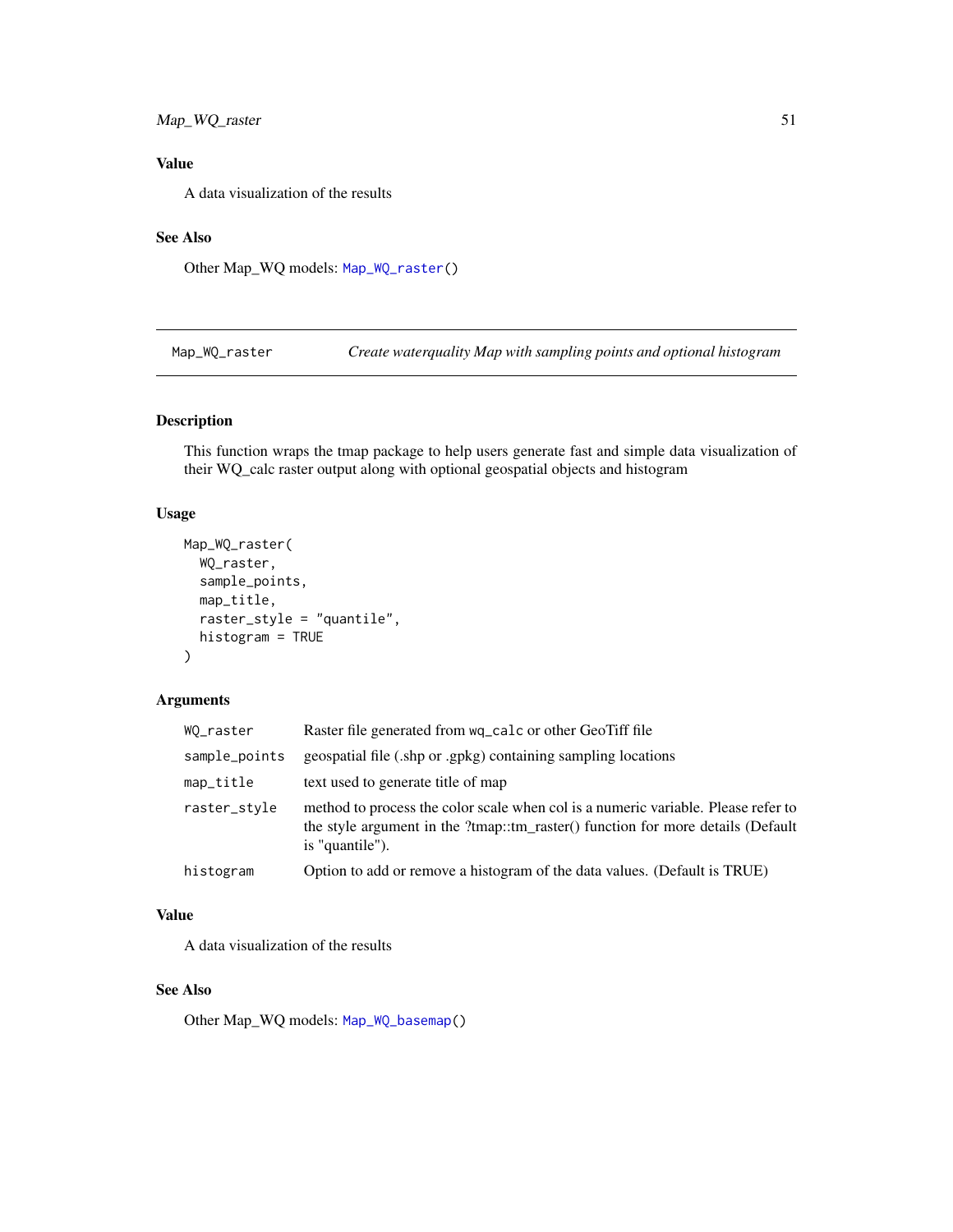### Value

A data visualization of the results

### See Also

Other Map_WQ models: `Map_WQ_raster()`

---

## Map_WQ_raster — *Create waterquality Map with sampling points and optional histogram*

### Description

This function wraps the tmap package to help users generate fast and simple data visualization of their WQ_calc raster output along with optional geospatial objects and histogram

### Usage

```
Map_WQ_raster(
  WQ_raster,
  sample_points,
  map_title,
  raster_style = "quantile",
  histogram = TRUE
)
```

### Arguments

| | |
|---|---|
| `WQ_raster` | Raster file generated from `wq_calc` or other GeoTiff file |
| `sample_points` | geospatial file (.shp or .gpkg) containing sampling locations |
| `map_title` | text used to generate title of map |
| `raster_style` | method to process the color scale when col is a numeric variable. Please refer to the style argument in the ?tmap::tm_raster() function for more details (Default is "quantile"). |
| `histogram` | Option to add or remove a histogram of the data values. (Default is TRUE) |

### Value

A data visualization of the results

### See Also

Other Map_WQ models: `Map_WQ_basemap()`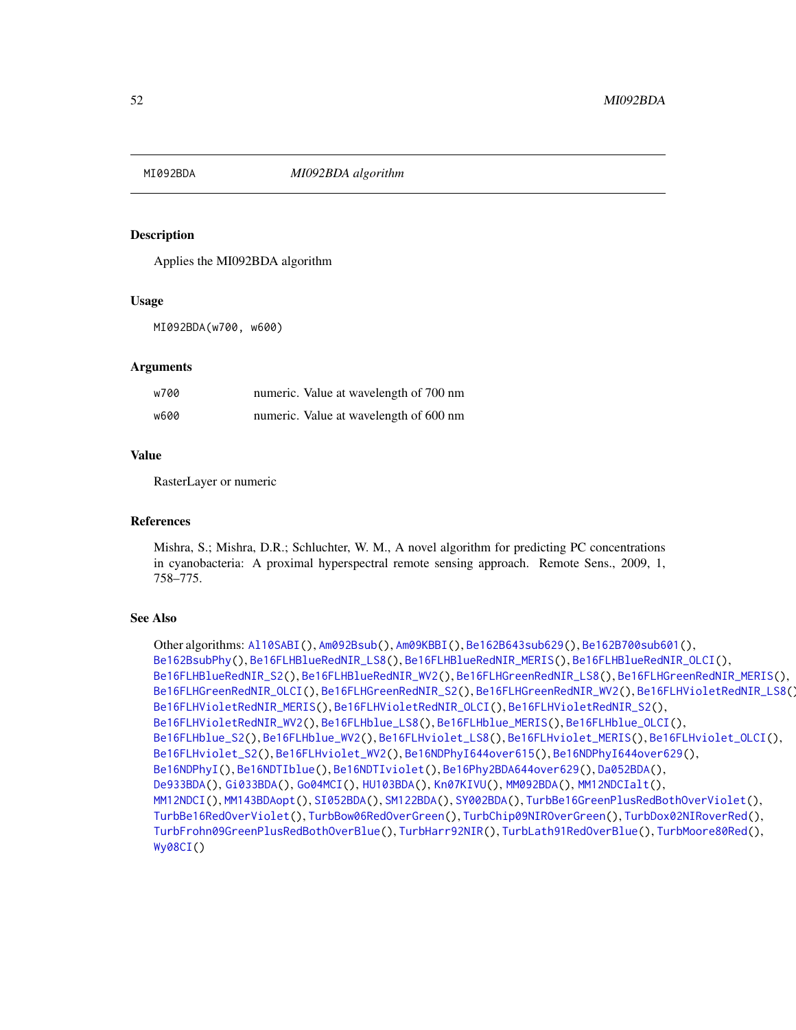## MI092BDA — *MI092BDA algorithm*

### Description

Applies the MI092BDA algorithm

### Usage

```
MI092BDA(w700, w600)
```

### Arguments

| | |
|---|---|
| w700 | numeric. Value at wavelength of 700 nm |
| w600 | numeric. Value at wavelength of 600 nm |

### Value

RasterLayer or numeric

### References

Mishra, S.; Mishra, D.R.; Schluchter, W. M., A novel algorithm for predicting PC concentrations in cyanobacteria: A proximal hyperspectral remote sensing approach. Remote Sens., 2009, 1, 758–775.

### See Also

Other algorithms: Al10SABI(), Am092Bsub(), Am09KBBI(), Be162B643sub629(), Be162B700sub601(), Be162BsubPhy(), Be16FLHBlueRedNIR_LS8(), Be16FLHBlueRedNIR_MERIS(), Be16FLHBlueRedNIR_OLCI(), Be16FLHBlueRedNIR_S2(), Be16FLHBlueRedNIR_WV2(), Be16FLHGreenRedNIR_LS8(), Be16FLHGreenRedNIR_MERIS(), Be16FLHGreenRedNIR_OLCI(), Be16FLHGreenRedNIR_S2(), Be16FLHGreenRedNIR_WV2(), Be16FLHVioletRedNIR_LS8(), Be16FLHVioletRedNIR_MERIS(), Be16FLHVioletRedNIR_OLCI(), Be16FLHVioletRedNIR_S2(), Be16FLHVioletRedNIR_WV2(), Be16FLHblue_LS8(), Be16FLHblue_MERIS(), Be16FLHblue_OLCI(), Be16FLHblue_S2(), Be16FLHblue_WV2(), Be16FLHviolet_LS8(), Be16FLHviolet_MERIS(), Be16FLHviolet_OLCI(), Be16FLHviolet_S2(), Be16FLHviolet_WV2(), Be16NDPhyI644over615(), Be16NDPhyI644over629(), Be16NDPhyI(), Be16NDTIblue(), Be16NDTIviolet(), Be16Phy2BDA644over629(), Da052BDA(), De933BDA(), Gi033BDA(), Go04MCI(), HU103BDA(), Kn07KIVU(), MM092BDA(), MM12NDCIalt(), MM12NDCI(), MM143BDAopt(), SI052BDA(), SM122BDA(), SY002BDA(), TurbBe16GreenPlusRedBothOverViolet(), TurbBe16RedOverViolet(), TurbBow06RedOverGreen(), TurbChip09NIROverGreen(), TurbDox02NIRoverRed(), TurbFrohn09GreenPlusRedBothOverBlue(), TurbHarr92NIR(), TurbLath91RedOverBlue(), TurbMoore80Red(), Wy08CI()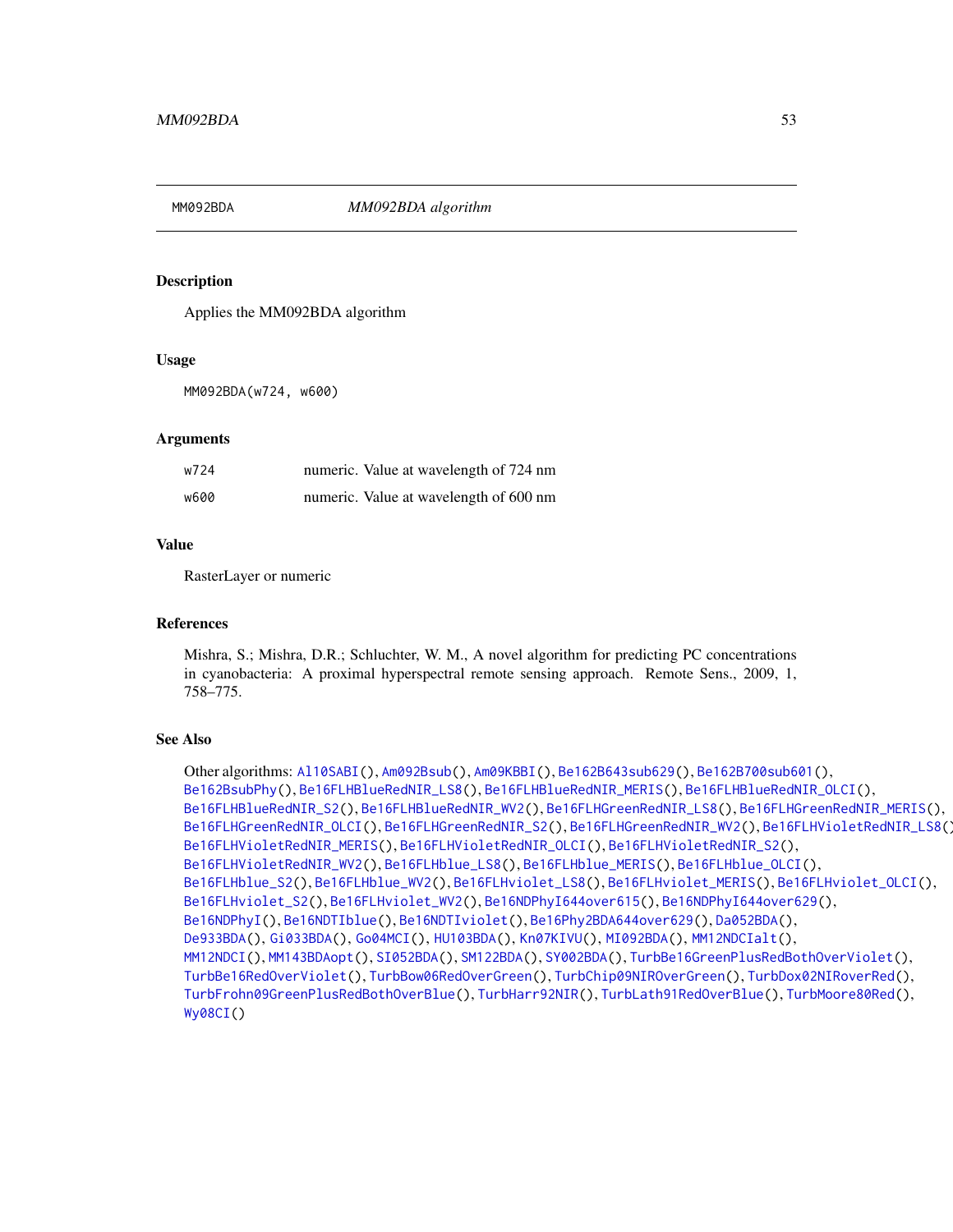## MM092BDA — *MM092BDA algorithm*

### Description

Applies the MM092BDA algorithm

### Usage

```
MM092BDA(w724, w600)
```

### Arguments

| | |
|---|---|
| w724 | numeric. Value at wavelength of 724 nm |
| w600 | numeric. Value at wavelength of 600 nm |

### Value

RasterLayer or numeric

### References

Mishra, S.; Mishra, D.R.; Schluchter, W. M., A novel algorithm for predicting PC concentrations in cyanobacteria: A proximal hyperspectral remote sensing approach. Remote Sens., 2009, 1, 758–775.

### See Also

Other algorithms: Al10SABI(), Am092Bsub(), Am09KBBI(), Be162B643sub629(), Be162B700sub601(), Be162BsubPhy(), Be16FLHBlueRedNIR_LS8(), Be16FLHBlueRedNIR_MERIS(), Be16FLHBlueRedNIR_OLCI(), Be16FLHBlueRedNIR_S2(), Be16FLHBlueRedNIR_WV2(), Be16FLHGreenRedNIR_LS8(), Be16FLHGreenRedNIR_MERIS(), Be16FLHGreenRedNIR_OLCI(), Be16FLHGreenRedNIR_S2(), Be16FLHGreenRedNIR_WV2(), Be16FLHVioletRedNIR_LS8(), Be16FLHVioletRedNIR_MERIS(), Be16FLHVioletRedNIR_OLCI(), Be16FLHVioletRedNIR_S2(), Be16FLHVioletRedNIR_WV2(), Be16FLHblue_LS8(), Be16FLHblue_MERIS(), Be16FLHblue_OLCI(), Be16FLHblue_S2(), Be16FLHblue_WV2(), Be16FLHviolet_LS8(), Be16FLHviolet_MERIS(), Be16FLHviolet_OLCI(), Be16FLHviolet_S2(), Be16FLHviolet_WV2(), Be16NDPhyI644over615(), Be16NDPhyI644over629(), Be16NDPhyI(), Be16NDTIblue(), Be16NDTIviolet(), Be16Phy2BDA644over629(), Da052BDA(), De933BDA(), Gi033BDA(), Go04MCI(), HU103BDA(), Kn07KIVU(), MI092BDA(), MM12NDCIalt(), MM12NDCI(), MM143BDAopt(), SI052BDA(), SM122BDA(), SY002BDA(), TurbBe16GreenPlusRedBothOverViolet(), TurbBe16RedOverViolet(), TurbBow06RedOverGreen(), TurbChip09NIROverGreen(), TurbDox02NIRoverRed(), TurbFrohn09GreenPlusRedBothOverBlue(), TurbHarr92NIR(), TurbLath91RedOverBlue(), TurbMoore80Red(), Wy08CI()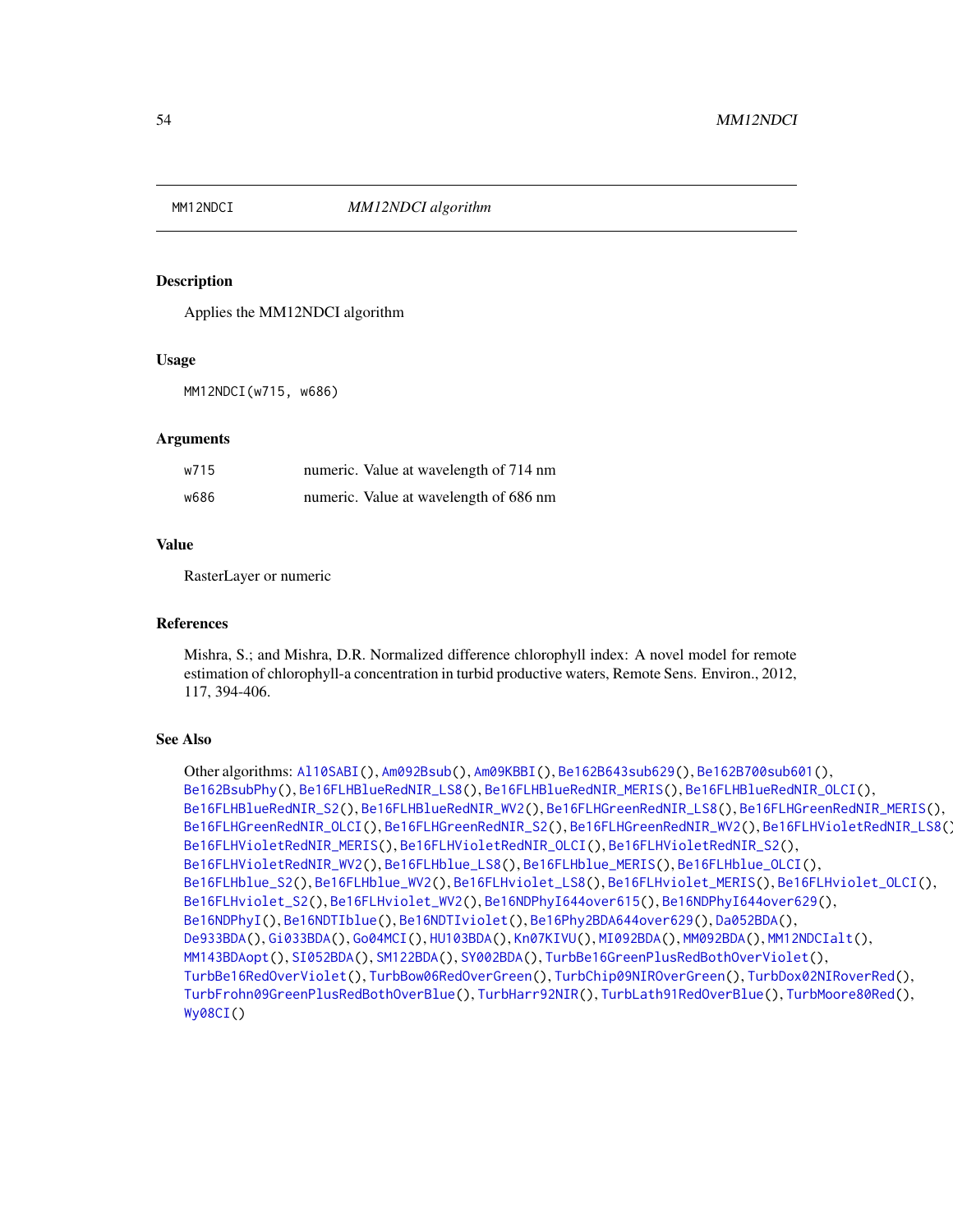## MM12NDCI — *MM12NDCI algorithm*

### Description

Applies the MM12NDCI algorithm

### Usage

```
MM12NDCI(w715, w686)
```

### Arguments

| | |
|---|---|
| w715 | numeric. Value at wavelength of 714 nm |
| w686 | numeric. Value at wavelength of 686 nm |

### Value

RasterLayer or numeric

### References

Mishra, S.; and Mishra, D.R. Normalized difference chlorophyll index: A novel model for remote estimation of chlorophyll-a concentration in turbid productive waters, Remote Sens. Environ., 2012, 117, 394-406.

### See Also

Other algorithms: Al10SABI(), Am092Bsub(), Am09KBBI(), Be162B643sub629(), Be162B700sub601(), Be162BsubPhy(), Be16FLHBlueRedNIR_LS8(), Be16FLHBlueRedNIR_MERIS(), Be16FLHBlueRedNIR_OLCI(), Be16FLHBlueRedNIR_S2(), Be16FLHBlueRedNIR_WV2(), Be16FLHGreenRedNIR_LS8(), Be16FLHGreenRedNIR_MERIS(), Be16FLHGreenRedNIR_OLCI(), Be16FLHGreenRedNIR_S2(), Be16FLHGreenRedNIR_WV2(), Be16FLHVioletRedNIR_LS8(), Be16FLHVioletRedNIR_MERIS(), Be16FLHVioletRedNIR_OLCI(), Be16FLHVioletRedNIR_S2(), Be16FLHVioletRedNIR_WV2(), Be16FLHblue_LS8(), Be16FLHblue_MERIS(), Be16FLHblue_OLCI(), Be16FLHblue_S2(), Be16FLHblue_WV2(), Be16FLHviolet_LS8(), Be16FLHviolet_MERIS(), Be16FLHviolet_OLCI(), Be16FLHviolet_S2(), Be16FLHviolet_WV2(), Be16NDPhyI644over615(), Be16NDPhyI644over629(), Be16NDPhyI(), Be16NDTIblue(), Be16NDTIviolet(), Be16Phy2BDA644over629(), Da052BDA(), De933BDA(), Gi033BDA(), Go04MCI(), HU103BDA(), Kn07KIVU(), MI092BDA(), MM092BDA(), MM12NDCIalt(), MM143BDAopt(), SI052BDA(), SM122BDA(), SY002BDA(), TurbBe16GreenPlusRedBothOverViolet(), TurbBe16RedOverViolet(), TurbBow06RedOverGreen(), TurbChip09NIROverGreen(), TurbDox02NIRoverRed(), TurbFrohn09GreenPlusRedBothOverBlue(), TurbHarr92NIR(), TurbLath91RedOverBlue(), TurbMoore80Red(), Wy08CI()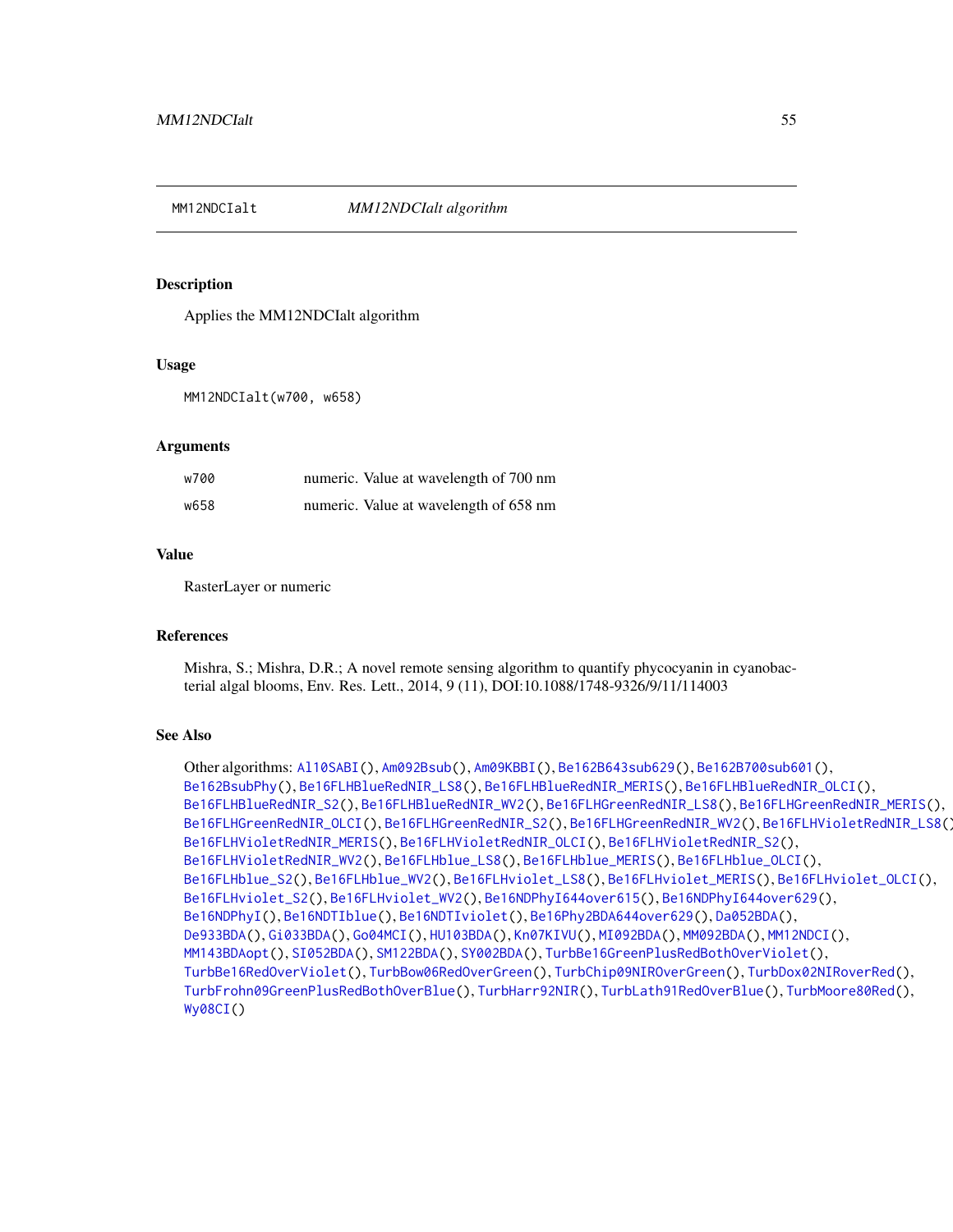## MM12NDCIalt    *MM12NDCIalt algorithm*

### Description

Applies the MM12NDCIalt algorithm

### Usage

```
MM12NDCIalt(w700, w658)
```

### Arguments

| | |
|---|---|
| w700 | numeric. Value at wavelength of 700 nm |
| w658 | numeric. Value at wavelength of 658 nm |

### Value

RasterLayer or numeric

### References

Mishra, S.; Mishra, D.R.; A novel remote sensing algorithm to quantify phycocyanin in cyanobacterial algal blooms, Env. Res. Lett., 2014, 9 (11), DOI:10.1088/1748-9326/9/11/114003

### See Also

Other algorithms: Al10SABI(), Am092Bsub(), Am09KBBI(), Be162B643sub629(), Be162B700sub601(), Be162BsubPhy(), Be16FLHBlueRedNIR_LS8(), Be16FLHBlueRedNIR_MERIS(), Be16FLHBlueRedNIR_OLCI(), Be16FLHBlueRedNIR_S2(), Be16FLHBlueRedNIR_WV2(), Be16FLHGreenRedNIR_LS8(), Be16FLHGreenRedNIR_MERIS(), Be16FLHGreenRedNIR_OLCI(), Be16FLHGreenRedNIR_S2(), Be16FLHGreenRedNIR_WV2(), Be16FLHVioletRedNIR_LS8(), Be16FLHVioletRedNIR_MERIS(), Be16FLHVioletRedNIR_OLCI(), Be16FLHVioletRedNIR_S2(), Be16FLHVioletRedNIR_WV2(), Be16FLHblue_LS8(), Be16FLHblue_MERIS(), Be16FLHblue_OLCI(), Be16FLHblue_S2(), Be16FLHblue_WV2(), Be16FLHviolet_LS8(), Be16FLHviolet_MERIS(), Be16FLHviolet_OLCI(), Be16FLHviolet_S2(), Be16FLHviolet_WV2(), Be16NDPhyI644over615(), Be16NDPhyI644over629(), Be16NDPhyI(), Be16NDTIblue(), Be16NDTIviolet(), Be16Phy2BDA644over629(), Da052BDA(), De933BDA(), Gi033BDA(), Go04MCI(), HU103BDA(), Kn07KIVU(), MI092BDA(), MM092BDA(), MM12NDCI(), MM143BDAopt(), SI052BDA(), SM122BDA(), SY002BDA(), TurbBe16GreenPlusRedBothOverViolet(), TurbBe16RedOverViolet(), TurbBow06RedOverGreen(), TurbChip09NIROverGreen(), TurbDox02NIRoverRed(), TurbFrohn09GreenPlusRedBothOverBlue(), TurbHarr92NIR(), TurbLath91RedOverBlue(), TurbMoore80Red(), Wy08CI()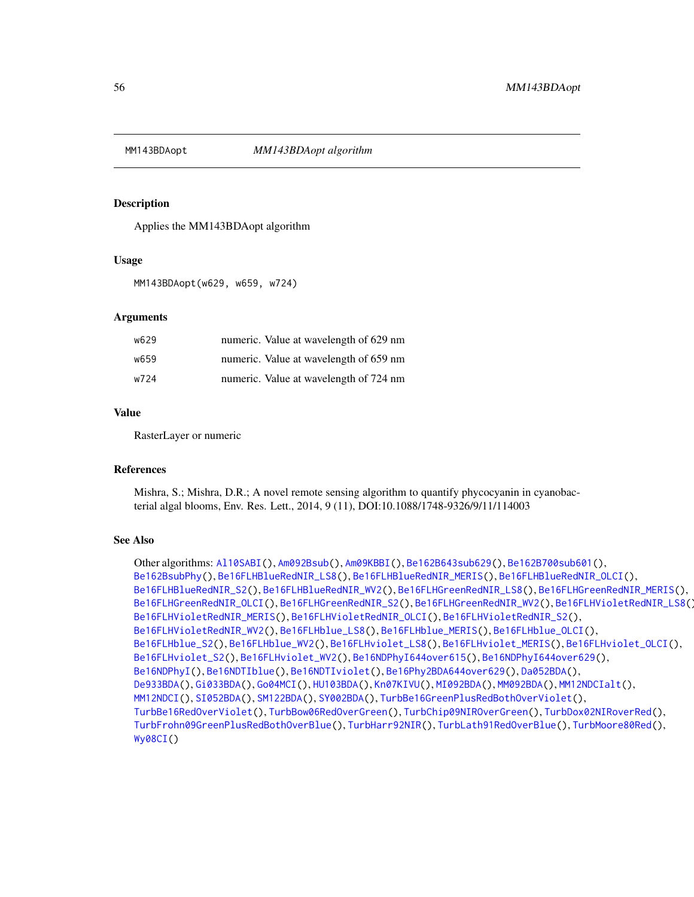# MM143BDAopt — *MM143BDAopt algorithm*

## Description

Applies the MM143BDAopt algorithm

## Usage

```
MM143BDAopt(w629, w659, w724)
```

## Arguments

| | |
|---|---|
| w629 | numeric. Value at wavelength of 629 nm |
| w659 | numeric. Value at wavelength of 659 nm |
| w724 | numeric. Value at wavelength of 724 nm |

## Value

RasterLayer or numeric

## References

Mishra, S.; Mishra, D.R.; A novel remote sensing algorithm to quantify phycocyanin in cyanobacterial algal blooms, Env. Res. Lett., 2014, 9 (11), DOI:10.1088/1748-9326/9/11/114003

## See Also

Other algorithms: Al10SABI(), Am092Bsub(), Am09KBBI(), Be162B643sub629(), Be162B700sub601(), Be162BsubPhy(), Be16FLHBlueRedNIR_LS8(), Be16FLHBlueRedNIR_MERIS(), Be16FLHBlueRedNIR_OLCI(), Be16FLHBlueRedNIR_S2(), Be16FLHBlueRedNIR_WV2(), Be16FLHGreenRedNIR_LS8(), Be16FLHGreenRedNIR_MERIS(), Be16FLHGreenRedNIR_OLCI(), Be16FLHGreenRedNIR_S2(), Be16FLHGreenRedNIR_WV2(), Be16FLHVioletRedNIR_LS8(), Be16FLHVioletRedNIR_MERIS(), Be16FLHVioletRedNIR_OLCI(), Be16FLHVioletRedNIR_S2(), Be16FLHVioletRedNIR_WV2(), Be16FLHblue_LS8(), Be16FLHblue_MERIS(), Be16FLHblue_OLCI(), Be16FLHblue_S2(), Be16FLHblue_WV2(), Be16FLHviolet_LS8(), Be16FLHviolet_MERIS(), Be16FLHviolet_OLCI(), Be16FLHviolet_S2(), Be16FLHviolet_WV2(), Be16NDPhyI644over615(), Be16NDPhyI644over629(), Be16NDPhyI(), Be16NDTIblue(), Be16NDTIviolet(), Be16Phy2BDA644over629(), Da052BDA(), De933BDA(), Gi033BDA(), Go04MCI(), HU103BDA(), Kn07KIVU(), MI092BDA(), MM092BDA(), MM12NDCIalt(), MM12NDCI(), SI052BDA(), SM122BDA(), SY002BDA(), TurbBe16GreenPlusRedBothOverViolet(), TurbBe16RedOverViolet(), TurbBow06RedOverGreen(), TurbChip09NIROverGreen(), TurbDox02NIRoverRed(), TurbFrohn09GreenPlusRedBothOverBlue(), TurbHarr92NIR(), TurbLath91RedOverBlue(), TurbMoore80Red(), Wy08CI()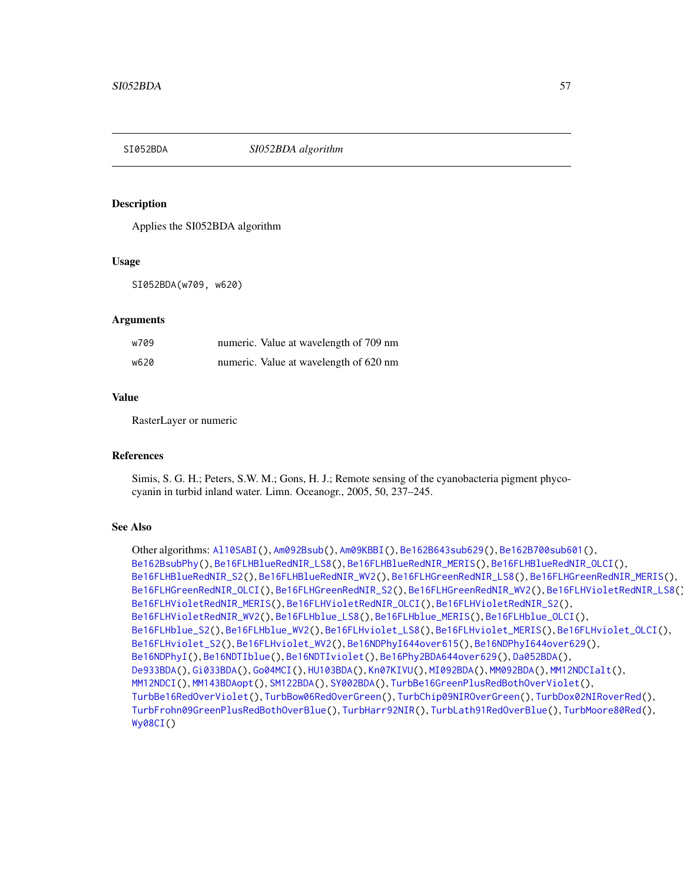## SI052BDA — *SI052BDA algorithm*

### Description

Applies the SI052BDA algorithm

### Usage

```
SI052BDA(w709, w620)
```

### Arguments

| | |
|---|---|
| w709 | numeric. Value at wavelength of 709 nm |
| w620 | numeric. Value at wavelength of 620 nm |

### Value

RasterLayer or numeric

### References

Simis, S. G. H.; Peters, S.W. M.; Gons, H. J.; Remote sensing of the cyanobacteria pigment phycocyanin in turbid inland water. Limn. Oceanogr., 2005, 50, 237–245.

### See Also

Other algorithms: Al10SABI(), Am092Bsub(), Am09KBBI(), Be162B643sub629(), Be162B700sub601(), Be162BsubPhy(), Be16FLHBlueRedNIR_LS8(), Be16FLHBlueRedNIR_MERIS(), Be16FLHBlueRedNIR_OLCI(), Be16FLHBlueRedNIR_S2(), Be16FLHBlueRedNIR_WV2(), Be16FLHGreenRedNIR_LS8(), Be16FLHGreenRedNIR_MERIS(), Be16FLHGreenRedNIR_OLCI(), Be16FLHGreenRedNIR_S2(), Be16FLHGreenRedNIR_WV2(), Be16FLHVioletRedNIR_LS8(), Be16FLHVioletRedNIR_MERIS(), Be16FLHVioletRedNIR_OLCI(), Be16FLHVioletRedNIR_S2(), Be16FLHVioletRedNIR_WV2(), Be16FLHblue_LS8(), Be16FLHblue_MERIS(), Be16FLHblue_OLCI(), Be16FLHblue_S2(), Be16FLHblue_WV2(), Be16FLHviolet_LS8(), Be16FLHviolet_MERIS(), Be16FLHviolet_OLCI(), Be16FLHviolet_S2(), Be16FLHviolet_WV2(), Be16NDPhyI644over615(), Be16NDPhyI644over629(), Be16NDPhyI(), Be16NDTIblue(), Be16NDTIviolet(), Be16Phy2BDA644over629(), Da052BDA(), De933BDA(), Gi033BDA(), Go04MCI(), HU103BDA(), Kn07KIVU(), MI092BDA(), MM092BDA(), MM12NDCIalt(), MM12NDCI(), MM143BDAopt(), SM122BDA(), SY002BDA(), TurbBe16GreenPlusRedBothOverViolet(), TurbBe16RedOverViolet(), TurbBow06RedOverGreen(), TurbChip09NIROverGreen(), TurbDox02NIRoverRed(), TurbFrohn09GreenPlusRedBothOverBlue(), TurbHarr92NIR(), TurbLath91RedOverBlue(), TurbMoore80Red(), Wy08CI()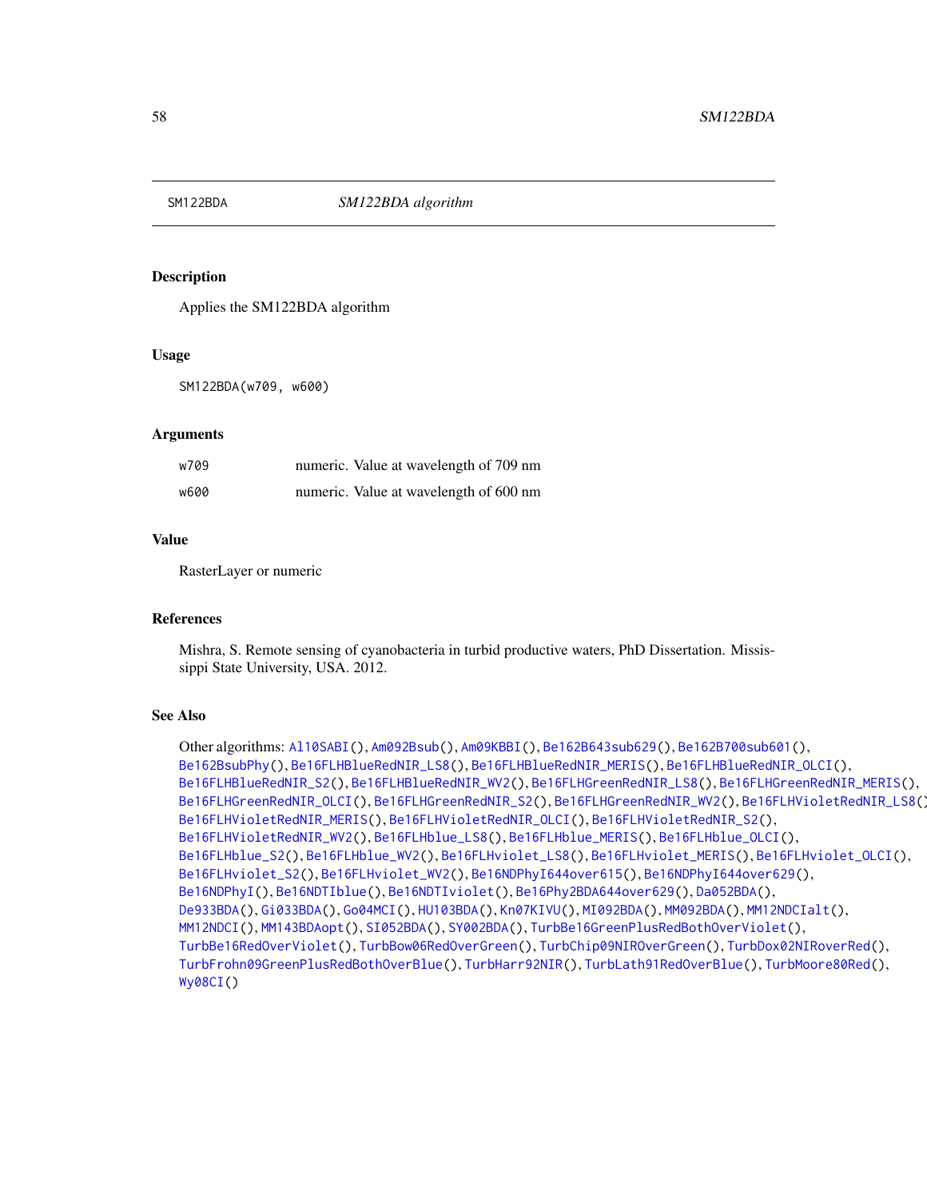# SM122BDA — *SM122BDA algorithm*

## Description

Applies the SM122BDA algorithm

## Usage

```
SM122BDA(w709, w600)
```

## Arguments

| | |
|---|---|
| w709 | numeric. Value at wavelength of 709 nm |
| w600 | numeric. Value at wavelength of 600 nm |

## Value

RasterLayer or numeric

## References

Mishra, S. Remote sensing of cyanobacteria in turbid productive waters, PhD Dissertation. Mississippi State University, USA. 2012.

## See Also

Other algorithms: Al10SABI(), Am092Bsub(), Am09KBBI(), Be162B643sub629(), Be162B700sub601(), Be162BsubPhy(), Be16FLHBlueRedNIR_LS8(), Be16FLHBlueRedNIR_MERIS(), Be16FLHBlueRedNIR_OLCI(), Be16FLHBlueRedNIR_S2(), Be16FLHBlueRedNIR_WV2(), Be16FLHGreenRedNIR_LS8(), Be16FLHGreenRedNIR_MERIS(), Be16FLHGreenRedNIR_OLCI(), Be16FLHGreenRedNIR_S2(), Be16FLHGreenRedNIR_WV2(), Be16FLHVioletRedNIR_LS8(), Be16FLHVioletRedNIR_MERIS(), Be16FLHVioletRedNIR_OLCI(), Be16FLHVioletRedNIR_S2(), Be16FLHVioletRedNIR_WV2(), Be16FLHblue_LS8(), Be16FLHblue_MERIS(), Be16FLHblue_OLCI(), Be16FLHblue_S2(), Be16FLHblue_WV2(), Be16FLHviolet_LS8(), Be16FLHviolet_MERIS(), Be16FLHviolet_OLCI(), Be16FLHviolet_S2(), Be16FLHviolet_WV2(), Be16NDPhyI644over615(), Be16NDPhyI644over629(), Be16NDPhyI(), Be16NDTIblue(), Be16NDTIviolet(), Be16Phy2BDA644over629(), Da052BDA(), De933BDA(), Gi033BDA(), Go04MCI(), HU103BDA(), Kn07KIVU(), MI092BDA(), MM092BDA(), MM12NDCIalt(), MM12NDCI(), MM143BDAopt(), SI052BDA(), SY002BDA(), TurbBe16GreenPlusRedBothOverViolet(), TurbBe16RedOverViolet(), TurbBow06RedOverGreen(), TurbChip09NIROverGreen(), TurbDox02NIRoverRed(), TurbFrohn09GreenPlusRedBothOverBlue(), TurbHarr92NIR(), TurbLath91RedOverBlue(), TurbMoore80Red(), Wy08CI()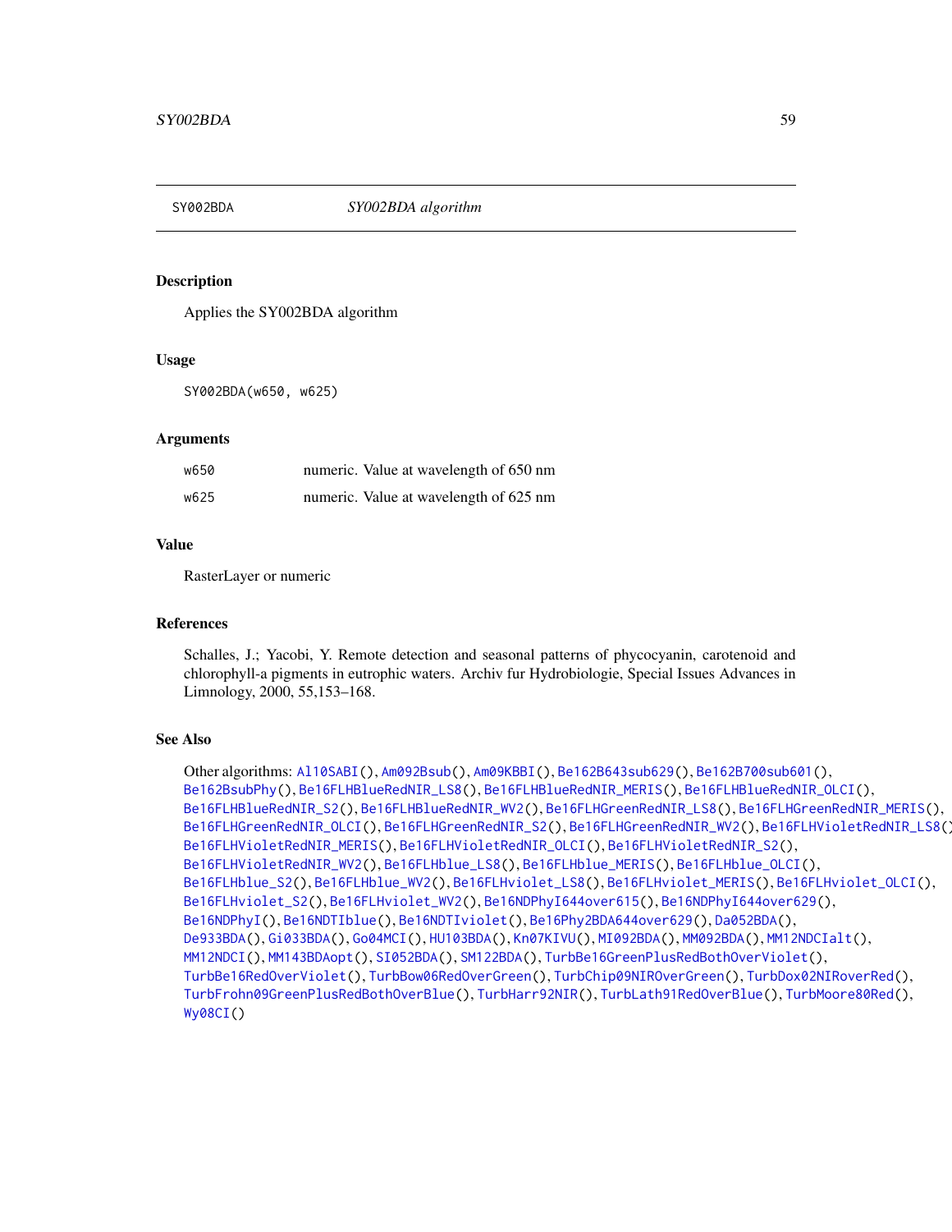## SY002BDA — *SY002BDA algorithm*

### Description

Applies the SY002BDA algorithm

### Usage

```
SY002BDA(w650, w625)
```

### Arguments

| | |
|---|---|
| w650 | numeric. Value at wavelength of 650 nm |
| w625 | numeric. Value at wavelength of 625 nm |

### Value

RasterLayer or numeric

### References

Schalles, J.; Yacobi, Y. Remote detection and seasonal patterns of phycocyanin, carotenoid and chlorophyll-a pigments in eutrophic waters. Archiv fur Hydrobiologie, Special Issues Advances in Limnology, 2000, 55,153–168.

### See Also

Other algorithms: Al10SABI(), Am092Bsub(), Am09KBBI(), Be162B643sub629(), Be162B700sub601(), Be162BsubPhy(), Be16FLHBlueRedNIR_LS8(), Be16FLHBlueRedNIR_MERIS(), Be16FLHBlueRedNIR_OLCI(), Be16FLHBlueRedNIR_S2(), Be16FLHBlueRedNIR_WV2(), Be16FLHGreenRedNIR_LS8(), Be16FLHGreenRedNIR_MERIS(), Be16FLHGreenRedNIR_OLCI(), Be16FLHGreenRedNIR_S2(), Be16FLHGreenRedNIR_WV2(), Be16FLHVioletRedNIR_LS8(), Be16FLHVioletRedNIR_MERIS(), Be16FLHVioletRedNIR_OLCI(), Be16FLHVioletRedNIR_S2(), Be16FLHVioletRedNIR_WV2(), Be16FLHblue_LS8(), Be16FLHblue_MERIS(), Be16FLHblue_OLCI(), Be16FLHblue_S2(), Be16FLHblue_WV2(), Be16FLHviolet_LS8(), Be16FLHviolet_MERIS(), Be16FLHviolet_OLCI(), Be16FLHviolet_S2(), Be16FLHviolet_WV2(), Be16NDPhyI644over615(), Be16NDPhyI644over629(), Be16NDPhyI(), Be16NDTIblue(), Be16NDTIviolet(), Be16Phy2BDA644over629(), Da052BDA(), De933BDA(), Gi033BDA(), Go04MCI(), HU103BDA(), Kn07KIVU(), MI092BDA(), MM092BDA(), MM12NDCIalt(), MM12NDCI(), MM143BDAopt(), SI052BDA(), SM122BDA(), TurbBe16GreenPlusRedBothOverViolet(), TurbBe16RedOverViolet(), TurbBow06RedOverGreen(), TurbChip09NIROverGreen(), TurbDox02NIRoverRed(), TurbFrohn09GreenPlusRedBothOverBlue(), TurbHarr92NIR(), TurbLath91RedOverBlue(), TurbMoore80Red(), Wy08CI()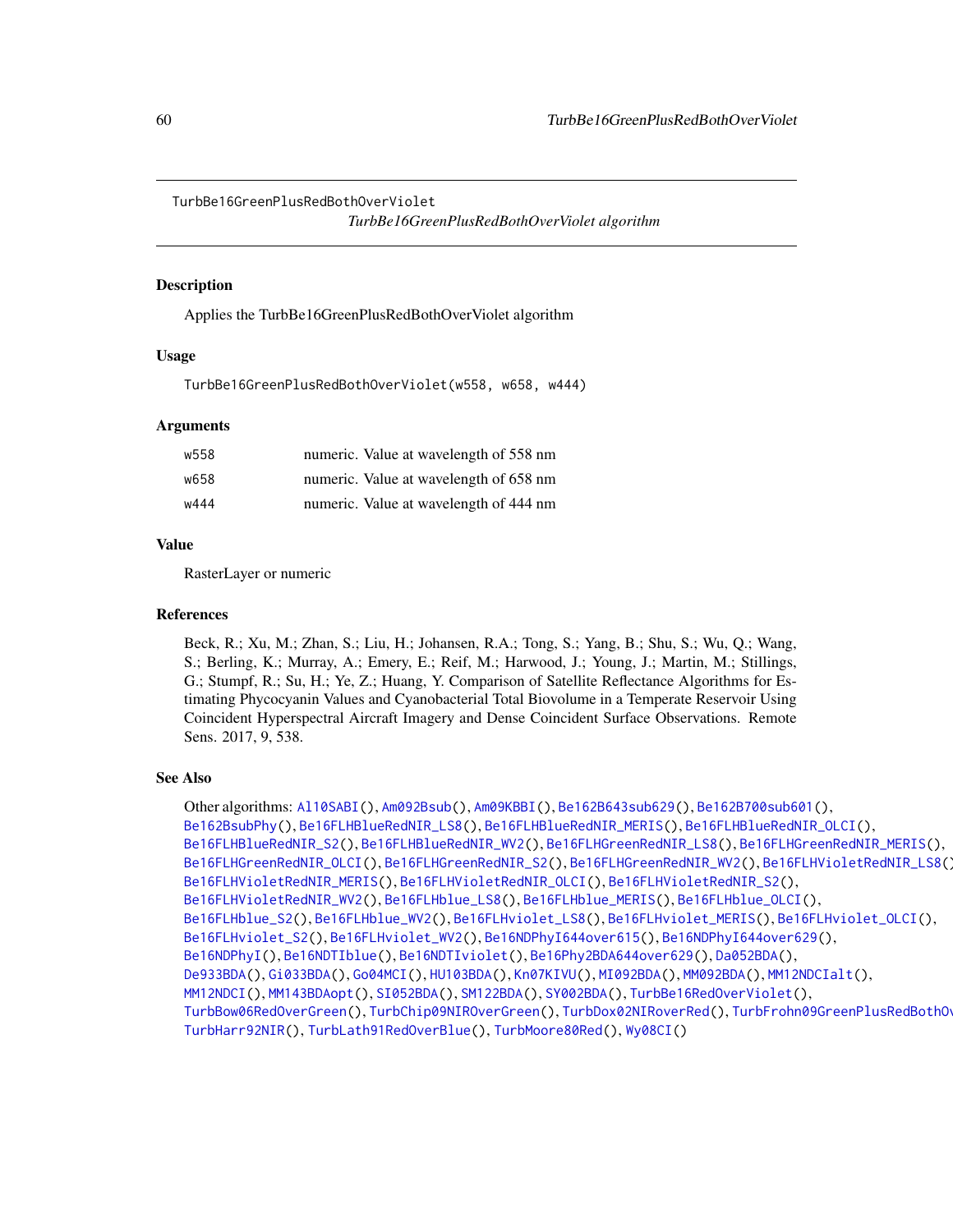# TurbBe16GreenPlusRedBothOverViolet

*TurbBe16GreenPlusRedBothOverViolet algorithm*

## Description

Applies the TurbBe16GreenPlusRedBothOverViolet algorithm

## Usage

```
TurbBe16GreenPlusRedBothOverViolet(w558, w658, w444)
```

## Arguments

| | |
|---|---|
| w558 | numeric. Value at wavelength of 558 nm |
| w658 | numeric. Value at wavelength of 658 nm |
| w444 | numeric. Value at wavelength of 444 nm |

## Value

RasterLayer or numeric

## References

Beck, R.; Xu, M.; Zhan, S.; Liu, H.; Johansen, R.A.; Tong, S.; Yang, B.; Shu, S.; Wu, Q.; Wang, S.; Berling, K.; Murray, A.; Emery, E.; Reif, M.; Harwood, J.; Young, J.; Martin, M.; Stillings, G.; Stumpf, R.; Su, H.; Ye, Z.; Huang, Y. Comparison of Satellite Reflectance Algorithms for Estimating Phycocyanin Values and Cyanobacterial Total Biovolume in a Temperate Reservoir Using Coincident Hyperspectral Aircraft Imagery and Dense Coincident Surface Observations. Remote Sens. 2017, 9, 538.

## See Also

Other algorithms: Al10SABI(), Am092Bsub(), Am09KBBI(), Be162B643sub629(), Be162B700sub601(), Be162BsubPhy(), Be16FLHBlueRedNIR_LS8(), Be16FLHBlueRedNIR_MERIS(), Be16FLHBlueRedNIR_OLCI(), Be16FLHBlueRedNIR_S2(), Be16FLHBlueRedNIR_WV2(), Be16FLHGreenRedNIR_LS8(), Be16FLHGreenRedNIR_MERIS(), Be16FLHGreenRedNIR_OLCI(), Be16FLHGreenRedNIR_S2(), Be16FLHGreenRedNIR_WV2(), Be16FLHVioletRedNIR_LS8(), Be16FLHVioletRedNIR_MERIS(), Be16FLHVioletRedNIR_OLCI(), Be16FLHVioletRedNIR_S2(), Be16FLHVioletRedNIR_WV2(), Be16FLHblue_LS8(), Be16FLHblue_MERIS(), Be16FLHblue_OLCI(), Be16FLHblue_S2(), Be16FLHblue_WV2(), Be16FLHviolet_LS8(), Be16FLHviolet_MERIS(), Be16FLHviolet_OLCI(), Be16FLHviolet_S2(), Be16FLHviolet_WV2(), Be16NDPhyI644over615(), Be16NDPhyI644over629(), Be16NDPhyI(), Be16NDTIblue(), Be16NDTIviolet(), Be16Phy2BDA644over629(), Da052BDA(), De933BDA(), Gi033BDA(), Go04MCI(), HU103BDA(), Kn07KIVU(), MI092BDA(), MM092BDA(), MM12NDCIalt(), MM12NDCI(), MM143BDAopt(), SI052BDA(), SM122BDA(), SY002BDA(), TurbBe16RedOverViolet(), TurbBow06RedOverGreen(), TurbChip09NIROverGreen(), TurbDox02NIRoverRed(), TurbFrohn09GreenPlusRedBothOverBlue(), TurbHarr92NIR(), TurbLath91RedOverBlue(), TurbMoore80Red(), Wy08CI()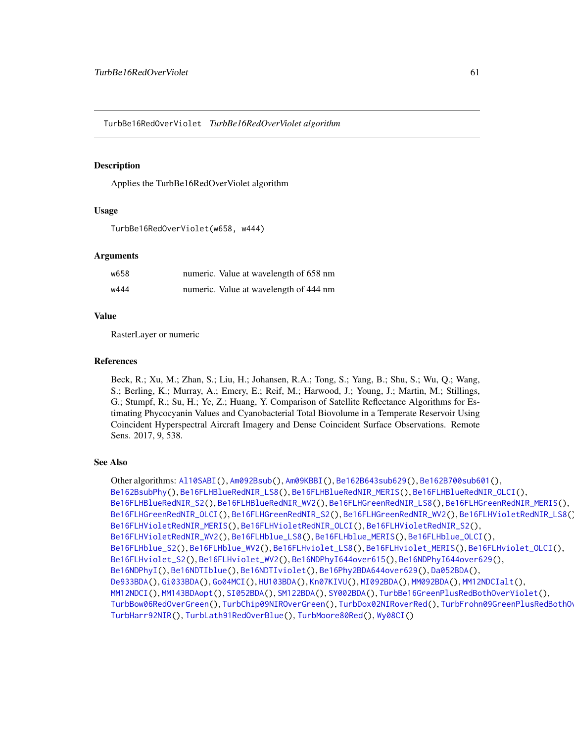## TurbBe16RedOverViolet *TurbBe16RedOverViolet algorithm*

### Description

Applies the TurbBe16RedOverViolet algorithm

### Usage

```
TurbBe16RedOverViolet(w658, w444)
```

### Arguments

| | |
|---|---|
| w658 | numeric. Value at wavelength of 658 nm |
| w444 | numeric. Value at wavelength of 444 nm |

### Value

RasterLayer or numeric

### References

Beck, R.; Xu, M.; Zhan, S.; Liu, H.; Johansen, R.A.; Tong, S.; Yang, B.; Shu, S.; Wu, Q.; Wang, S.; Berling, K.; Murray, A.; Emery, E.; Reif, M.; Harwood, J.; Young, J.; Martin, M.; Stillings, G.; Stumpf, R.; Su, H.; Ye, Z.; Huang, Y. Comparison of Satellite Reflectance Algorithms for Estimating Phycocyanin Values and Cyanobacterial Total Biovolume in a Temperate Reservoir Using Coincident Hyperspectral Aircraft Imagery and Dense Coincident Surface Observations. Remote Sens. 2017, 9, 538.

### See Also

Other algorithms: Al10SABI(), Am092Bsub(), Am09KBBI(), Be162B643sub629(), Be162B700sub601(), Be162BsubPhy(), Be16FLHBlueRedNIR_LS8(), Be16FLHBlueRedNIR_MERIS(), Be16FLHBlueRedNIR_OLCI(), Be16FLHBlueRedNIR_S2(), Be16FLHBlueRedNIR_WV2(), Be16FLHGreenRedNIR_LS8(), Be16FLHGreenRedNIR_MERIS(), Be16FLHGreenRedNIR_OLCI(), Be16FLHGreenRedNIR_S2(), Be16FLHGreenRedNIR_WV2(), Be16FLHVioletRedNIR_LS8(), Be16FLHVioletRedNIR_MERIS(), Be16FLHVioletRedNIR_OLCI(), Be16FLHVioletRedNIR_S2(), Be16FLHVioletRedNIR_WV2(), Be16FLHblue_LS8(), Be16FLHblue_MERIS(), Be16FLHblue_OLCI(), Be16FLHblue_S2(), Be16FLHblue_WV2(), Be16FLHviolet_LS8(), Be16FLHviolet_MERIS(), Be16FLHviolet_OLCI(), Be16FLHviolet_S2(), Be16FLHviolet_WV2(), Be16NDPhyI644over615(), Be16NDPhyI644over629(), Be16NDPhyI(), Be16NDTIblue(), Be16NDTIviolet(), Be16Phy2BDA644over629(), Da052BDA(), De933BDA(), Gi033BDA(), Go04MCI(), HU103BDA(), Kn07KIVU(), MI092BDA(), MM092BDA(), MM12NDCIalt(), MM12NDCI(), MM143BDAopt(), SI052BDA(), SM122BDA(), SY002BDA(), TurbBe16GreenPlusRedBothOverViolet(), TurbBow06RedOverGreen(), TurbChip09NIROverGreen(), TurbDox02NIRoverRed(), TurbFrohn09GreenPlusRedBothOverBlue(), TurbHarr92NIR(), TurbLath91RedOverBlue(), TurbMoore80Red(), Wy08CI()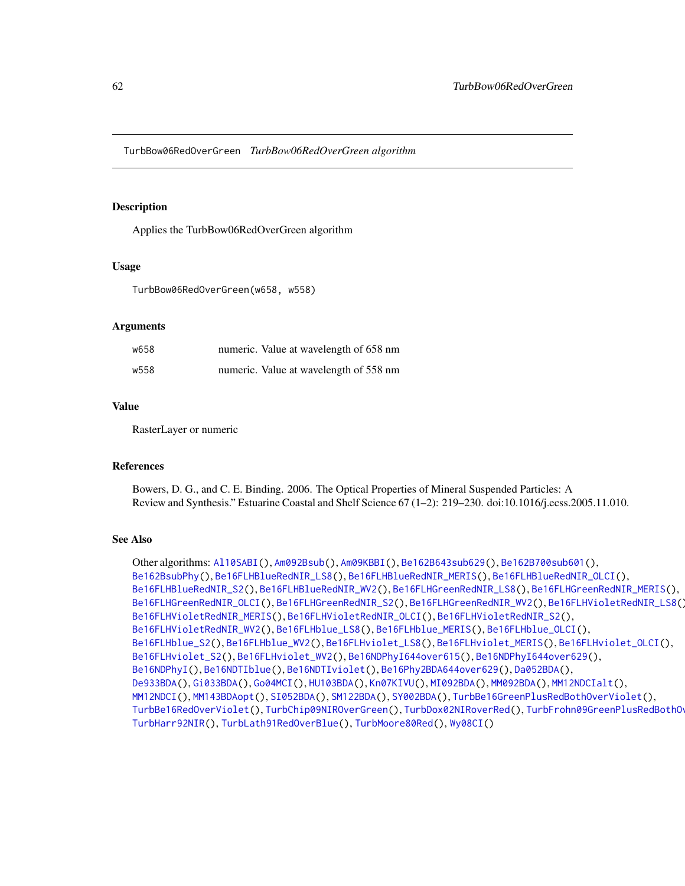TurbBow06RedOverGreen *TurbBow06RedOverGreen algorithm*

## Description

Applies the TurbBow06RedOverGreen algorithm

## Usage

```
TurbBow06RedOverGreen(w658, w558)
```

## Arguments

| | |
|---|---|
| w658 | numeric. Value at wavelength of 658 nm |
| w558 | numeric. Value at wavelength of 558 nm |

## Value

RasterLayer or numeric

## References

Bowers, D. G., and C. E. Binding. 2006. The Optical Properties of Mineral Suspended Particles: A Review and Synthesis." Estuarine Coastal and Shelf Science 67 (1–2): 219–230. doi:10.1016/j.ecss.2005.11.010.

## See Also

Other algorithms: Al10SABI(), Am092Bsub(), Am09KBBI(), Be162B643sub629(), Be162B700sub601(), Be162BsubPhy(), Be16FLHBlueRedNIR_LS8(), Be16FLHBlueRedNIR_MERIS(), Be16FLHBlueRedNIR_OLCI(), Be16FLHBlueRedNIR_S2(), Be16FLHBlueRedNIR_WV2(), Be16FLHGreenRedNIR_LS8(), Be16FLHGreenRedNIR_MERIS(), Be16FLHGreenRedNIR_OLCI(), Be16FLHGreenRedNIR_S2(), Be16FLHGreenRedNIR_WV2(), Be16FLHVioletRedNIR_LS8(), Be16FLHVioletRedNIR_MERIS(), Be16FLHVioletRedNIR_OLCI(), Be16FLHVioletRedNIR_S2(), Be16FLHVioletRedNIR_WV2(), Be16FLHblue_LS8(), Be16FLHblue_MERIS(), Be16FLHblue_OLCI(), Be16FLHblue_S2(), Be16FLHblue_WV2(), Be16FLHviolet_LS8(), Be16FLHviolet_MERIS(), Be16FLHviolet_OLCI(), Be16FLHviolet_S2(), Be16FLHviolet_WV2(), Be16NDPhyI644over615(), Be16NDPhyI644over629(), Be16NDPhyI(), Be16NDTIblue(), Be16NDTIviolet(), Be16Phy2BDA644over629(), Da052BDA(), De933BDA(), Gi033BDA(), Go04MCI(), HU103BDA(), Kn07KIVU(), MI092BDA(), MM092BDA(), MM12NDCIalt(), MM12NDCI(), MM143BDAopt(), SI052BDA(), SM122BDA(), SY002BDA(), TurbBe16GreenPlusRedBothOverViolet(), TurbBe16RedOverViolet(), TurbChip09NIROverGreen(), TurbDox02NIRoverRed(), TurbFrohn09GreenPlusRedBothOverBlue(), TurbHarr92NIR(), TurbLath91RedOverBlue(), TurbMoore80Red(), Wy08CI()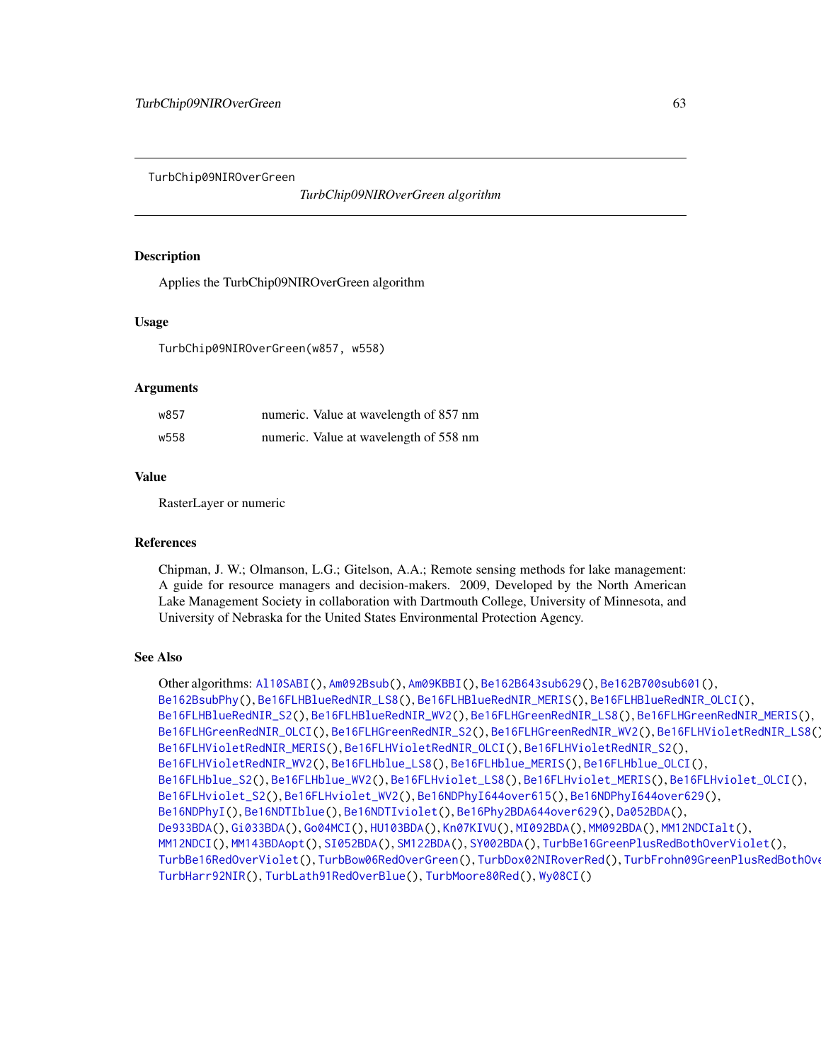TurbChip09NIROverGreen

*TurbChip09NIROverGreen algorithm*

## Description

Applies the TurbChip09NIROverGreen algorithm

## Usage

```
TurbChip09NIROverGreen(w857, w558)
```

## Arguments

| | |
|---|---|
| w857 | numeric. Value at wavelength of 857 nm |
| w558 | numeric. Value at wavelength of 558 nm |

## Value

RasterLayer or numeric

## References

Chipman, J. W.; Olmanson, L.G.; Gitelson, A.A.; Remote sensing methods for lake management: A guide for resource managers and decision-makers. 2009, Developed by the North American Lake Management Society in collaboration with Dartmouth College, University of Minnesota, and University of Nebraska for the United States Environmental Protection Agency.

## See Also

Other algorithms: Al10SABI(), Am092Bsub(), Am09KBBI(), Be162B643sub629(), Be162B700sub601(), Be162BsubPhy(), Be16FLHBlueRedNIR_LS8(), Be16FLHBlueRedNIR_MERIS(), Be16FLHBlueRedNIR_OLCI(), Be16FLHBlueRedNIR_S2(), Be16FLHBlueRedNIR_WV2(), Be16FLHGreenRedNIR_LS8(), Be16FLHGreenRedNIR_MERIS(), Be16FLHGreenRedNIR_OLCI(), Be16FLHGreenRedNIR_S2(), Be16FLHGreenRedNIR_WV2(), Be16FLHVioletRedNIR_LS8(), Be16FLHVioletRedNIR_MERIS(), Be16FLHVioletRedNIR_OLCI(), Be16FLHVioletRedNIR_S2(), Be16FLHVioletRedNIR_WV2(), Be16FLHblue_LS8(), Be16FLHblue_MERIS(), Be16FLHblue_OLCI(), Be16FLHblue_S2(), Be16FLHblue_WV2(), Be16FLHviolet_LS8(), Be16FLHviolet_MERIS(), Be16FLHviolet_OLCI(), Be16FLHviolet_S2(), Be16FLHviolet_WV2(), Be16NDPhyI644over615(), Be16NDPhyI644over629(), Be16NDPhyI(), Be16NDTIblue(), Be16NDTIviolet(), Be16Phy2BDA644over629(), Da052BDA(), De933BDA(), Gi033BDA(), Go04MCI(), HU103BDA(), Kn07KIVU(), MI092BDA(), MM092BDA(), MM12NDCIalt(), MM12NDCI(), MM143BDAopt(), SI052BDA(), SM122BDA(), SY002BDA(), TurbBe16GreenPlusRedBothOverViolet(), TurbBe16RedOverViolet(), TurbBow06RedOverGreen(), TurbDox02NIRoverRed(), TurbFrohn09GreenPlusRedBothOve TurbHarr92NIR(), TurbLath91RedOverBlue(), TurbMoore80Red(), Wy08CI()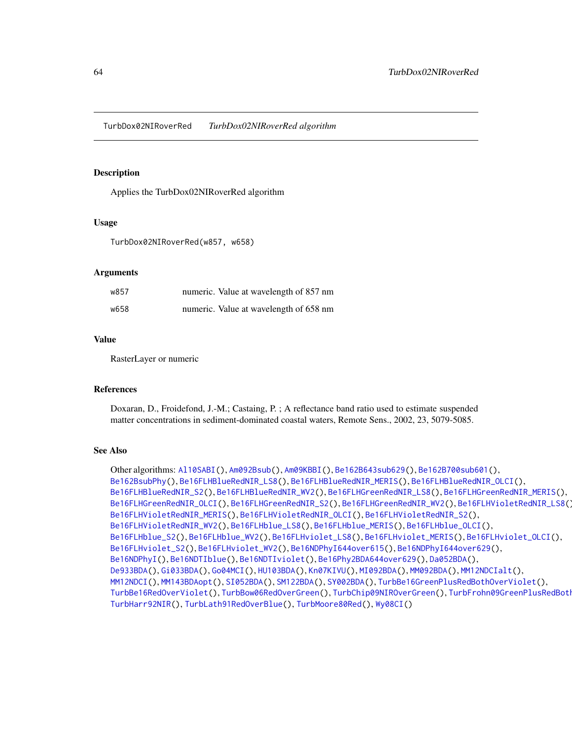TurbDox02NIRoverRed *TurbDox02NIRoverRed algorithm*

## Description

Applies the TurbDox02NIRoverRed algorithm

## Usage

```
TurbDox02NIRoverRed(w857, w658)
```

## Arguments

| | |
|---|---|
| w857 | numeric. Value at wavelength of 857 nm |
| w658 | numeric. Value at wavelength of 658 nm |

## Value

RasterLayer or numeric

## References

Doxaran, D., Froidefond, J.-M.; Castaing, P. ; A reflectance band ratio used to estimate suspended matter concentrations in sediment-dominated coastal waters, Remote Sens., 2002, 23, 5079-5085.

## See Also

Other algorithms: Al10SABI(), Am092Bsub(), Am09KBBI(), Be162B643sub629(), Be162B700sub601(), Be162BsubPhy(), Be16FLHBlueRedNIR_LS8(), Be16FLHBlueRedNIR_MERIS(), Be16FLHBlueRedNIR_OLCI(), Be16FLHBlueRedNIR_S2(), Be16FLHBlueRedNIR_WV2(), Be16FLHGreenRedNIR_LS8(), Be16FLHGreenRedNIR_MERIS(), Be16FLHGreenRedNIR_OLCI(), Be16FLHGreenRedNIR_S2(), Be16FLHGreenRedNIR_WV2(), Be16FLHVioletRedNIR_LS8(), Be16FLHVioletRedNIR_MERIS(), Be16FLHVioletRedNIR_OLCI(), Be16FLHVioletRedNIR_S2(), Be16FLHVioletRedNIR_WV2(), Be16FLHblue_LS8(), Be16FLHblue_MERIS(), Be16FLHblue_OLCI(), Be16FLHblue_S2(), Be16FLHblue_WV2(), Be16FLHviolet_LS8(), Be16FLHviolet_MERIS(), Be16FLHviolet_OLCI(), Be16FLHviolet_S2(), Be16FLHviolet_WV2(), Be16NDPhyI644over615(), Be16NDPhyI644over629(), Be16NDPhyI(), Be16NDTIblue(), Be16NDTIviolet(), Be16Phy2BDA644over629(), Da052BDA(), De933BDA(), Gi033BDA(), Go04MCI(), HU103BDA(), Kn07KIVU(), MI092BDA(), MM092BDA(), MM12NDCIalt(), MM12NDCI(), MM143BDAopt(), SI052BDA(), SM122BDA(), SY002BDA(), TurbBe16GreenPlusRedBothOverViolet(), TurbBe16RedOverViolet(), TurbBow06RedOverGreen(), TurbChip09NIROverGreen(), TurbFrohn09GreenPlusRedBothOverBlue(), TurbHarr92NIR(), TurbLath91RedOverBlue(), TurbMoore80Red(), Wy08CI()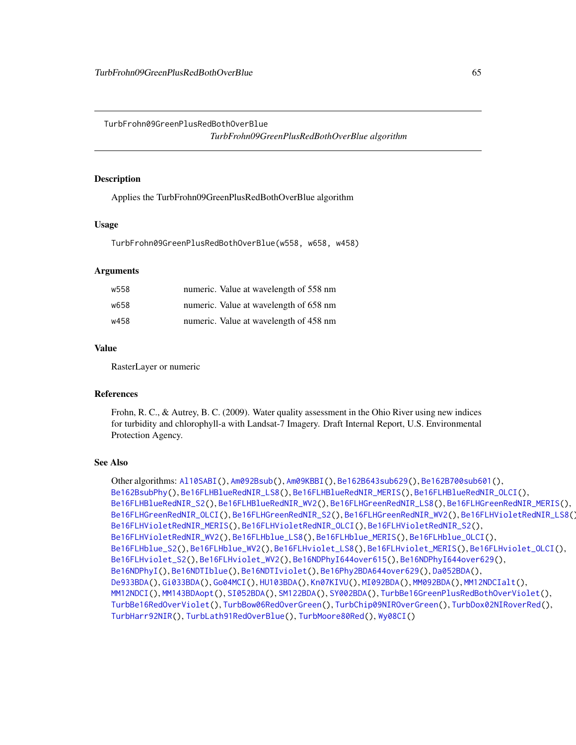## TurbFrohn09GreenPlusRedBothOverBlue

*TurbFrohn09GreenPlusRedBothOverBlue algorithm*

### Description

Applies the TurbFrohn09GreenPlusRedBothOverBlue algorithm

### Usage

```
TurbFrohn09GreenPlusRedBothOverBlue(w558, w658, w458)
```

### Arguments

| | |
|---|---|
| w558 | numeric. Value at wavelength of 558 nm |
| w658 | numeric. Value at wavelength of 658 nm |
| w458 | numeric. Value at wavelength of 458 nm |

### Value

RasterLayer or numeric

### References

Frohn, R. C., & Autrey, B. C. (2009). Water quality assessment in the Ohio River using new indices for turbidity and chlorophyll-a with Landsat-7 Imagery. Draft Internal Report, U.S. Environmental Protection Agency.

### See Also

Other algorithms: Al10SABI(), Am092Bsub(), Am09KBBI(), Be162B643sub629(), Be162B700sub601(), Be162BsubPhy(), Be16FLHBlueRedNIR_LS8(), Be16FLHBlueRedNIR_MERIS(), Be16FLHBlueRedNIR_OLCI(), Be16FLHBlueRedNIR_S2(), Be16FLHBlueRedNIR_WV2(), Be16FLHGreenRedNIR_LS8(), Be16FLHGreenRedNIR_MERIS(), Be16FLHGreenRedNIR_OLCI(), Be16FLHGreenRedNIR_S2(), Be16FLHGreenRedNIR_WV2(), Be16FLHVioletRedNIR_LS8(), Be16FLHVioletRedNIR_MERIS(), Be16FLHVioletRedNIR_OLCI(), Be16FLHVioletRedNIR_S2(), Be16FLHVioletRedNIR_WV2(), Be16FLHblue_LS8(), Be16FLHblue_MERIS(), Be16FLHblue_OLCI(), Be16FLHblue_S2(), Be16FLHblue_WV2(), Be16FLHviolet_LS8(), Be16FLHviolet_MERIS(), Be16FLHviolet_OLCI(), Be16FLHviolet_S2(), Be16FLHviolet_WV2(), Be16NDPhyI644over615(), Be16NDPhyI644over629(), Be16NDPhyI(), Be16NDTIblue(), Be16NDTIviolet(), Be16Phy2BDA644over629(), Da052BDA(), De933BDA(), Gi033BDA(), Go04MCI(), HU103BDA(), Kn07KIVU(), MI092BDA(), MM092BDA(), MM12NDCIalt(), MM12NDCI(), MM143BDAopt(), SI052BDA(), SM122BDA(), SY002BDA(), TurbBe16GreenPlusRedBothOverViolet(), TurbBe16RedOverViolet(), TurbBow06RedOverGreen(), TurbChip09NIROverGreen(), TurbDox02NIRoverRed(), TurbHarr92NIR(), TurbLath91RedOverBlue(), TurbMoore80Red(), Wy08CI()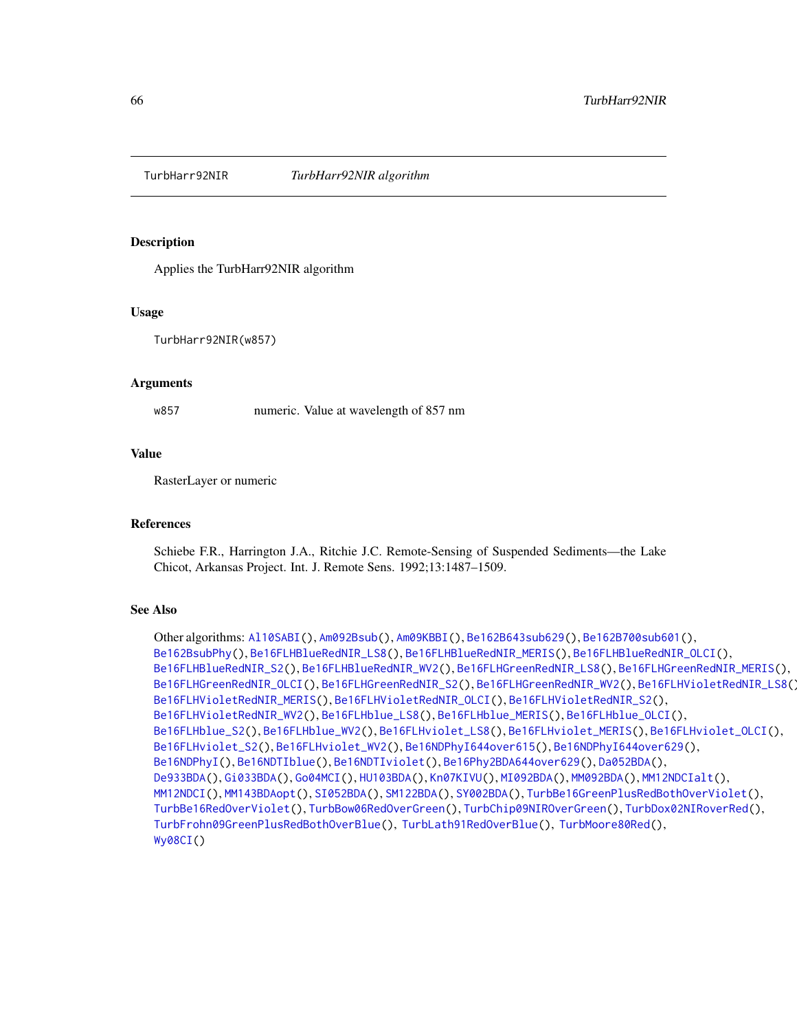TurbHarr92NIR *TurbHarr92NIR algorithm*

## Description

Applies the TurbHarr92NIR algorithm

## Usage

```
TurbHarr92NIR(w857)
```

## Arguments

| | |
|---|---|
| w857 | numeric. Value at wavelength of 857 nm |

## Value

RasterLayer or numeric

## References

Schiebe F.R., Harrington J.A., Ritchie J.C. Remote-Sensing of Suspended Sediments—the Lake Chicot, Arkansas Project. Int. J. Remote Sens. 1992;13:1487–1509.

## See Also

Other algorithms: Al10SABI(), Am092Bsub(), Am09KBBI(), Be162B643sub629(), Be162B700sub601(), Be162BsubPhy(), Be16FLHBlueRedNIR_LS8(), Be16FLHBlueRedNIR_MERIS(), Be16FLHBlueRedNIR_OLCI(), Be16FLHBlueRedNIR_S2(), Be16FLHBlueRedNIR_WV2(), Be16FLHGreenRedNIR_LS8(), Be16FLHGreenRedNIR_MERIS(), Be16FLHGreenRedNIR_OLCI(), Be16FLHGreenRedNIR_S2(), Be16FLHGreenRedNIR_WV2(), Be16FLHVioletRedNIR_LS8(), Be16FLHVioletRedNIR_MERIS(), Be16FLHVioletRedNIR_OLCI(), Be16FLHVioletRedNIR_S2(), Be16FLHVioletRedNIR_WV2(), Be16FLHblue_LS8(), Be16FLHblue_MERIS(), Be16FLHblue_OLCI(), Be16FLHblue_S2(), Be16FLHblue_WV2(), Be16FLHviolet_LS8(), Be16FLHviolet_MERIS(), Be16FLHviolet_OLCI(), Be16FLHviolet_S2(), Be16FLHviolet_WV2(), Be16NDPhyI644over615(), Be16NDPhyI644over629(), Be16NDPhyI(), Be16NDTIblue(), Be16NDTIviolet(), Be16Phy2BDA644over629(), Da052BDA(), De933BDA(), Gi033BDA(), Go04MCI(), HU103BDA(), Kn07KIVU(), MI092BDA(), MM092BDA(), MM12NDCIalt(), MM12NDCI(), MM143BDAopt(), SI052BDA(), SM122BDA(), SY002BDA(), TurbBe16GreenPlusRedBothOverViolet(), TurbBe16RedOverViolet(), TurbBow06RedOverGreen(), TurbChip09NIROverGreen(), TurbDox02NIRoverRed(), TurbFrohn09GreenPlusRedBothOverBlue(), TurbLath91RedOverBlue(), TurbMoore80Red(), Wy08CI()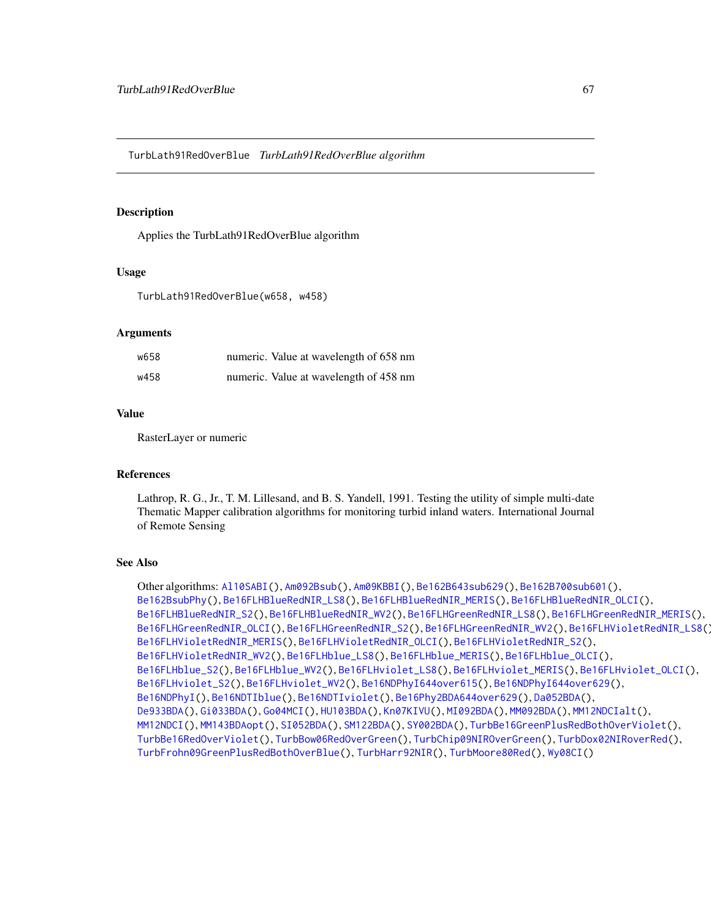TurbLath91RedOverBlue *TurbLath91RedOverBlue algorithm*

## Description

Applies the TurbLath91RedOverBlue algorithm

## Usage

```
TurbLath91RedOverBlue(w658, w458)
```

## Arguments

| | |
|---|---|
| w658 | numeric. Value at wavelength of 658 nm |
| w458 | numeric. Value at wavelength of 458 nm |

## Value

RasterLayer or numeric

## References

Lathrop, R. G., Jr., T. M. Lillesand, and B. S. Yandell, 1991. Testing the utility of simple multi-date Thematic Mapper calibration algorithms for monitoring turbid inland waters. International Journal of Remote Sensing

## See Also

Other algorithms: Al10SABI(), Am092Bsub(), Am09KBBI(), Be162B643sub629(), Be162B700sub601(), Be162BsubPhy(), Be16FLHBlueRedNIR_LS8(), Be16FLHBlueRedNIR_MERIS(), Be16FLHBlueRedNIR_OLCI(), Be16FLHBlueRedNIR_S2(), Be16FLHBlueRedNIR_WV2(), Be16FLHGreenRedNIR_LS8(), Be16FLHGreenRedNIR_MERIS(), Be16FLHGreenRedNIR_OLCI(), Be16FLHGreenRedNIR_S2(), Be16FLHGreenRedNIR_WV2(), Be16FLHVioletRedNIR_LS8(), Be16FLHVioletRedNIR_MERIS(), Be16FLHVioletRedNIR_OLCI(), Be16FLHVioletRedNIR_S2(), Be16FLHVioletRedNIR_WV2(), Be16FLHblue_LS8(), Be16FLHblue_MERIS(), Be16FLHblue_OLCI(), Be16FLHblue_S2(), Be16FLHblue_WV2(), Be16FLHviolet_LS8(), Be16FLHviolet_MERIS(), Be16FLHviolet_OLCI(), Be16FLHviolet_S2(), Be16FLHviolet_WV2(), Be16NDPhyI644over615(), Be16NDPhyI644over629(), Be16NDPhyI(), Be16NDTIblue(), Be16NDTIviolet(), Be16Phy2BDA644over629(), Da052BDA(), De933BDA(), Gi033BDA(), Go04MCI(), HU103BDA(), Kn07KIVU(), MI092BDA(), MM092BDA(), MM12NDCIalt(), MM12NDCI(), MM143BDAopt(), SI052BDA(), SM122BDA(), SY002BDA(), TurbBe16GreenPlusRedBothOverViolet(), TurbBe16RedOverViolet(), TurbBow06RedOverGreen(), TurbChip09NIROverGreen(), TurbDox02NIRoverRed(), TurbFrohn09GreenPlusRedBothOverBlue(), TurbHarr92NIR(), TurbMoore80Red(), Wy08CI()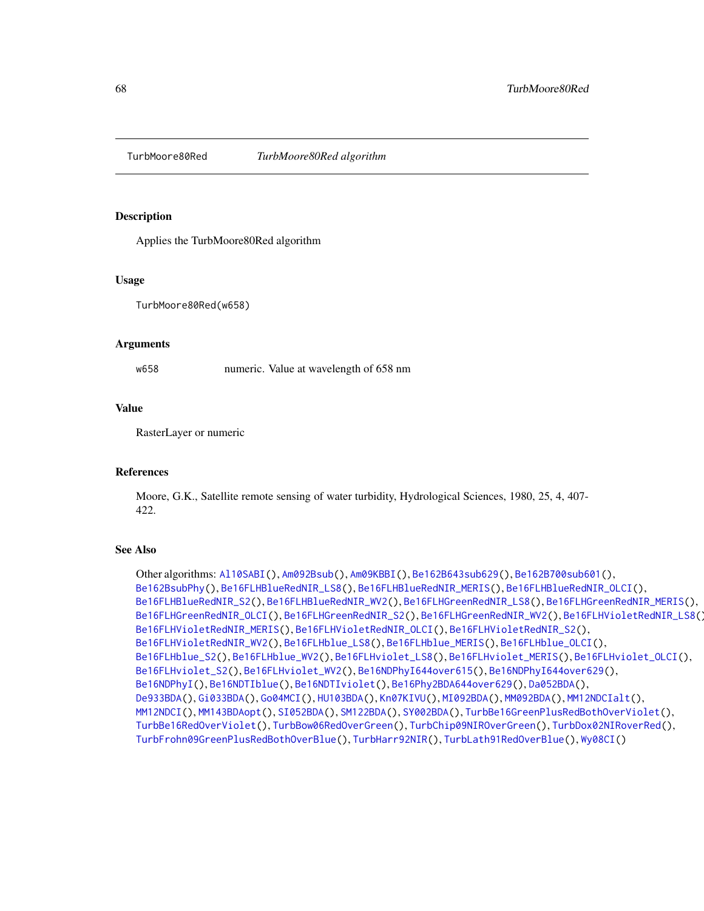TurbMoore80Red &nbsp;&nbsp;&nbsp;&nbsp; *TurbMoore80Red algorithm*

## Description

Applies the TurbMoore80Red algorithm

## Usage

```
TurbMoore80Red(w658)
```

## Arguments

w658 &nbsp;&nbsp;&nbsp;&nbsp; numeric. Value at wavelength of 658 nm

## Value

RasterLayer or numeric

## References

Moore, G.K., Satellite remote sensing of water turbidity, Hydrological Sciences, 1980, 25, 4, 407-422.

## See Also

Other algorithms: Al10SABI(), Am092Bsub(), Am09KBBI(), Be162B643sub629(), Be162B700sub601(), Be162BsubPhy(), Be16FLHBlueRedNIR_LS8(), Be16FLHBlueRedNIR_MERIS(), Be16FLHBlueRedNIR_OLCI(), Be16FLHBlueRedNIR_S2(), Be16FLHBlueRedNIR_WV2(), Be16FLHGreenRedNIR_LS8(), Be16FLHGreenRedNIR_MERIS(), Be16FLHGreenRedNIR_OLCI(), Be16FLHGreenRedNIR_S2(), Be16FLHGreenRedNIR_WV2(), Be16FLHVioletRedNIR_LS8(), Be16FLHVioletRedNIR_MERIS(), Be16FLHVioletRedNIR_OLCI(), Be16FLHVioletRedNIR_S2(), Be16FLHVioletRedNIR_WV2(), Be16FLHblue_LS8(), Be16FLHblue_MERIS(), Be16FLHblue_OLCI(), Be16FLHblue_S2(), Be16FLHblue_WV2(), Be16FLHviolet_LS8(), Be16FLHviolet_MERIS(), Be16FLHviolet_OLCI(), Be16FLHviolet_S2(), Be16FLHviolet_WV2(), Be16NDPhyI644over615(), Be16NDPhyI644over629(), Be16NDPhyI(), Be16NDTIblue(), Be16NDTIviolet(), Be16Phy2BDA644over629(), Da052BDA(), De933BDA(), Gi033BDA(), Go04MCI(), HU103BDA(), Kn07KIVU(), MI092BDA(), MM092BDA(), MM12NDCIalt(), MM12NDCI(), MM143BDAopt(), SI052BDA(), SM122BDA(), SY002BDA(), TurbBe16GreenPlusRedBothOverViolet(), TurbBe16RedOverViolet(), TurbBow06RedOverGreen(), TurbChip09NIROverGreen(), TurbDox02NIRoverRed(), TurbFrohn09GreenPlusRedBothOverBlue(), TurbHarr92NIR(), TurbLath91RedOverBlue(), Wy08CI()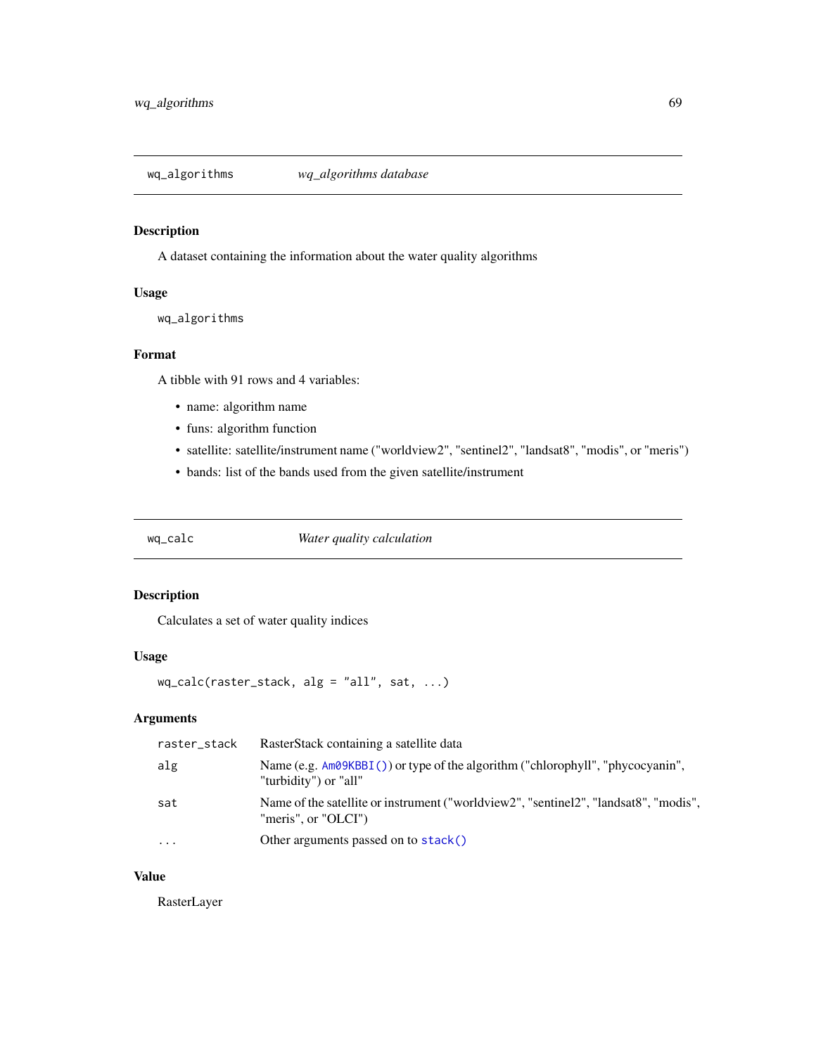## wq_algorithms — *wq_algorithms database*

### Description

A dataset containing the information about the water quality algorithms

### Usage

```
wq_algorithms
```

### Format

A tibble with 91 rows and 4 variables:

- name: algorithm name
- funs: algorithm function
- satellite: satellite/instrument name ("worldview2", "sentinel2", "landsat8", "modis", or "meris")
- bands: list of the bands used from the given satellite/instrument

## wq_calc — *Water quality calculation*

### Description

Calculates a set of water quality indices

### Usage

```
wq_calc(raster_stack, alg = "all", sat, ...)
```

### Arguments

| | |
|---|---|
| raster_stack | RasterStack containing a satellite data |
| alg | Name (e.g. `Am09KBBI()`) or type of the algorithm ("chlorophyll", "phycocyanin", "turbidity") or "all" |
| sat | Name of the satellite or instrument ("worldview2", "sentinel2", "landsat8", "modis", "meris", or "OLCI") |
| ... | Other arguments passed on to `stack()` |

### Value

RasterLayer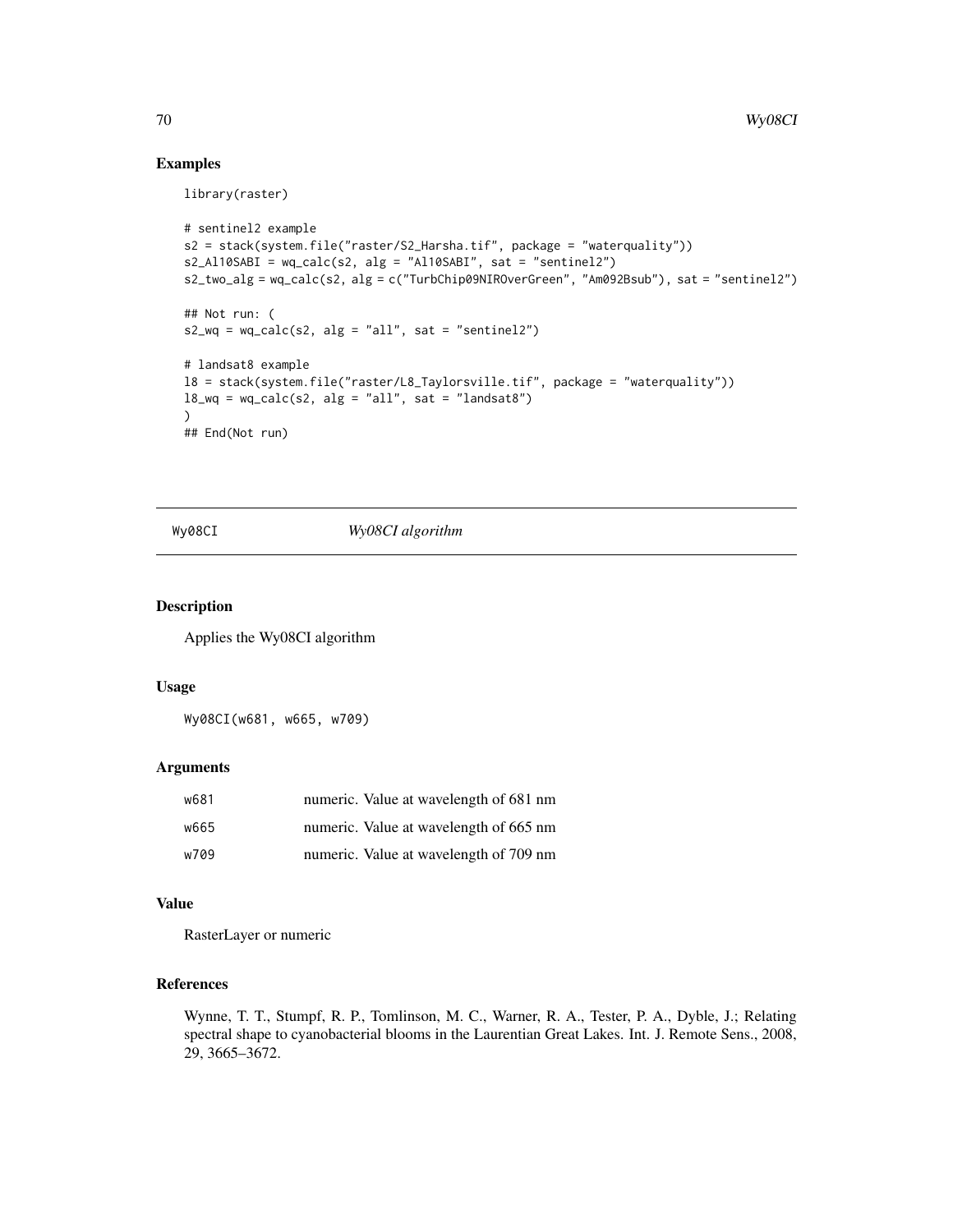## Examples

```
library(raster)

# sentinel2 example
s2 = stack(system.file("raster/S2_Harsha.tif", package = "waterquality"))
s2_Al10SABI = wq_calc(s2, alg = "Al10SABI", sat = "sentinel2")
s2_two_alg = wq_calc(s2, alg = c("TurbChip09NIROverGreen", "Am092Bsub"), sat = "sentinel2")

## Not run: (
s2_wq = wq_calc(s2, alg = "all", sat = "sentinel2")

# landsat8 example
l8 = stack(system.file("raster/L8_Taylorsville.tif", package = "waterquality"))
l8_wq = wq_calc(s2, alg = "all", sat = "landsat8")
)
## End(Not run)
```

---

# Wy08CI — *Wy08CI algorithm*

## Description

Applies the Wy08CI algorithm

## Usage

```
Wy08CI(w681, w665, w709)
```

## Arguments

| | |
|---|---|
| w681 | numeric. Value at wavelength of 681 nm |
| w665 | numeric. Value at wavelength of 665 nm |
| w709 | numeric. Value at wavelength of 709 nm |

## Value

RasterLayer or numeric

## References

Wynne, T. T., Stumpf, R. P., Tomlinson, M. C., Warner, R. A., Tester, P. A., Dyble, J.; Relating spectral shape to cyanobacterial blooms in the Laurentian Great Lakes. Int. J. Remote Sens., 2008, 29, 3665–3672.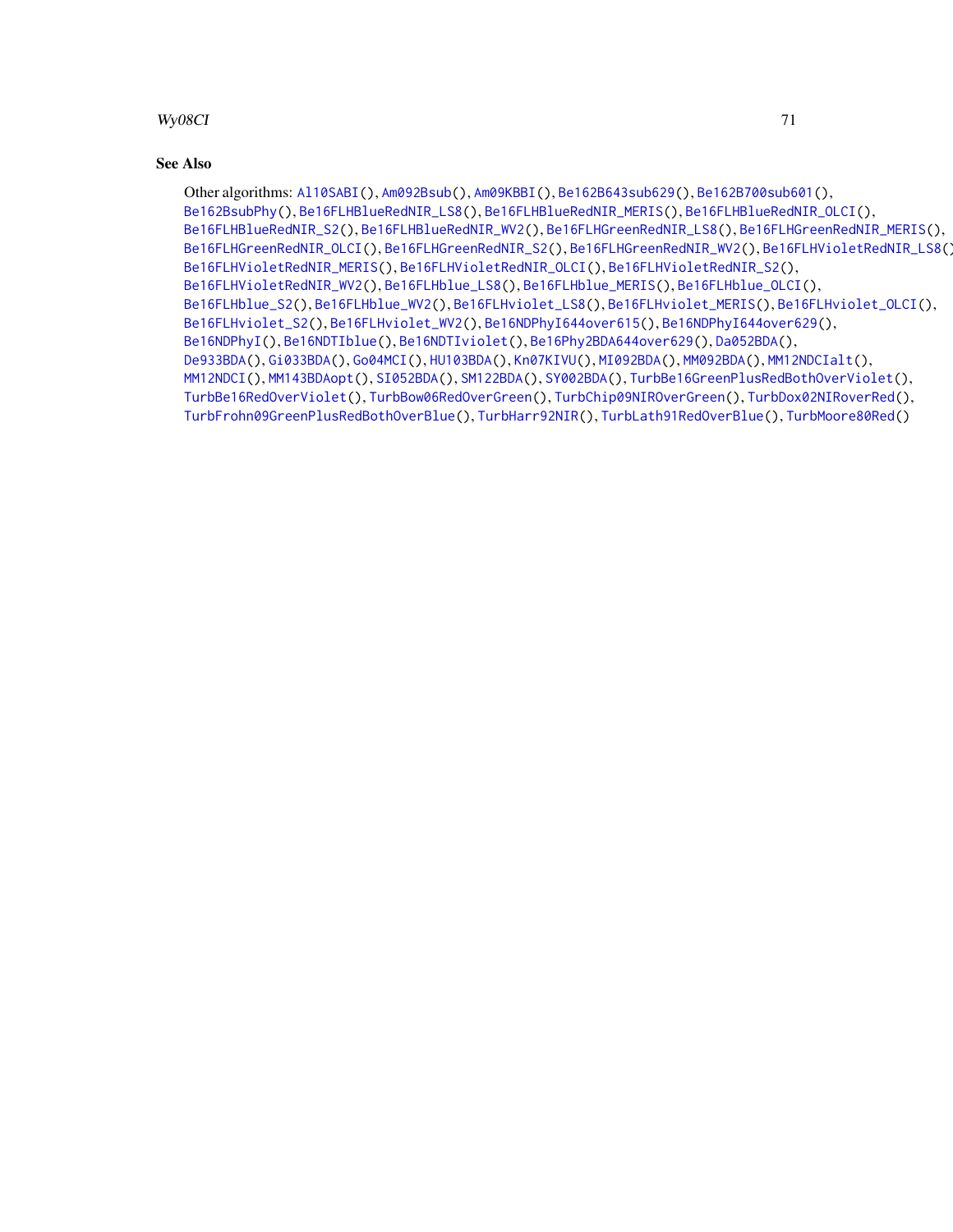### See Also

Other algorithms: Al10SABI(), Am092Bsub(), Am09KBBI(), Be162B643sub629(), Be162B700sub601(), Be162BsubPhy(), Be16FLHBlueRedNIR_LS8(), Be16FLHBlueRedNIR_MERIS(), Be16FLHBlueRedNIR_OLCI(), Be16FLHBlueRedNIR_S2(), Be16FLHBlueRedNIR_WV2(), Be16FLHGreenRedNIR_LS8(), Be16FLHGreenRedNIR_MERIS(), Be16FLHGreenRedNIR_OLCI(), Be16FLHGreenRedNIR_S2(), Be16FLHGreenRedNIR_WV2(), Be16FLHVioletRedNIR_LS8(), Be16FLHVioletRedNIR_MERIS(), Be16FLHVioletRedNIR_OLCI(), Be16FLHVioletRedNIR_S2(), Be16FLHVioletRedNIR_WV2(), Be16FLHblue_LS8(), Be16FLHblue_MERIS(), Be16FLHblue_OLCI(), Be16FLHblue_S2(), Be16FLHblue_WV2(), Be16FLHviolet_LS8(), Be16FLHviolet_MERIS(), Be16FLHviolet_OLCI(), Be16FLHviolet_S2(), Be16FLHviolet_WV2(), Be16NDPhyI644over615(), Be16NDPhyI644over629(), Be16NDPhyI(), Be16NDTIblue(), Be16NDTIviolet(), Be16Phy2BDA644over629(), Da052BDA(), De933BDA(), Gi033BDA(), Go04MCI(), HU103BDA(), Kn07KIVU(), MI092BDA(), MM092BDA(), MM12NDCIalt(), MM12NDCI(), MM143BDAopt(), SI052BDA(), SM122BDA(), SY002BDA(), TurbBe16GreenPlusRedBothOverViolet(), TurbBe16RedOverViolet(), TurbBow06RedOverGreen(), TurbChip09NIROverGreen(), TurbDox02NIRoverRed(), TurbFrohn09GreenPlusRedBothOverBlue(), TurbHarr92NIR(), TurbLath91RedOverBlue(), TurbMoore80Red()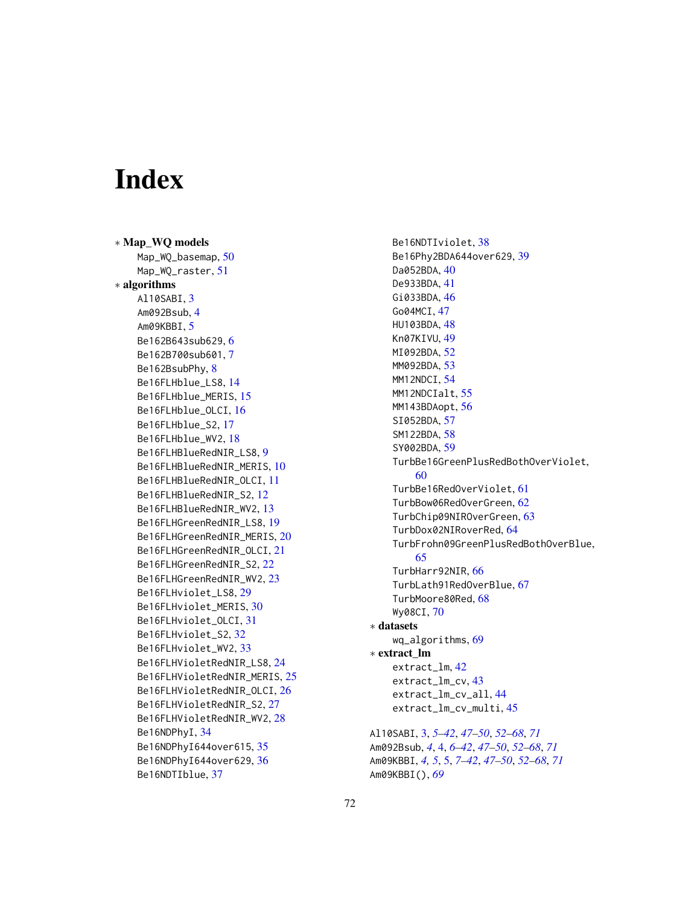# Index

* **Map_WQ models**
  - Map_WQ_basemap, 50
  - Map_WQ_raster, 51
* **algorithms**
  - Al10SABI, 3
  - Am092Bsub, 4
  - Am09KBBI, 5
  - Be162B643sub629, 6
  - Be162B700sub601, 7
  - Be162BsubPhy, 8
  - Be16FLHblue_LS8, 14
  - Be16FLHblue_MERIS, 15
  - Be16FLHblue_OLCI, 16
  - Be16FLHblue_S2, 17
  - Be16FLHblue_WV2, 18
  - Be16FLHBlueRedNIR_LS8, 9
  - Be16FLHBlueRedNIR_MERIS, 10
  - Be16FLHBlueRedNIR_OLCI, 11
  - Be16FLHBlueRedNIR_S2, 12
  - Be16FLHBlueRedNIR_WV2, 13
  - Be16FLHGreenRedNIR_LS8, 19
  - Be16FLHGreenRedNIR_MERIS, 20
  - Be16FLHGreenRedNIR_OLCI, 21
  - Be16FLHGreenRedNIR_S2, 22
  - Be16FLHGreenRedNIR_WV2, 23
  - Be16FLHviolet_LS8, 29
  - Be16FLHviolet_MERIS, 30
  - Be16FLHviolet_OLCI, 31
  - Be16FLHviolet_S2, 32
  - Be16FLHviolet_WV2, 33
  - Be16FLHVioletRedNIR_LS8, 24
  - Be16FLHVioletRedNIR_MERIS, 25
  - Be16FLHVioletRedNIR_OLCI, 26
  - Be16FLHVioletRedNIR_S2, 27
  - Be16FLHVioletRedNIR_WV2, 28
  - Be16NDPhyI, 34
  - Be16NDPhyI644over615, 35
  - Be16NDPhyI644over629, 36
  - Be16NDTIblue, 37
  - Be16NDTIviolet, 38
  - Be16Phy2BDA644over629, 39
  - Da052BDA, 40
  - De933BDA, 41
  - Gi033BDA, 46
  - Go04MCI, 47
  - HU103BDA, 48
  - Kn07KIVU, 49
  - MI092BDA, 52
  - MM092BDA, 53
  - MM12NDCI, 54
  - MM12NDCIalt, 55
  - MM143BDAopt, 56
  - SI052BDA, 57
  - SM122BDA, 58
  - SY002BDA, 59
  - TurbBe16GreenPlusRedBothOverViolet, 60
  - TurbBe16RedOverViolet, 61
  - TurbBow06RedOverGreen, 62
  - TurbChip09NIROverGreen, 63
  - TurbDox02NIRoverRed, 64
  - TurbFrohn09GreenPlusRedBothOverBlue, 65
  - TurbHarr92NIR, 66
  - TurbLath91RedOverBlue, 67
  - TurbMoore80Red, 68
  - Wy08CI, 70
* **datasets**
  - wq_algorithms, 69
* **extract_lm**
  - extract_lm, 42
  - extract_lm_cv, 43
  - extract_lm_cv_all, 44
  - extract_lm_cv_multi, 45

Al10SABI, 3, *5–42*, *47–50*, *52–68*, *71*
Am092Bsub, *4*, 4, *6–42*, *47–50*, *52–68*, *71*
Am09KBBI, *4, 5*, 5, *7–42*, *47–50*, *52–68*, *71*
Am09KBBI(), *69*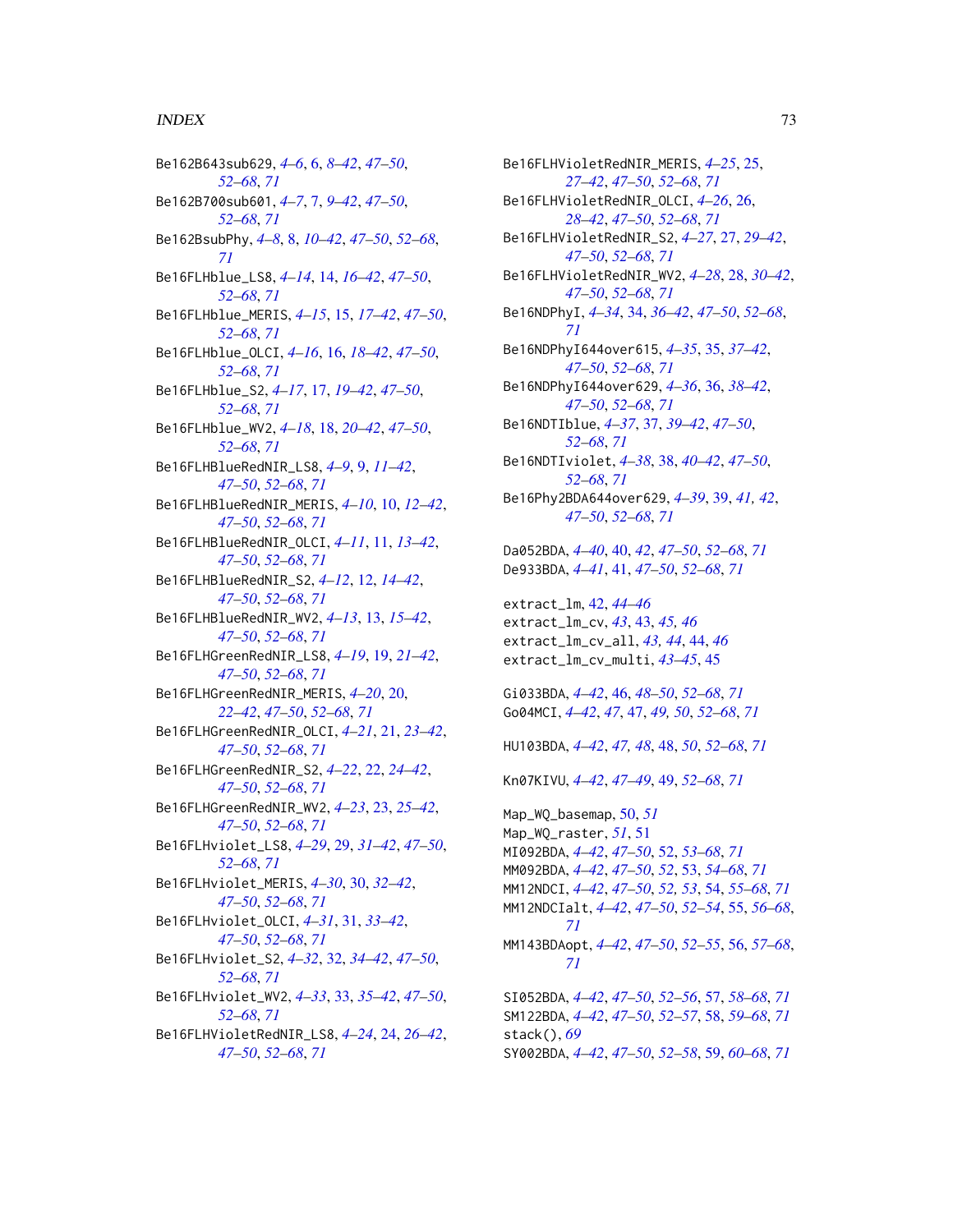Be162B643sub629, *4–6*, 6, *8–42*, *47–50*, *52–68*, *71*
Be162B700sub601, *4–7*, 7, *9–42*, *47–50*, *52–68*, *71*
Be162BsubPhy, *4–8*, 8, *10–42*, *47–50*, *52–68*, *71*
Be16FLHblue_LS8, *4–14*, 14, *16–42*, *47–50*, *52–68*, *71*
Be16FLHblue_MERIS, *4–15*, 15, *17–42*, *47–50*, *52–68*, *71*
Be16FLHblue_OLCI, *4–16*, 16, *18–42*, *47–50*, *52–68*, *71*
Be16FLHblue_S2, *4–17*, 17, *19–42*, *47–50*, *52–68*, *71*
Be16FLHblue_WV2, *4–18*, 18, *20–42*, *47–50*, *52–68*, *71*
Be16FLHBlueRedNIR_LS8, *4–9*, 9, *11–42*, *47–50*, *52–68*, *71*
Be16FLHBlueRedNIR_MERIS, *4–10*, 10, *12–42*, *47–50*, *52–68*, *71*
Be16FLHBlueRedNIR_OLCI, *4–11*, 11, *13–42*, *47–50*, *52–68*, *71*
Be16FLHBlueRedNIR_S2, *4–12*, 12, *14–42*, *47–50*, *52–68*, *71*
Be16FLHBlueRedNIR_WV2, *4–13*, 13, *15–42*, *47–50*, *52–68*, *71*
Be16FLHGreenRedNIR_LS8, *4–19*, 19, *21–42*, *47–50*, *52–68*, *71*
Be16FLHGreenRedNIR_MERIS, *4–20*, 20, *22–42*, *47–50*, *52–68*, *71*
Be16FLHGreenRedNIR_OLCI, *4–21*, 21, *23–42*, *47–50*, *52–68*, *71*
Be16FLHGreenRedNIR_S2, *4–22*, 22, *24–42*, *47–50*, *52–68*, *71*
Be16FLHGreenRedNIR_WV2, *4–23*, 23, *25–42*, *47–50*, *52–68*, *71*
Be16FLHviolet_LS8, *4–29*, 29, *31–42*, *47–50*, *52–68*, *71*
Be16FLHviolet_MERIS, *4–30*, 30, *32–42*, *47–50*, *52–68*, *71*
Be16FLHviolet_OLCI, *4–31*, 31, *33–42*, *47–50*, *52–68*, *71*
Be16FLHviolet_S2, *4–32*, 32, *34–42*, *47–50*, *52–68*, *71*
Be16FLHviolet_WV2, *4–33*, 33, *35–42*, *47–50*, *52–68*, *71*
Be16FLHVioletRedNIR_LS8, *4–24*, 24, *26–42*, *47–50*, *52–68*, *71*
Be16FLHVioletRedNIR_MERIS, *4–25*, 25, *27–42*, *47–50*, *52–68*, *71*
Be16FLHVioletRedNIR_OLCI, *4–26*, 26, *28–42*, *47–50*, *52–68*, *71*
Be16FLHVioletRedNIR_S2, *4–27*, 27, *29–42*, *47–50*, *52–68*, *71*
Be16FLHVioletRedNIR_WV2, *4–28*, 28, *30–42*, *47–50*, *52–68*, *71*
Be16NDPhyI, *4–34*, 34, *36–42*, *47–50*, *52–68*, *71*
Be16NDPhyI644over615, *4–35*, 35, *37–42*, *47–50*, *52–68*, *71*
Be16NDPhyI644over629, *4–36*, 36, *38–42*, *47–50*, *52–68*, *71*
Be16NDTIblue, *4–37*, 37, *39–42*, *47–50*, *52–68*, *71*
Be16NDTIviolet, *4–38*, 38, *40–42*, *47–50*, *52–68*, *71*
Be16Phy2BDA644over629, *4–39*, 39, *41*, *42*, *47–50*, *52–68*, *71*

Da052BDA, *4–40*, 40, *42*, *47–50*, *52–68*, *71*
De933BDA, *4–41*, 41, *47–50*, *52–68*, *71*

extract_lm, 42, *44–46*
extract_lm_cv, *43*, 43, *45*, *46*
extract_lm_cv_all, *43*, *44*, 44, *46*
extract_lm_cv_multi, *43–45*, 45

Gi033BDA, *4–42*, 46, *48–50*, *52–68*, *71*
Go04MCI, *4–42*, *47*, 47, *49*, *50*, *52–68*, *71*

HU103BDA, *4–42*, *47*, *48*, 48, *50*, *52–68*, *71*

Kn07KIVU, *4–42*, *47–49*, 49, *52–68*, *71*

Map_WQ_basemap, 50, *51*
Map_WQ_raster, *51*, 51
MI092BDA, *4–42*, *47–50*, 52, *53–68*, *71*
MM092BDA, *4–42*, *47–50*, *52*, 53, *54–68*, *71*
MM12NDCI, *4–42*, *47–50*, *52*, *53*, 54, *55–68*, *71*
MM12NDCIalt, *4–42*, *47–50*, *52–54*, 55, *56–68*, *71*
MM143BDAopt, *4–42*, *47–50*, *52–55*, 56, *57–68*, *71*

SI052BDA, *4–42*, *47–50*, *52–56*, 57, *58–68*, *71*
SM122BDA, *4–42*, *47–50*, *52–57*, 58, *59–68*, *71*
stack(), *69*
SY002BDA, *4–42*, *47–50*, *52–58*, 59, *60–68*, *71*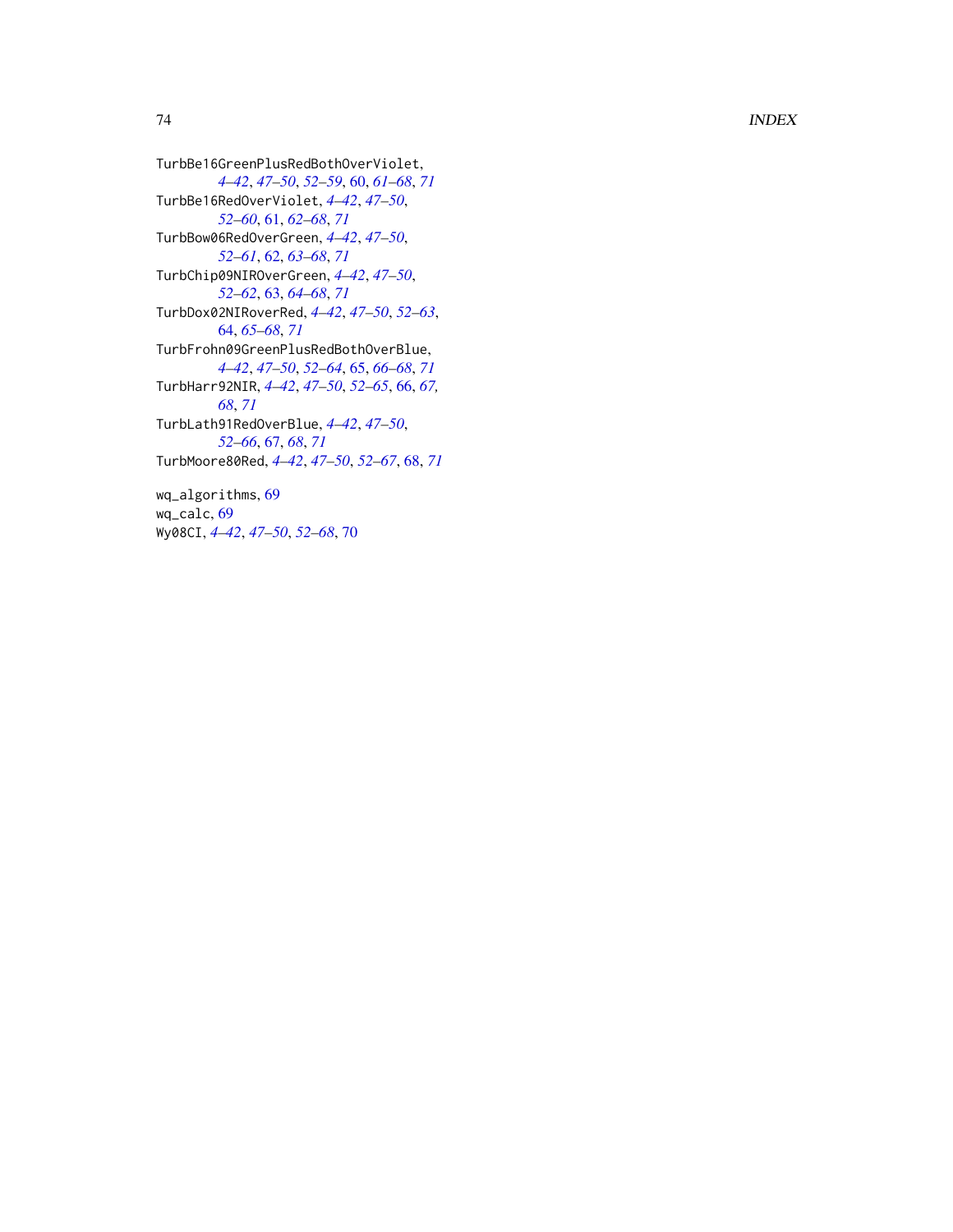TurbBe16GreenPlusRedBothOverViolet, *4–42*, *47–50*, *52–59*, 60, *61–68*, *71*
TurbBe16RedOverViolet, *4–42*, *47–50*, *52–60*, 61, *62–68*, *71*
TurbBow06RedOverGreen, *4–42*, *47–50*, *52–61*, 62, *63–68*, *71*
TurbChip09NIROverGreen, *4–42*, *47–50*, *52–62*, 63, *64–68*, *71*
TurbDox02NIRoverRed, *4–42*, *47–50*, *52–63*, 64, *65–68*, *71*
TurbFrohn09GreenPlusRedBothOverBlue, *4–42*, *47–50*, *52–64*, 65, *66–68*, *71*
TurbHarr92NIR, *4–42*, *47–50*, *52–65*, 66, *67, 68*, *71*
TurbLath91RedOverBlue, *4–42*, *47–50*, *52–66*, 67, *68*, *71*
TurbMoore80Red, *4–42*, *47–50*, *52–67*, 68, *71*

wq_algorithms, 69
wq_calc, 69
Wy08CI, *4–42*, *47–50*, *52–68*, 70